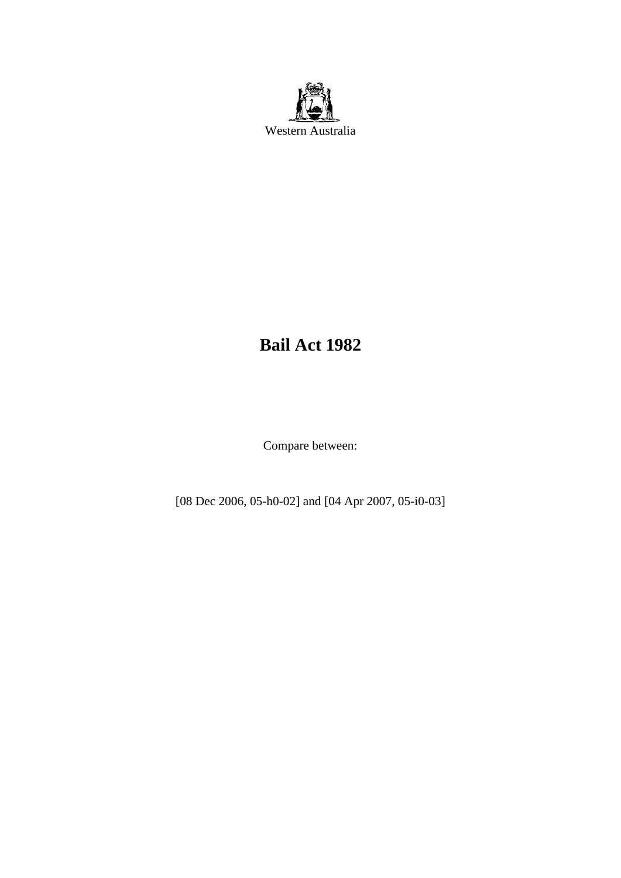Western Australia

# Bail Act 1982

Compare between:

[08 Dec 2006, 05-h0-02] and [04 Apr 2007, 05-i0-03]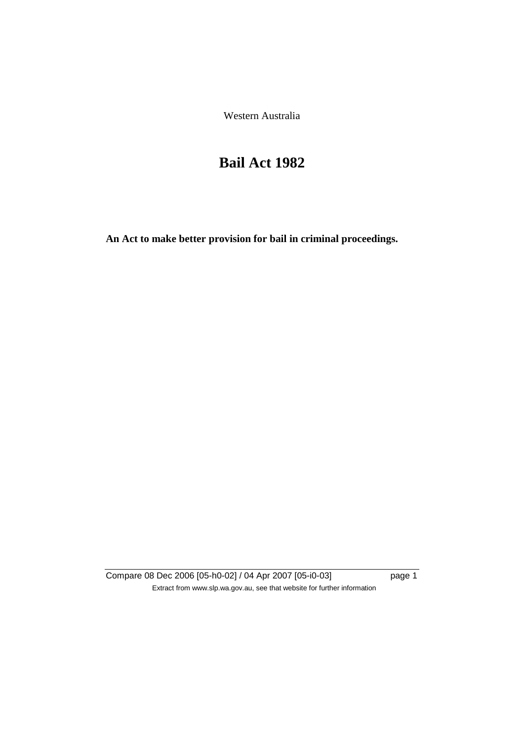Western Australia

# Bail Act 1982

**An Act to make better provision for bail in criminal proceedings.**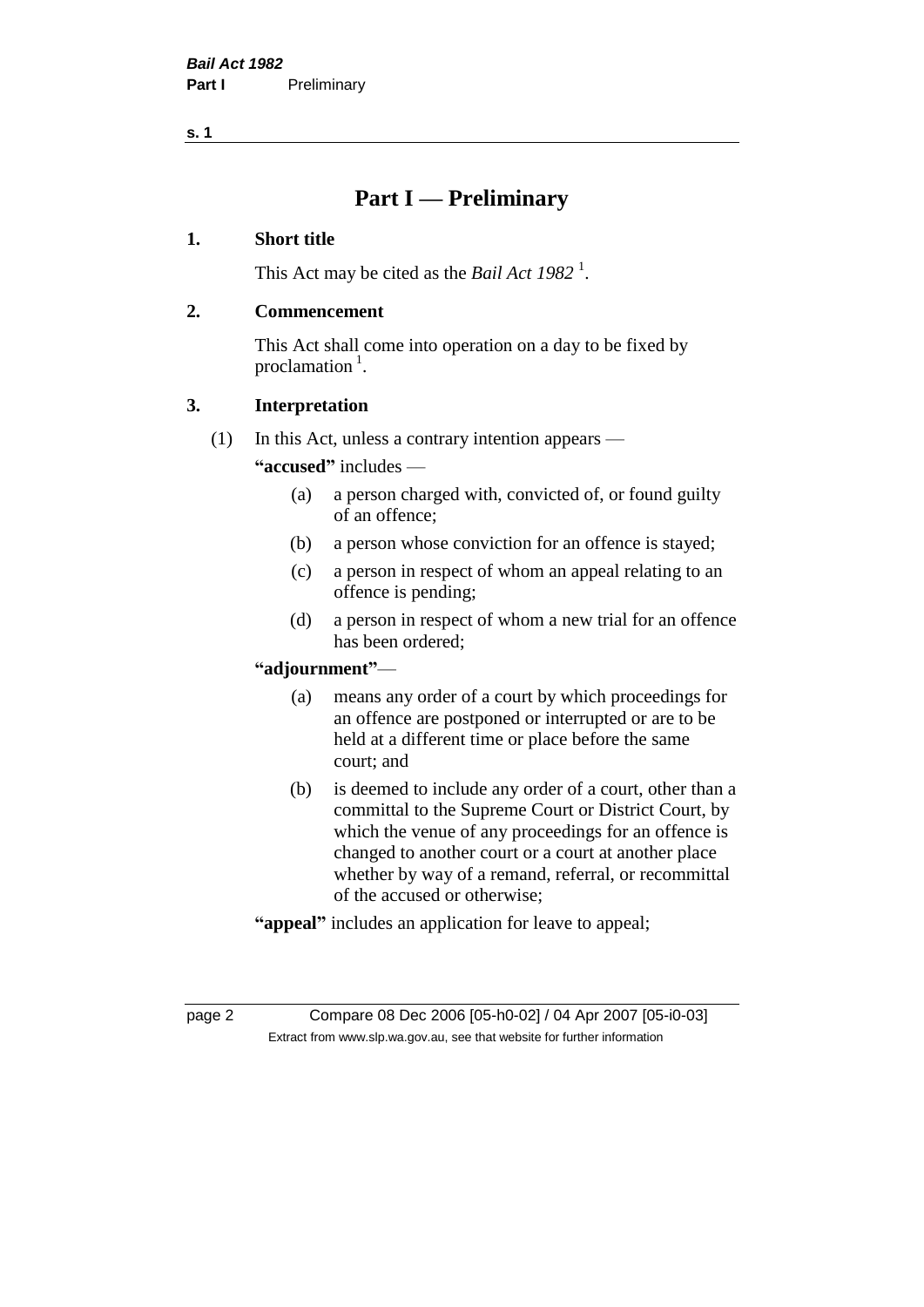# Part I — Preliminary

## 1. Short title

This Act may be cited as the *Bail Act 1982* [1].

## 2. Commencement

This Act shall come into operation on a day to be fixed by proclamation [1].

## 3. Interpretation

(1) In this Act, unless a contrary intention appears —

**"accused"** includes —

- (a) a person charged with, convicted of, or found guilty of an offence;
- (b) a person whose conviction for an offence is stayed;
- (c) a person in respect of whom an appeal relating to an offence is pending;
- (d) a person in respect of whom a new trial for an offence has been ordered;

**"adjournment"**—

- (a) means any order of a court by which proceedings for an offence are postponed or interrupted or are to be held at a different time or place before the same court; and
- (b) is deemed to include any order of a court, other than a committal to the Supreme Court or District Court, by which the venue of any proceedings for an offence is changed to another court or a court at another place whether by way of a remand, referral, or recommittal of the accused or otherwise;

**"appeal"** includes an application for leave to appeal;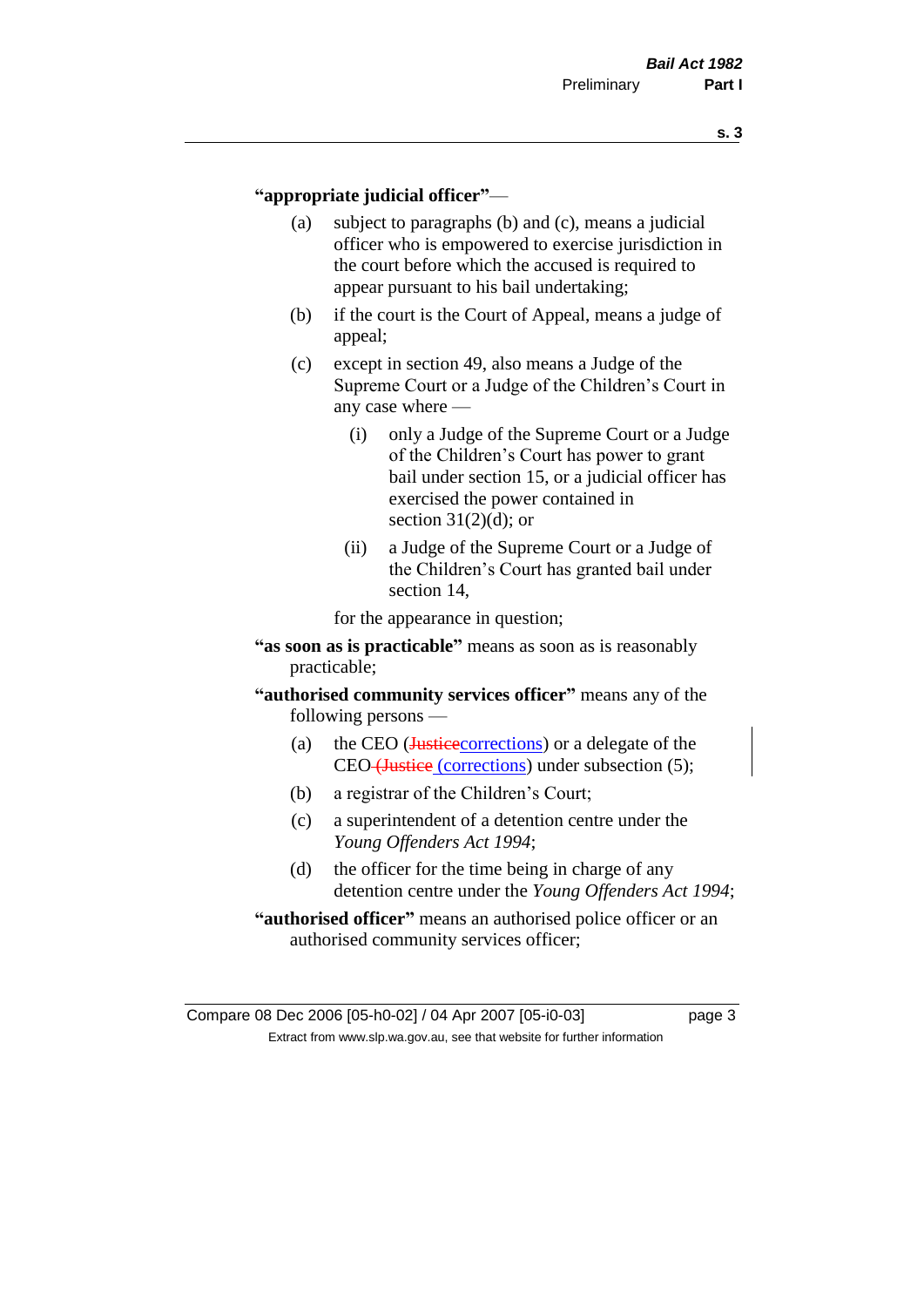**"appropriate judicial officer"**—

(a) subject to paragraphs (b) and (c), means a judicial officer who is empowered to exercise jurisdiction in the court before which the accused is required to appear pursuant to his bail undertaking;

(b) if the court is the Court of Appeal, means a judge of appeal;

(c) except in section 49, also means a Judge of the Supreme Court or a Judge of the Children's Court in any case where —

  (i) only a Judge of the Supreme Court or a Judge of the Children's Court has power to grant bail under section 15, or a judicial officer has exercised the power contained in section 31(2)(d); or

  (ii) a Judge of the Supreme Court or a Judge of the Children's Court has granted bail under section 14,

for the appearance in question;

**"as soon as is practicable"** means as soon as is reasonably practicable;

**"authorised community services officer"** means any of the following persons —

(a) the CEO (~~Justice~~corrections) or a delegate of the CEO ~~(Justice~~ (corrections) under subsection (5);

(b) a registrar of the Children's Court;

(c) a superintendent of a detention centre under the *Young Offenders Act 1994*;

(d) the officer for the time being in charge of any detention centre under the *Young Offenders Act 1994*;

**"authorised officer"** means an authorised police officer or an authorised community services officer;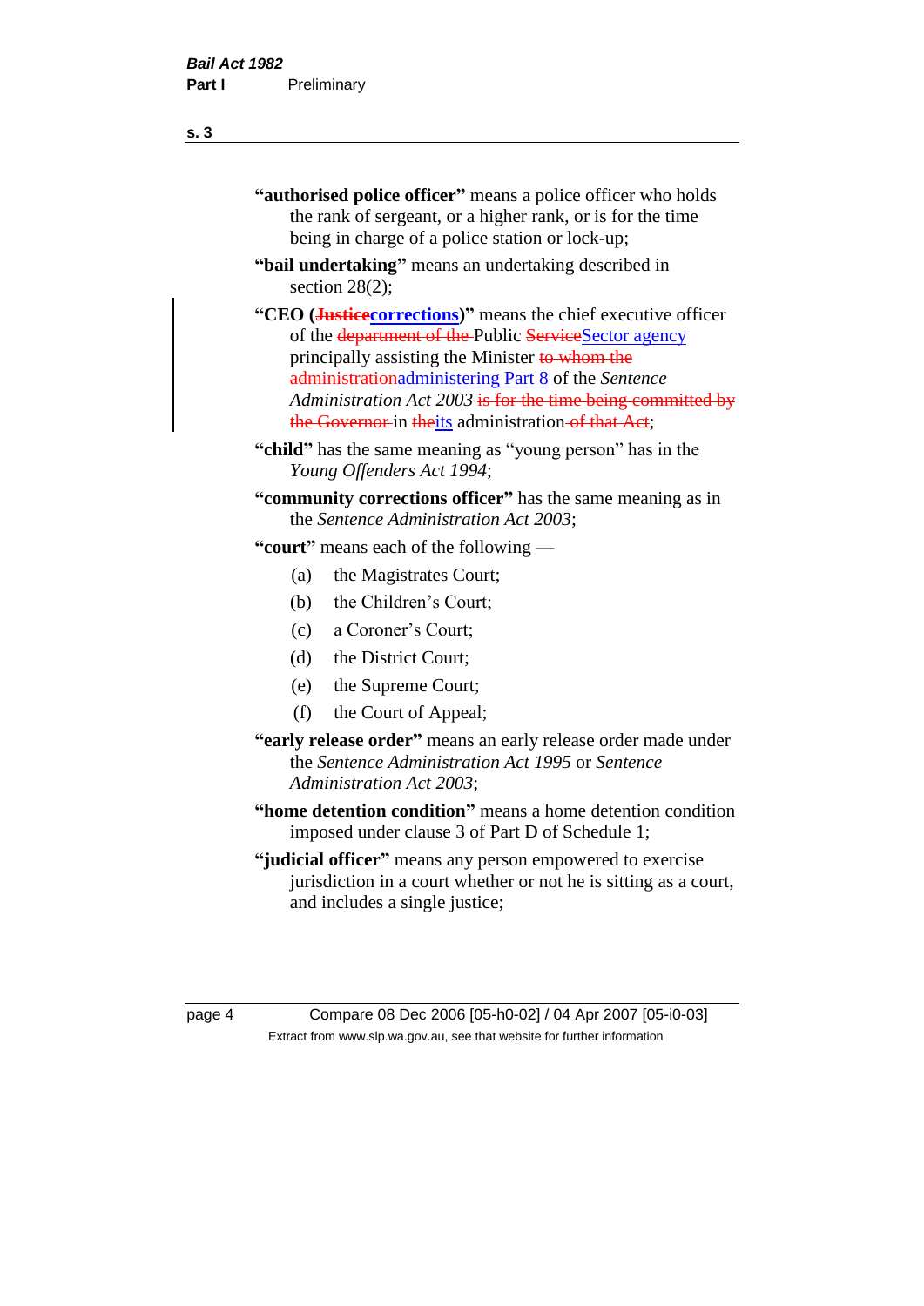"**authorised police officer**" means a police officer who holds the rank of sergeant, or a higher rank, or is for the time being in charge of a police station or lock-up;

"**bail undertaking**" means an undertaking described in section 28(2);

"**CEO (~~Justice~~corrections)**" means the chief executive officer of the ~~department of the~~ Public ~~Service~~Sector agency principally assisting the Minister ~~to whom the administration~~administering Part 8 of the *Sentence Administration Act 2003* ~~is for the time being committed by the Governor~~ in ~~the~~its administration ~~of that Act~~;

"**child**" has the same meaning as "young person" has in the *Young Offenders Act 1994*;

"**community corrections officer**" has the same meaning as in the *Sentence Administration Act 2003*;

"**court**" means each of the following —

(a) the Magistrates Court;

(b) the Children's Court;

(c) a Coroner's Court;

(d) the District Court;

(e) the Supreme Court;

(f) the Court of Appeal;

"**early release order**" means an early release order made under the *Sentence Administration Act 1995* or *Sentence Administration Act 2003*;

"**home detention condition**" means a home detention condition imposed under clause 3 of Part D of Schedule 1;

"**judicial officer**" means any person empowered to exercise jurisdiction in a court whether or not he is sitting as a court, and includes a single justice;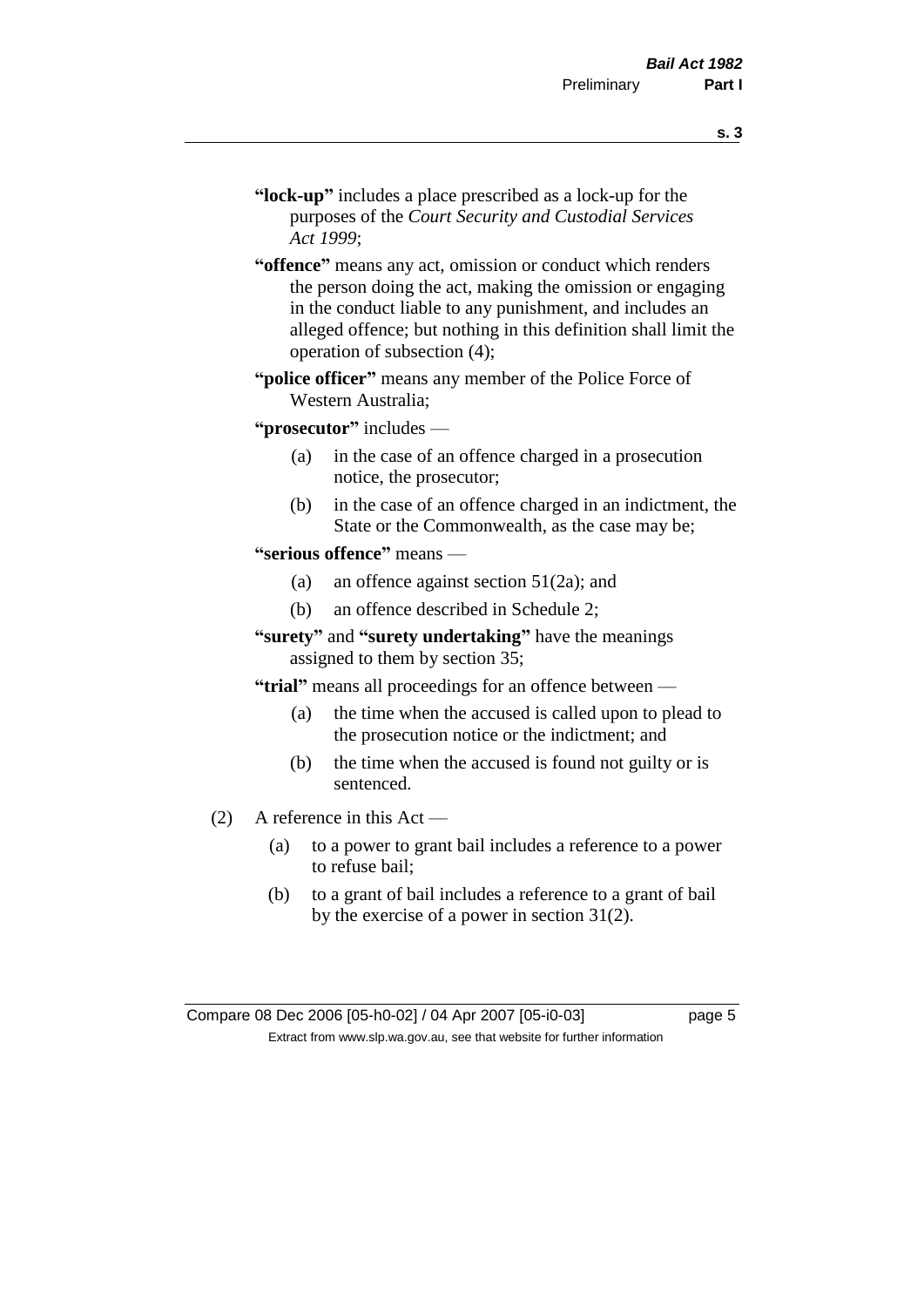**"lock-up"** includes a place prescribed as a lock-up for the purposes of the *Court Security and Custodial Services Act 1999*;

**"offence"** means any act, omission or conduct which renders the person doing the act, making the omission or engaging in the conduct liable to any punishment, and includes an alleged offence; but nothing in this definition shall limit the operation of subsection (4);

**"police officer"** means any member of the Police Force of Western Australia;

**"prosecutor"** includes —

- (a) in the case of an offence charged in a prosecution notice, the prosecutor;
- (b) in the case of an offence charged in an indictment, the State or the Commonwealth, as the case may be;

**"serious offence"** means —

- (a) an offence against section 51(2a); and
- (b) an offence described in Schedule 2;

**"surety"** and **"surety undertaking"** have the meanings assigned to them by section 35;

**"trial"** means all proceedings for an offence between —

- (a) the time when the accused is called upon to plead to the prosecution notice or the indictment; and
- (b) the time when the accused is found not guilty or is sentenced.

(2) A reference in this Act —

- (a) to a power to grant bail includes a reference to a power to refuse bail;
- (b) to a grant of bail includes a reference to a grant of bail by the exercise of a power in section 31(2).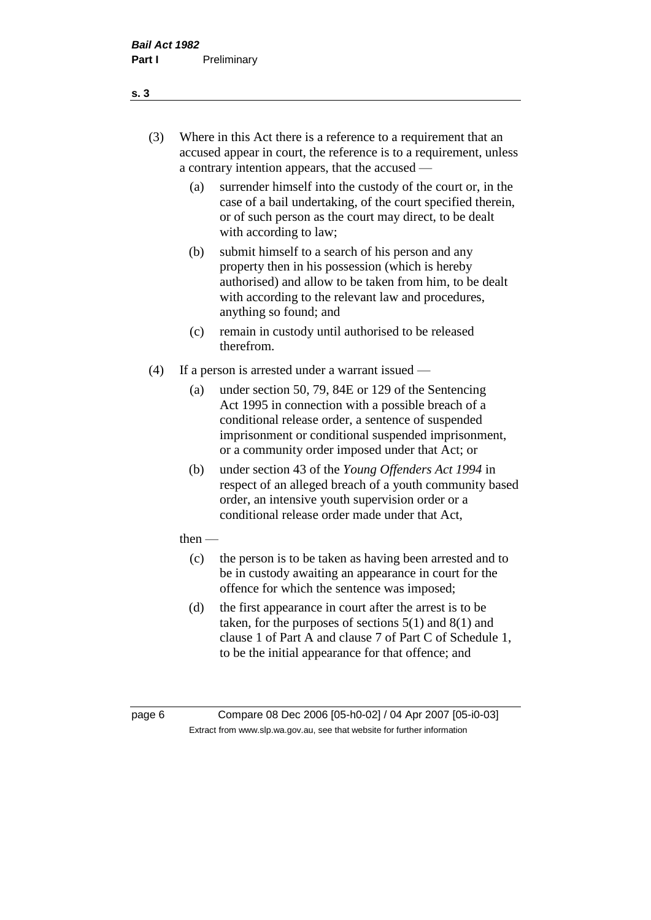(3) Where in this Act there is a reference to a requirement that an accused appear in court, the reference is to a requirement, unless a contrary intention appears, that the accused —

(a) surrender himself into the custody of the court or, in the case of a bail undertaking, of the court specified therein, or of such person as the court may direct, to be dealt with according to law;

(b) submit himself to a search of his person and any property then in his possession (which is hereby authorised) and allow to be taken from him, to be dealt with according to the relevant law and procedures, anything so found; and

(c) remain in custody until authorised to be released therefrom.

(4) If a person is arrested under a warrant issued —

(a) under section 50, 79, 84E or 129 of the Sentencing Act 1995 in connection with a possible breach of a conditional release order, a sentence of suspended imprisonment or conditional suspended imprisonment, or a community order imposed under that Act; or

(b) under section 43 of the *Young Offenders Act 1994* in respect of an alleged breach of a youth community based order, an intensive youth supervision order or a conditional release order made under that Act,

then —

(c) the person is to be taken as having been arrested and to be in custody awaiting an appearance in court for the offence for which the sentence was imposed;

(d) the first appearance in court after the arrest is to be taken, for the purposes of sections 5(1) and 8(1) and clause 1 of Part A and clause 7 of Part C of Schedule 1, to be the initial appearance for that offence; and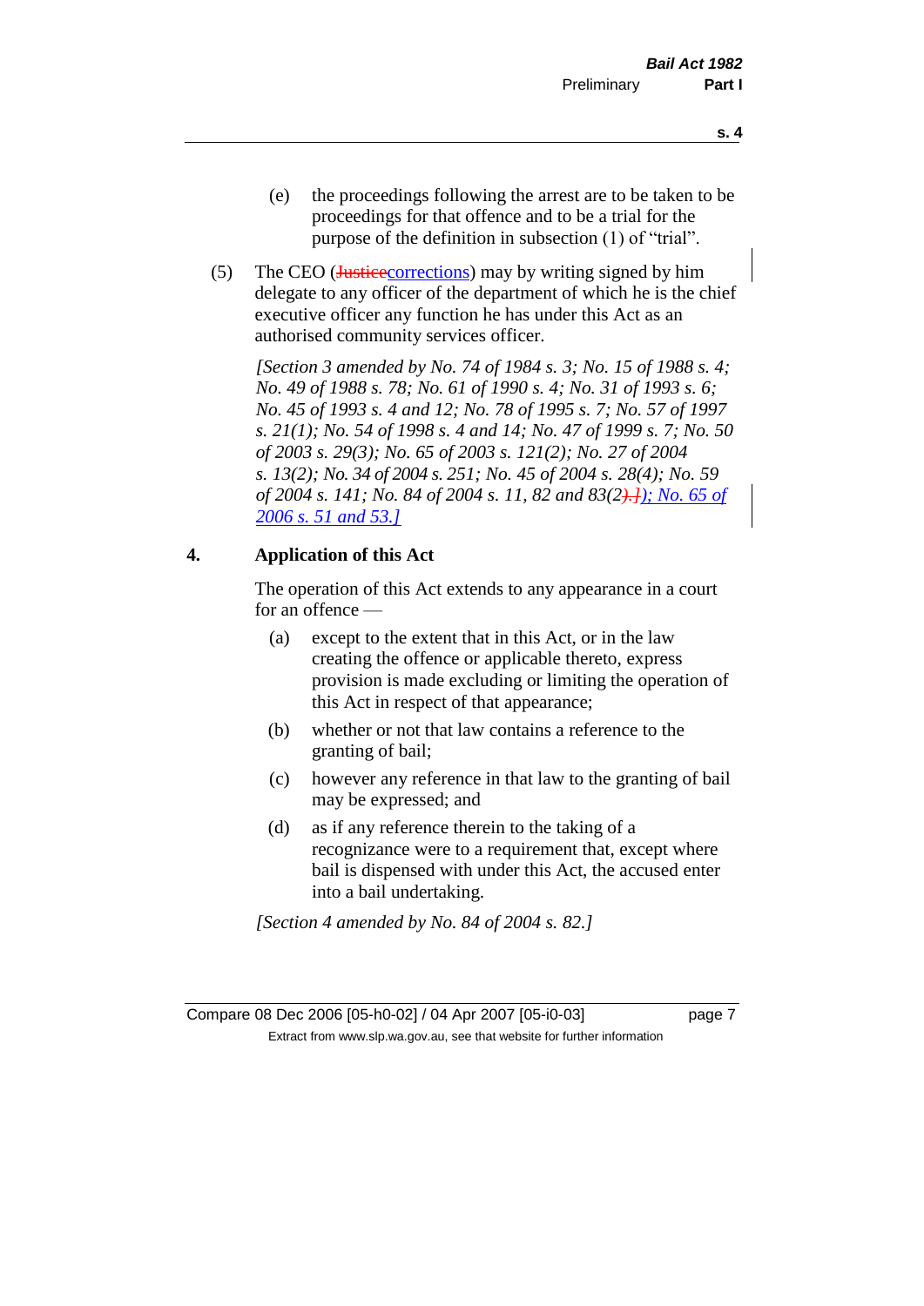(e) the proceedings following the arrest are to be taken to be proceedings for that offence and to be a trial for the purpose of the definition in subsection (1) of "trial".

(5) The CEO (~~Justice~~corrections) may by writing signed by him delegate to any officer of the department of which he is the chief executive officer any function he has under this Act as an authorised community services officer.

*[Section 3 amended by No. 74 of 1984 s. 3; No. 15 of 1988 s. 4; No. 49 of 1988 s. 78; No. 61 of 1990 s. 4; No. 31 of 1993 s. 6; No. 45 of 1993 s. 4 and 12; No. 78 of 1995 s. 7; No. 57 of 1997 s. 21(1); No. 54 of 1998 s. 4 and 14; No. 47 of 1999 s. 7; No. 50 of 2003 s. 29(3); No. 65 of 2003 s. 121(2); No. 27 of 2004 s. 13(2); No. 34 of 2004 s. 251; No. 45 of 2004 s. 28(4); No. 59 of 2004 s. 141; No. 84 of 2004 s. 11, 82 and 83(2~~).]~~); No. 65 of 2006 s. 51 and 53.]*

## 4. Application of this Act

The operation of this Act extends to any appearance in a court for an offence —

(a) except to the extent that in this Act, or in the law creating the offence or applicable thereto, express provision is made excluding or limiting the operation of this Act in respect of that appearance;

(b) whether or not that law contains a reference to the granting of bail;

(c) however any reference in that law to the granting of bail may be expressed; and

(d) as if any reference therein to the taking of a recognizance were to a requirement that, except where bail is dispensed with under this Act, the accused enter into a bail undertaking.

*[Section 4 amended by No. 84 of 2004 s. 82.]*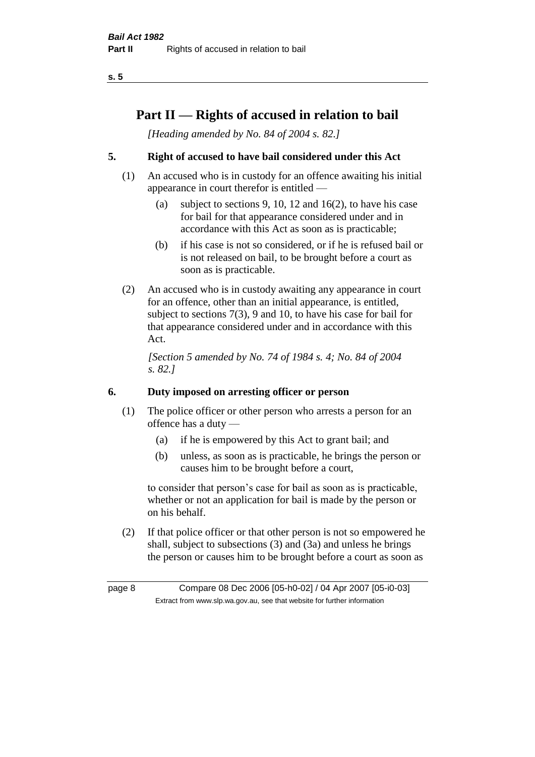# Part II — Rights of accused in relation to bail

*[Heading amended by No. 84 of 2004 s. 82.]*

## 5. Right of accused to have bail considered under this Act

(1) An accused who is in custody for an offence awaiting his initial appearance in court therefor is entitled —

- (a) subject to sections 9, 10, 12 and 16(2), to have his case for bail for that appearance considered under and in accordance with this Act as soon as is practicable;
- (b) if his case is not so considered, or if he is refused bail or is not released on bail, to be brought before a court as soon as is practicable.

(2) An accused who is in custody awaiting any appearance in court for an offence, other than an initial appearance, is entitled, subject to sections 7(3), 9 and 10, to have his case for bail for that appearance considered under and in accordance with this Act.

*[Section 5 amended by No. 74 of 1984 s. 4; No. 84 of 2004 s. 82.]*

## 6. Duty imposed on arresting officer or person

(1) The police officer or other person who arrests a person for an offence has a duty —

- (a) if he is empowered by this Act to grant bail; and
- (b) unless, as soon as is practicable, he brings the person or causes him to be brought before a court,

to consider that person's case for bail as soon as is practicable, whether or not an application for bail is made by the person or on his behalf.

(2) If that police officer or that other person is not so empowered he shall, subject to subsections (3) and (3a) and unless he brings the person or causes him to be brought before a court as soon as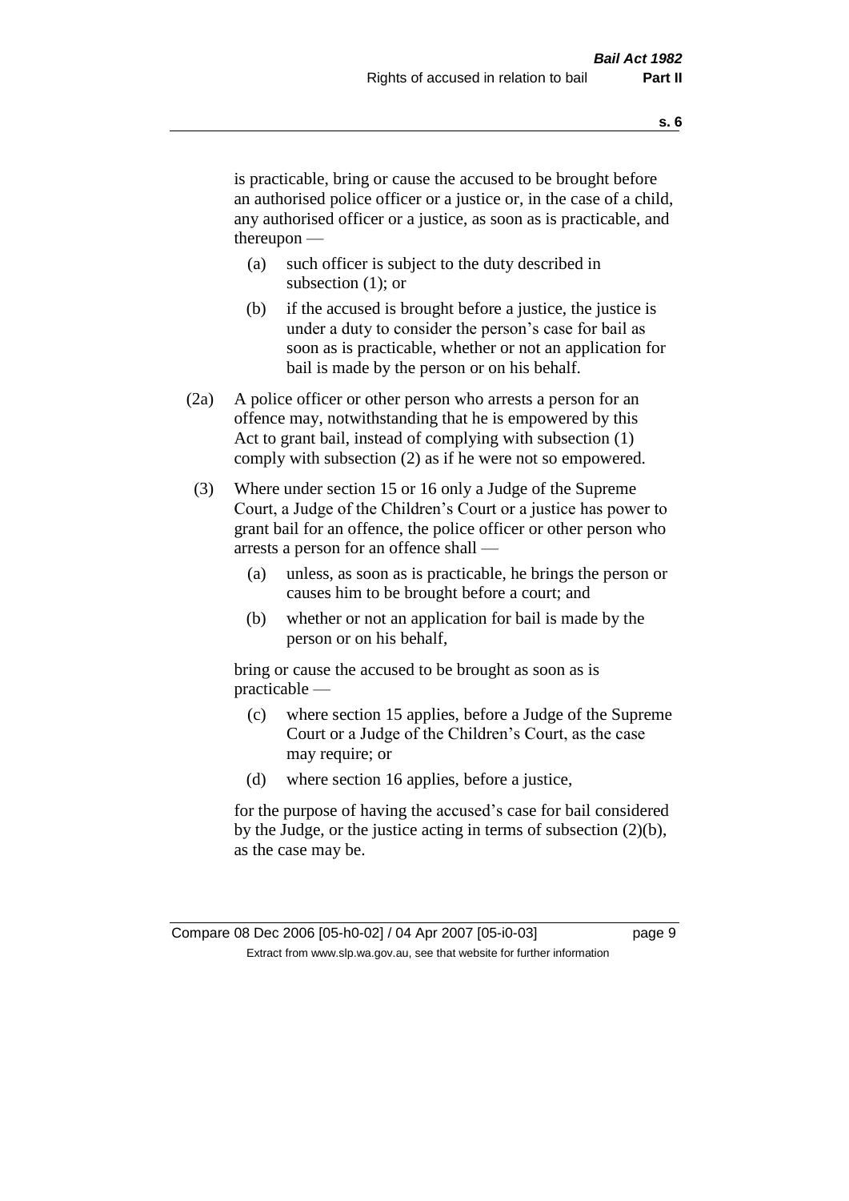is practicable, bring or cause the accused to be brought before an authorised police officer or a justice or, in the case of a child, any authorised officer or a justice, as soon as is practicable, and thereupon —

- (a) such officer is subject to the duty described in subsection (1); or
- (b) if the accused is brought before a justice, the justice is under a duty to consider the person's case for bail as soon as is practicable, whether or not an application for bail is made by the person or on his behalf.

(2a) A police officer or other person who arrests a person for an offence may, notwithstanding that he is empowered by this Act to grant bail, instead of complying with subsection (1) comply with subsection (2) as if he were not so empowered.

(3) Where under section 15 or 16 only a Judge of the Supreme Court, a Judge of the Children's Court or a justice has power to grant bail for an offence, the police officer or other person who arrests a person for an offence shall —

- (a) unless, as soon as is practicable, he brings the person or causes him to be brought before a court; and
- (b) whether or not an application for bail is made by the person or on his behalf,

bring or cause the accused to be brought as soon as is practicable —

- (c) where section 15 applies, before a Judge of the Supreme Court or a Judge of the Children's Court, as the case may require; or
- (d) where section 16 applies, before a justice,

for the purpose of having the accused's case for bail considered by the Judge, or the justice acting in terms of subsection (2)(b), as the case may be.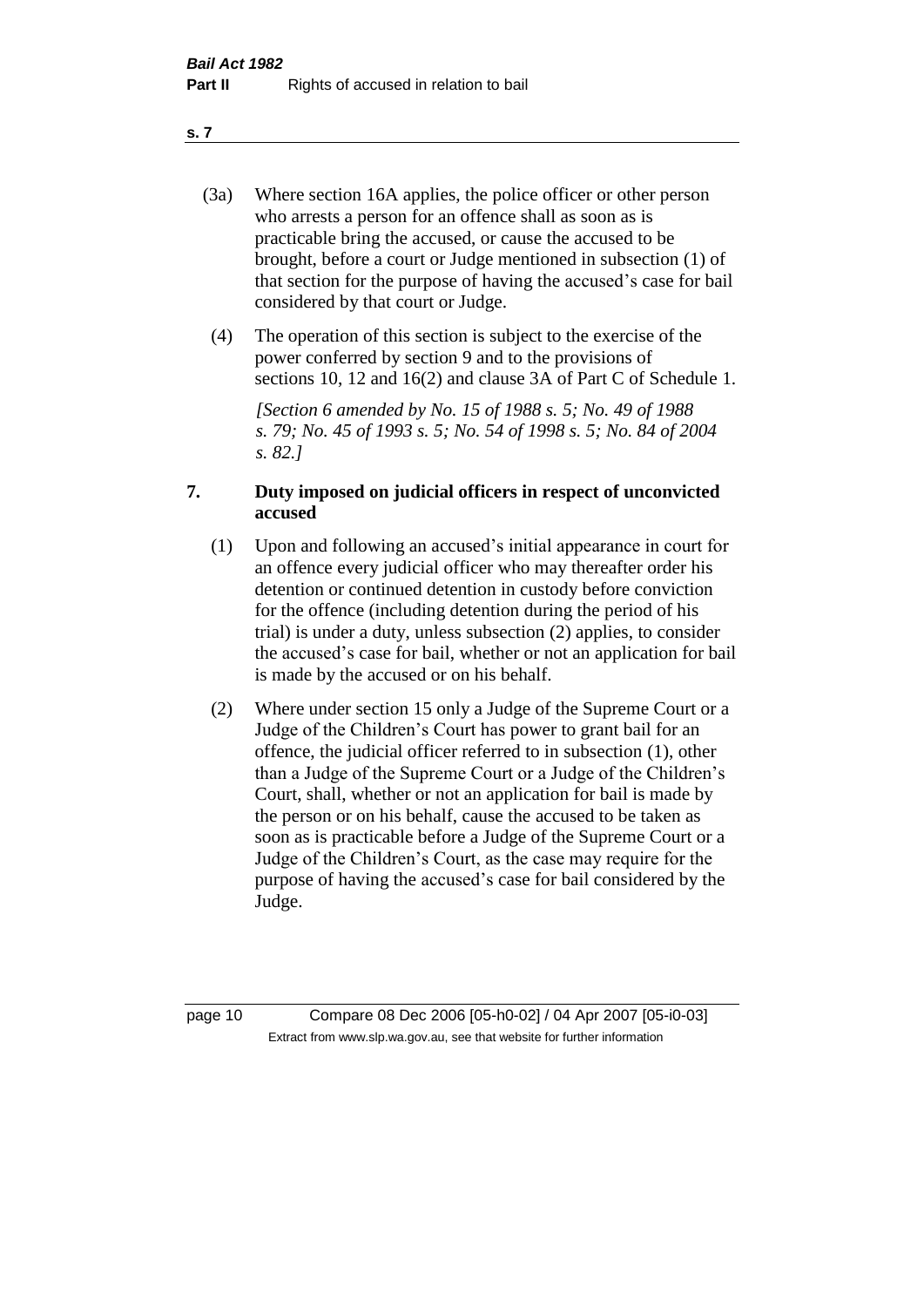(3a) Where section 16A applies, the police officer or other person who arrests a person for an offence shall as soon as is practicable bring the accused, or cause the accused to be brought, before a court or Judge mentioned in subsection (1) of that section for the purpose of having the accused's case for bail considered by that court or Judge.

(4) The operation of this section is subject to the exercise of the power conferred by section 9 and to the provisions of sections 10, 12 and 16(2) and clause 3A of Part C of Schedule 1.

*[Section 6 amended by No. 15 of 1988 s. 5; No. 49 of 1988 s. 79; No. 45 of 1993 s. 5; No. 54 of 1998 s. 5; No. 84 of 2004 s. 82.]*

## 7. Duty imposed on judicial officers in respect of unconvicted accused

(1) Upon and following an accused's initial appearance in court for an offence every judicial officer who may thereafter order his detention or continued detention in custody before conviction for the offence (including detention during the period of his trial) is under a duty, unless subsection (2) applies, to consider the accused's case for bail, whether or not an application for bail is made by the accused or on his behalf.

(2) Where under section 15 only a Judge of the Supreme Court or a Judge of the Children's Court has power to grant bail for an offence, the judicial officer referred to in subsection (1), other than a Judge of the Supreme Court or a Judge of the Children's Court, shall, whether or not an application for bail is made by the person or on his behalf, cause the accused to be taken as soon as is practicable before a Judge of the Supreme Court or a Judge of the Children's Court, as the case may require for the purpose of having the accused's case for bail considered by the Judge.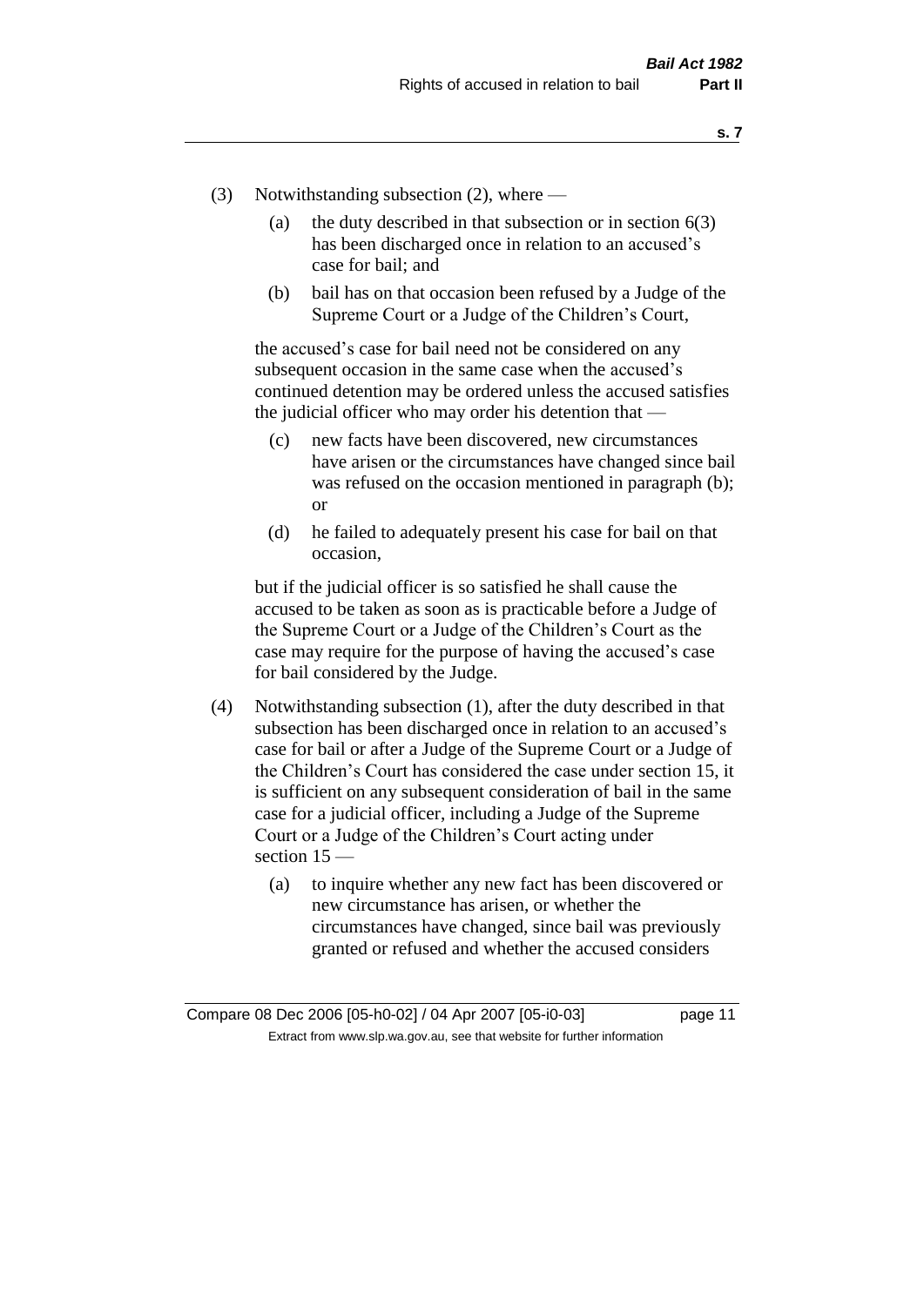(3) Notwithstanding subsection (2), where —

   (a) the duty described in that subsection or in section 6(3) has been discharged once in relation to an accused's case for bail; and

   (b) bail has on that occasion been refused by a Judge of the Supreme Court or a Judge of the Children's Court,

   the accused's case for bail need not be considered on any subsequent occasion in the same case when the accused's continued detention may be ordered unless the accused satisfies the judicial officer who may order his detention that —

   (c) new facts have been discovered, new circumstances have arisen or the circumstances have changed since bail was refused on the occasion mentioned in paragraph (b); or

   (d) he failed to adequately present his case for bail on that occasion,

   but if the judicial officer is so satisfied he shall cause the accused to be taken as soon as is practicable before a Judge of the Supreme Court or a Judge of the Children's Court as the case may require for the purpose of having the accused's case for bail considered by the Judge.

(4) Notwithstanding subsection (1), after the duty described in that subsection has been discharged once in relation to an accused's case for bail or after a Judge of the Supreme Court or a Judge of the Children's Court has considered the case under section 15, it is sufficient on any subsequent consideration of bail in the same case for a judicial officer, including a Judge of the Supreme Court or a Judge of the Children's Court acting under section 15 —

   (a) to inquire whether any new fact has been discovered or new circumstance has arisen, or whether the circumstances have changed, since bail was previously granted or refused and whether the accused considers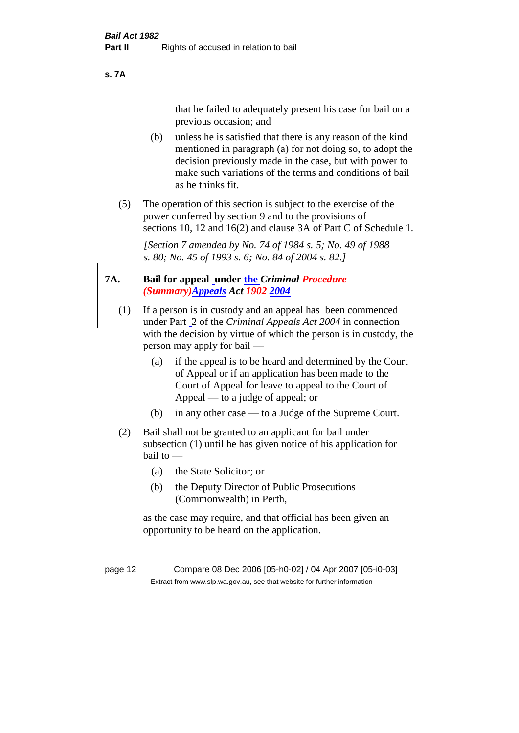that he failed to adequately present his case for bail on a previous occasion; and

(b) unless he is satisfied that there is any reason of the kind mentioned in paragraph (a) for not doing so, to adopt the decision previously made in the case, but with power to make such variations of the terms and conditions of bail as he thinks fit.

(5) The operation of this section is subject to the exercise of the power conferred by section 9 and to the provisions of sections 10, 12 and 16(2) and clause 3A of Part C of Schedule 1.

*[Section 7 amended by No. 74 of 1984 s. 5; No. 49 of 1988 s. 80; No. 45 of 1993 s. 6; No. 84 of 2004 s. 82.]*

**7A. Bail for appeal under the *Criminal ~~Procedure (Summary)~~ Appeals* Act ~~1902~~ *2004***

(1) If a person is in custody and an appeal has been commenced under Part 2 of the *Criminal Appeals Act 2004* in connection with the decision by virtue of which the person is in custody, the person may apply for bail —

(a) if the appeal is to be heard and determined by the Court of Appeal or if an application has been made to the Court of Appeal for leave to appeal to the Court of Appeal — to a judge of appeal; or

(b) in any other case — to a Judge of the Supreme Court.

(2) Bail shall not be granted to an applicant for bail under subsection (1) until he has given notice of his application for bail to —

(a) the State Solicitor; or

(b) the Deputy Director of Public Prosecutions (Commonwealth) in Perth,

as the case may require, and that official has been given an opportunity to be heard on the application.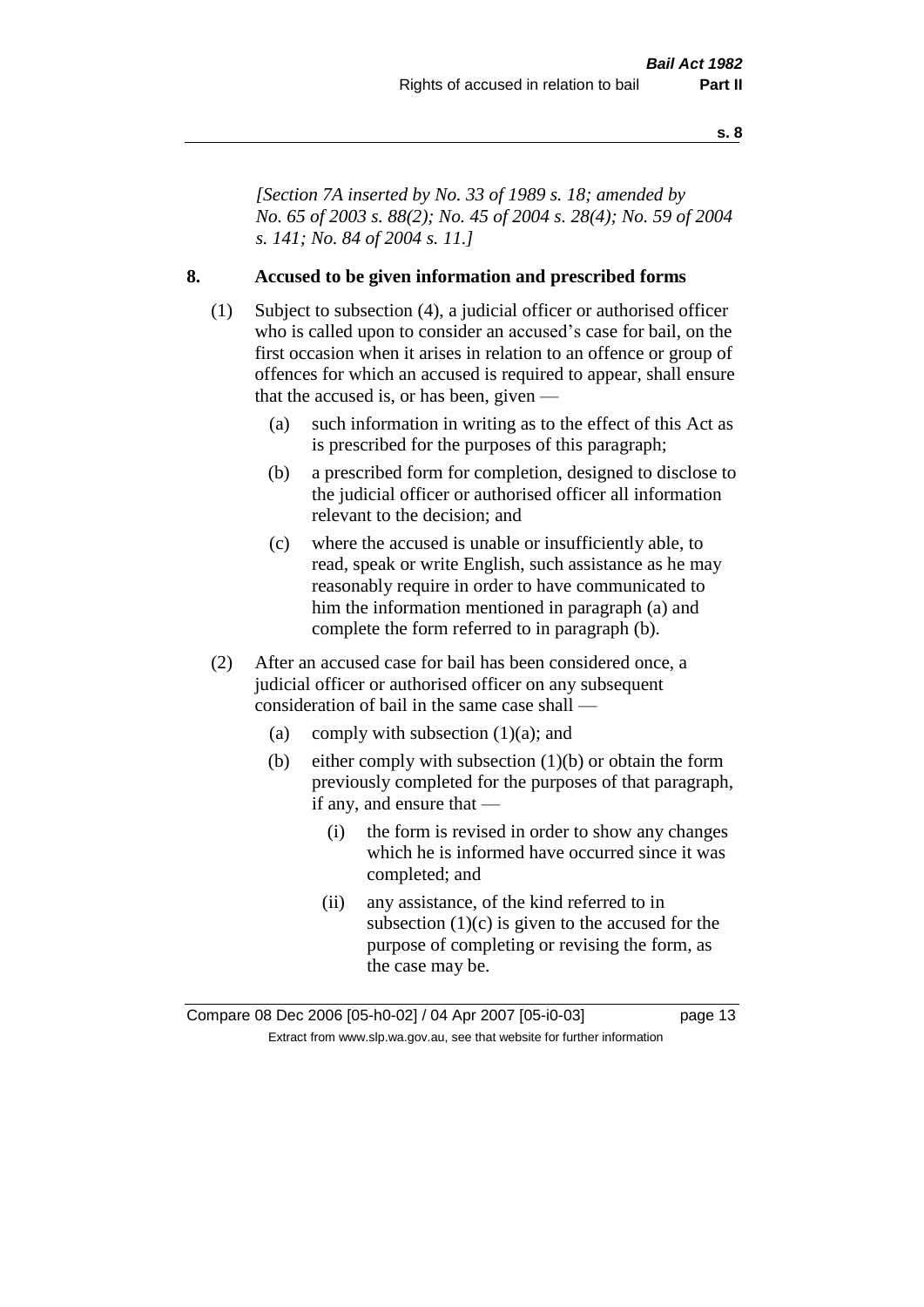*[Section 7A inserted by No. 33 of 1989 s. 18; amended by No. 65 of 2003 s. 88(2); No. 45 of 2004 s. 28(4); No. 59 of 2004 s. 141; No. 84 of 2004 s. 11.]*

## 8. Accused to be given information and prescribed forms

(1) Subject to subsection (4), a judicial officer or authorised officer who is called upon to consider an accused's case for bail, on the first occasion when it arises in relation to an offence or group of offences for which an accused is required to appear, shall ensure that the accused is, or has been, given —

- (a) such information in writing as to the effect of this Act as is prescribed for the purposes of this paragraph;
- (b) a prescribed form for completion, designed to disclose to the judicial officer or authorised officer all information relevant to the decision; and
- (c) where the accused is unable or insufficiently able, to read, speak or write English, such assistance as he may reasonably require in order to have communicated to him the information mentioned in paragraph (a) and complete the form referred to in paragraph (b).

(2) After an accused case for bail has been considered once, a judicial officer or authorised officer on any subsequent consideration of bail in the same case shall —

- (a) comply with subsection (1)(a); and
- (b) either comply with subsection (1)(b) or obtain the form previously completed for the purposes of that paragraph, if any, and ensure that —
  - (i) the form is revised in order to show any changes which he is informed have occurred since it was completed; and
  - (ii) any assistance, of the kind referred to in subsection (1)(c) is given to the accused for the purpose of completing or revising the form, as the case may be.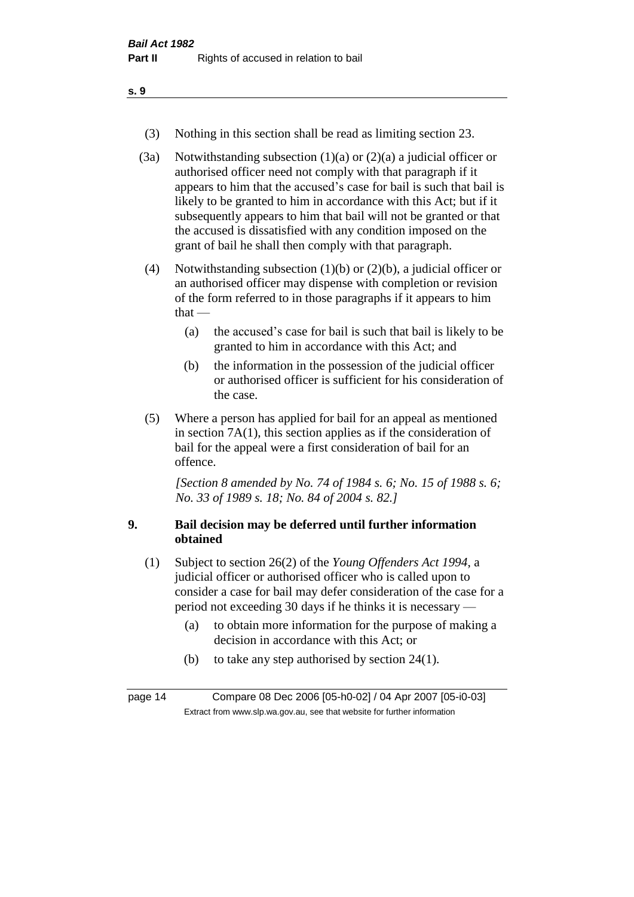(3) Nothing in this section shall be read as limiting section 23.

(3a) Notwithstanding subsection (1)(a) or (2)(a) a judicial officer or authorised officer need not comply with that paragraph if it appears to him that the accused's case for bail is such that bail is likely to be granted to him in accordance with this Act; but if it subsequently appears to him that bail will not be granted or that the accused is dissatisfied with any condition imposed on the grant of bail he shall then comply with that paragraph.

(4) Notwithstanding subsection (1)(b) or (2)(b), a judicial officer or an authorised officer may dispense with completion or revision of the form referred to in those paragraphs if it appears to him that —

(a) the accused's case for bail is such that bail is likely to be granted to him in accordance with this Act; and

(b) the information in the possession of the judicial officer or authorised officer is sufficient for his consideration of the case.

(5) Where a person has applied for bail for an appeal as mentioned in section 7A(1), this section applies as if the consideration of bail for the appeal were a first consideration of bail for an offence.

*[Section 8 amended by No. 74 of 1984 s. 6; No. 15 of 1988 s. 6; No. 33 of 1989 s. 18; No. 84 of 2004 s. 82.]*

## 9. Bail decision may be deferred until further information obtained

(1) Subject to section 26(2) of the *Young Offenders Act 1994*, a judicial officer or authorised officer who is called upon to consider a case for bail may defer consideration of the case for a period not exceeding 30 days if he thinks it is necessary —

(a) to obtain more information for the purpose of making a decision in accordance with this Act; or

(b) to take any step authorised by section 24(1).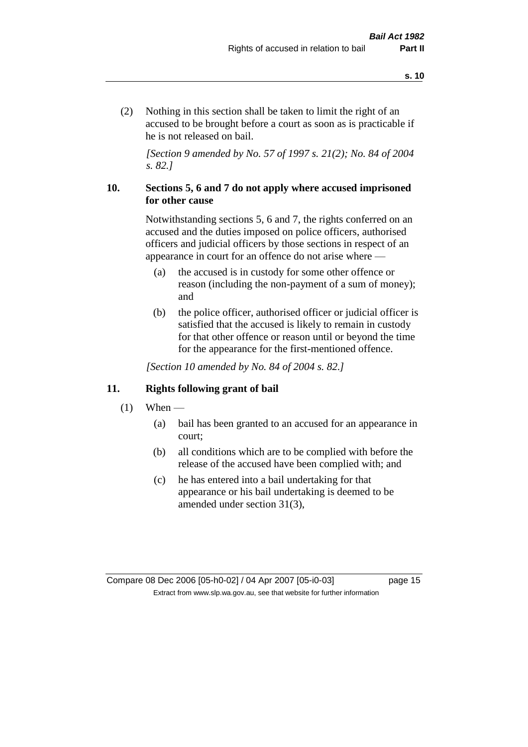(2) Nothing in this section shall be taken to limit the right of an accused to be brought before a court as soon as is practicable if he is not released on bail.

*[Section 9 amended by No. 57 of 1997 s. 21(2); No. 84 of 2004 s. 82.]*

### 10. Sections 5, 6 and 7 do not apply where accused imprisoned for other cause

Notwithstanding sections 5, 6 and 7, the rights conferred on an accused and the duties imposed on police officers, authorised officers and judicial officers by those sections in respect of an appearance in court for an offence do not arise where —

(a) the accused is in custody for some other offence or reason (including the non-payment of a sum of money); and

(b) the police officer, authorised officer or judicial officer is satisfied that the accused is likely to remain in custody for that other offence or reason until or beyond the time for the appearance for the first-mentioned offence.

*[Section 10 amended by No. 84 of 2004 s. 82.]*

### 11. Rights following grant of bail

(1) When —

(a) bail has been granted to an accused for an appearance in court;

(b) all conditions which are to be complied with before the release of the accused have been complied with; and

(c) he has entered into a bail undertaking for that appearance or his bail undertaking is deemed to be amended under section 31(3),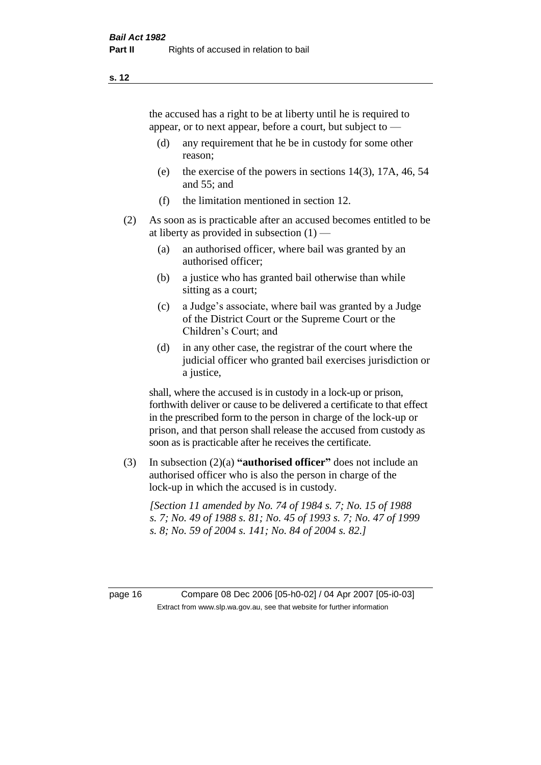the accused has a right to be at liberty until he is required to appear, or to next appear, before a court, but subject to —

(d) any requirement that he be in custody for some other reason;

(e) the exercise of the powers in sections 14(3), 17A, 46, 54 and 55; and

(f) the limitation mentioned in section 12.

(2) As soon as is practicable after an accused becomes entitled to be at liberty as provided in subsection (1) —

(a) an authorised officer, where bail was granted by an authorised officer;

(b) a justice who has granted bail otherwise than while sitting as a court;

(c) a Judge's associate, where bail was granted by a Judge of the District Court or the Supreme Court or the Children's Court; and

(d) in any other case, the registrar of the court where the judicial officer who granted bail exercises jurisdiction or a justice,

shall, where the accused is in custody in a lock-up or prison, forthwith deliver or cause to be delivered a certificate to that effect in the prescribed form to the person in charge of the lock-up or prison, and that person shall release the accused from custody as soon as is practicable after he receives the certificate.

(3) In subsection (2)(a) **"authorised officer"** does not include an authorised officer who is also the person in charge of the lock-up in which the accused is in custody.

*[Section 11 amended by No. 74 of 1984 s. 7; No. 15 of 1988 s. 7; No. 49 of 1988 s. 81; No. 45 of 1993 s. 7; No. 47 of 1999 s. 8; No. 59 of 2004 s. 141; No. 84 of 2004 s. 82.]*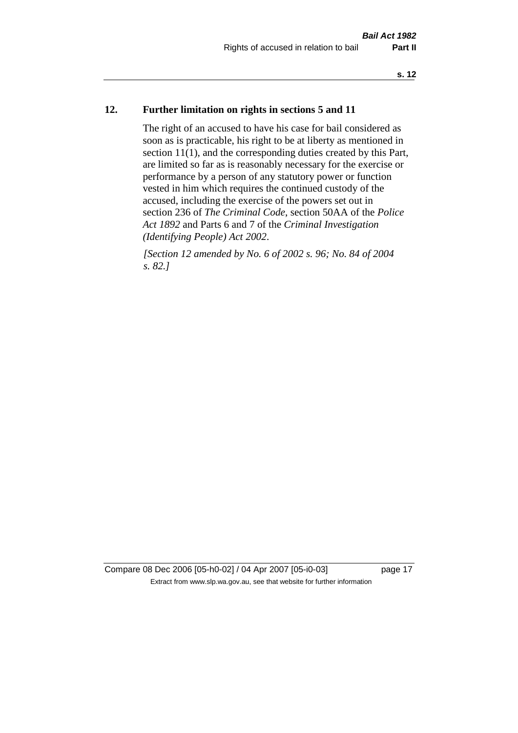## 12. Further limitation on rights in sections 5 and 11

The right of an accused to have his case for bail considered as soon as is practicable, his right to be at liberty as mentioned in section 11(1), and the corresponding duties created by this Part, are limited so far as is reasonably necessary for the exercise or performance by a person of any statutory power or function vested in him which requires the continued custody of the accused, including the exercise of the powers set out in section 236 of *The Criminal Code*, section 50AA of the *Police Act 1892* and Parts 6 and 7 of the *Criminal Investigation (Identifying People) Act 2002*.

*[Section 12 amended by No. 6 of 2002 s. 96; No. 84 of 2004 s. 82.]*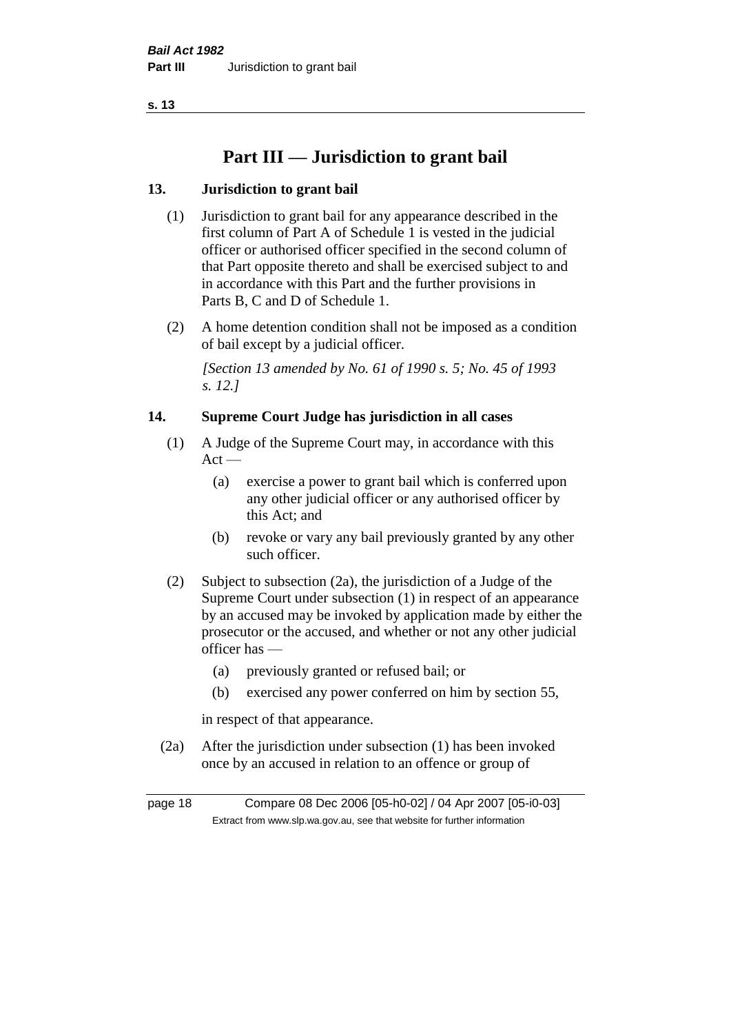# Part III — Jurisdiction to grant bail

## 13. Jurisdiction to grant bail

(1) Jurisdiction to grant bail for any appearance described in the first column of Part A of Schedule 1 is vested in the judicial officer or authorised officer specified in the second column of that Part opposite thereto and shall be exercised subject to and in accordance with this Part and the further provisions in Parts B, C and D of Schedule 1.

(2) A home detention condition shall not be imposed as a condition of bail except by a judicial officer.

*[Section 13 amended by No. 61 of 1990 s. 5; No. 45 of 1993 s. 12.]*

## 14. Supreme Court Judge has jurisdiction in all cases

(1) A Judge of the Supreme Court may, in accordance with this Act —

- (a) exercise a power to grant bail which is conferred upon any other judicial officer or any authorised officer by this Act; and
- (b) revoke or vary any bail previously granted by any other such officer.

(2) Subject to subsection (2a), the jurisdiction of a Judge of the Supreme Court under subsection (1) in respect of an appearance by an accused may be invoked by application made by either the prosecutor or the accused, and whether or not any other judicial officer has —

- (a) previously granted or refused bail; or
- (b) exercised any power conferred on him by section 55,

in respect of that appearance.

(2a) After the jurisdiction under subsection (1) has been invoked once by an accused in relation to an offence or group of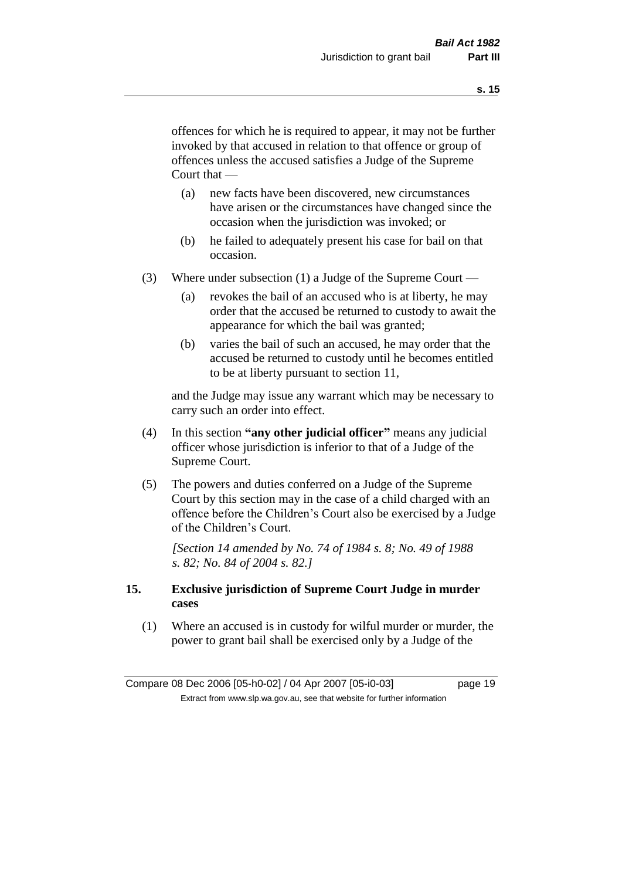offences for which he is required to appear, it may not be further invoked by that accused in relation to that offence or group of offences unless the accused satisfies a Judge of the Supreme Court that —

(a) new facts have been discovered, new circumstances have arisen or the circumstances have changed since the occasion when the jurisdiction was invoked; or

(b) he failed to adequately present his case for bail on that occasion.

(3) Where under subsection (1) a Judge of the Supreme Court —

(a) revokes the bail of an accused who is at liberty, he may order that the accused be returned to custody to await the appearance for which the bail was granted;

(b) varies the bail of such an accused, he may order that the accused be returned to custody until he becomes entitled to be at liberty pursuant to section 11,

and the Judge may issue any warrant which may be necessary to carry such an order into effect.

(4) In this section **"any other judicial officer"** means any judicial officer whose jurisdiction is inferior to that of a Judge of the Supreme Court.

(5) The powers and duties conferred on a Judge of the Supreme Court by this section may in the case of a child charged with an offence before the Children's Court also be exercised by a Judge of the Children's Court.

*[Section 14 amended by No. 74 of 1984 s. 8; No. 49 of 1988 s. 82; No. 84 of 2004 s. 82.]*

## 15. Exclusive jurisdiction of Supreme Court Judge in murder cases

(1) Where an accused is in custody for wilful murder or murder, the power to grant bail shall be exercised only by a Judge of the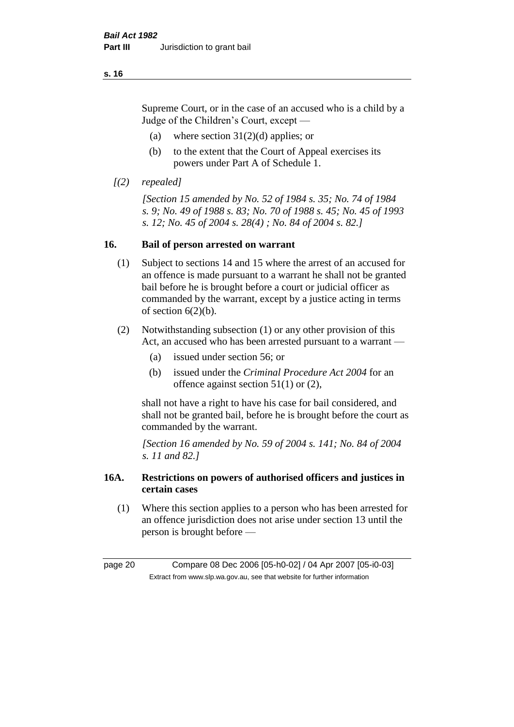Supreme Court, or in the case of an accused who is a child by a Judge of the Children's Court, except —

(a) where section 31(2)(d) applies; or

(b) to the extent that the Court of Appeal exercises its powers under Part A of Schedule 1.

*[(2) repealed]*

*[Section 15 amended by No. 52 of 1984 s. 35; No. 74 of 1984 s. 9; No. 49 of 1988 s. 83; No. 70 of 1988 s. 45; No. 45 of 1993 s. 12; No. 45 of 2004 s. 28(4) ; No. 84 of 2004 s. 82.]*

## 16. Bail of person arrested on warrant

(1) Subject to sections 14 and 15 where the arrest of an accused for an offence is made pursuant to a warrant he shall not be granted bail before he is brought before a court or judicial officer as commanded by the warrant, except by a justice acting in terms of section 6(2)(b).

(2) Notwithstanding subsection (1) or any other provision of this Act, an accused who has been arrested pursuant to a warrant —

(a) issued under section 56; or

(b) issued under the *Criminal Procedure Act 2004* for an offence against section 51(1) or (2),

shall not have a right to have his case for bail considered, and shall not be granted bail, before he is brought before the court as commanded by the warrant.

*[Section 16 amended by No. 59 of 2004 s. 141; No. 84 of 2004 s. 11 and 82.]*

## 16A. Restrictions on powers of authorised officers and justices in certain cases

(1) Where this section applies to a person who has been arrested for an offence jurisdiction does not arise under section 13 until the person is brought before —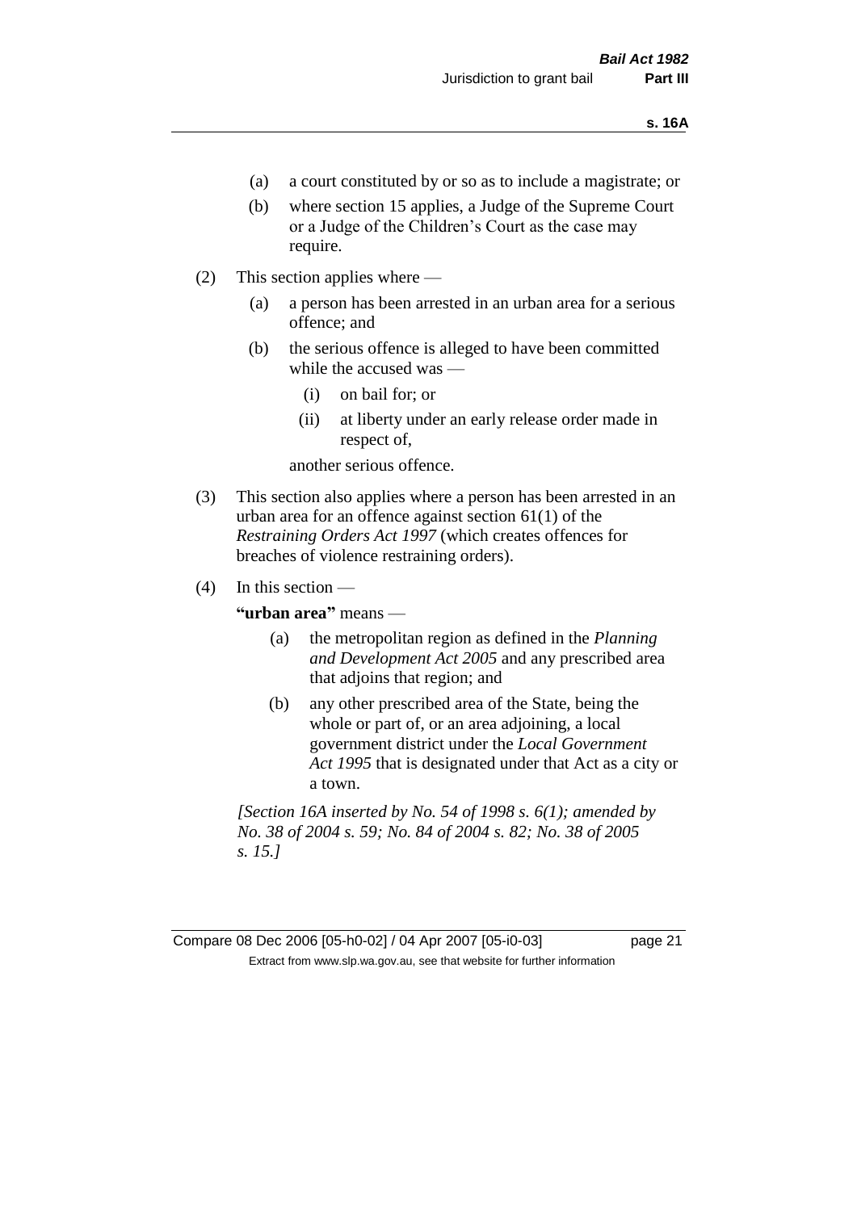(a) a court constituted by or so as to include a magistrate; or

(b) where section 15 applies, a Judge of the Supreme Court or a Judge of the Children's Court as the case may require.

(2) This section applies where —

(a) a person has been arrested in an urban area for a serious offence; and

(b) the serious offence is alleged to have been committed while the accused was —

(i) on bail for; or

(ii) at liberty under an early release order made in respect of,

another serious offence.

(3) This section also applies where a person has been arrested in an urban area for an offence against section 61(1) of the *Restraining Orders Act 1997* (which creates offences for breaches of violence restraining orders).

(4) In this section —

**"urban area"** means —

(a) the metropolitan region as defined in the *Planning and Development Act 2005* and any prescribed area that adjoins that region; and

(b) any other prescribed area of the State, being the whole or part of, or an area adjoining, a local government district under the *Local Government Act 1995* that is designated under that Act as a city or a town.

*[Section 16A inserted by No. 54 of 1998 s. 6(1); amended by No. 38 of 2004 s. 59; No. 84 of 2004 s. 82; No. 38 of 2005 s. 15.]*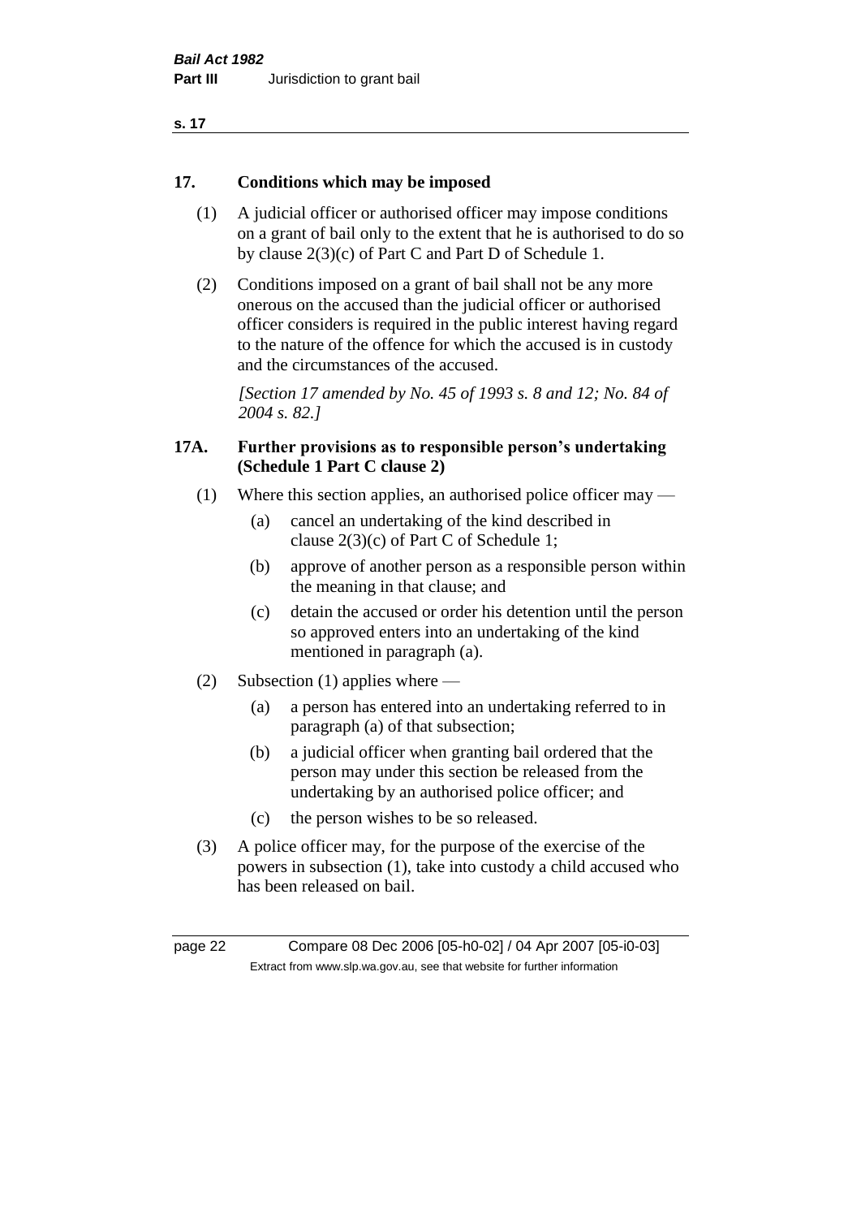## 17. Conditions which may be imposed

(1) A judicial officer or authorised officer may impose conditions on a grant of bail only to the extent that he is authorised to do so by clause 2(3)(c) of Part C and Part D of Schedule 1.

(2) Conditions imposed on a grant of bail shall not be any more onerous on the accused than the judicial officer or authorised officer considers is required in the public interest having regard to the nature of the offence for which the accused is in custody and the circumstances of the accused.

*[Section 17 amended by No. 45 of 1993 s. 8 and 12; No. 84 of 2004 s. 82.]*

## 17A. Further provisions as to responsible person's undertaking (Schedule 1 Part C clause 2)

(1) Where this section applies, an authorised police officer may —

- (a) cancel an undertaking of the kind described in clause 2(3)(c) of Part C of Schedule 1;
- (b) approve of another person as a responsible person within the meaning in that clause; and
- (c) detain the accused or order his detention until the person so approved enters into an undertaking of the kind mentioned in paragraph (a).

(2) Subsection (1) applies where —

- (a) a person has entered into an undertaking referred to in paragraph (a) of that subsection;
- (b) a judicial officer when granting bail ordered that the person may under this section be released from the undertaking by an authorised police officer; and
- (c) the person wishes to be so released.

(3) A police officer may, for the purpose of the exercise of the powers in subsection (1), take into custody a child accused who has been released on bail.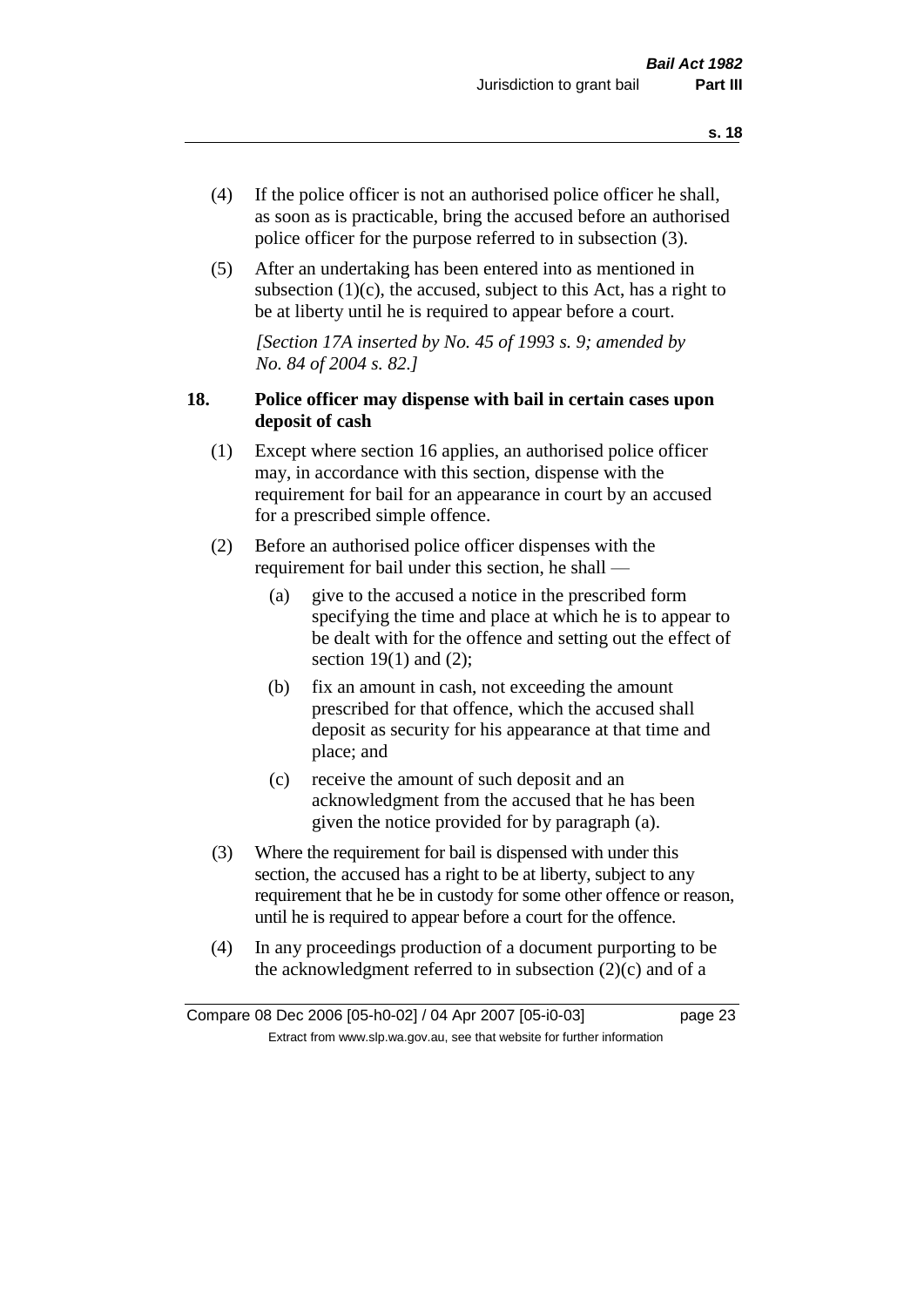(4) If the police officer is not an authorised police officer he shall, as soon as is practicable, bring the accused before an authorised police officer for the purpose referred to in subsection (3).

(5) After an undertaking has been entered into as mentioned in subsection (1)(c), the accused, subject to this Act, has a right to be at liberty until he is required to appear before a court.

*[Section 17A inserted by No. 45 of 1993 s. 9; amended by No. 84 of 2004 s. 82.]*

### 18. Police officer may dispense with bail in certain cases upon deposit of cash

(1) Except where section 16 applies, an authorised police officer may, in accordance with this section, dispense with the requirement for bail for an appearance in court by an accused for a prescribed simple offence.

(2) Before an authorised police officer dispenses with the requirement for bail under this section, he shall —

- (a) give to the accused a notice in the prescribed form specifying the time and place at which he is to appear to be dealt with for the offence and setting out the effect of section 19(1) and (2);
- (b) fix an amount in cash, not exceeding the amount prescribed for that offence, which the accused shall deposit as security for his appearance at that time and place; and
- (c) receive the amount of such deposit and an acknowledgment from the accused that he has been given the notice provided for by paragraph (a).

(3) Where the requirement for bail is dispensed with under this section, the accused has a right to be at liberty, subject to any requirement that he be in custody for some other offence or reason, until he is required to appear before a court for the offence.

(4) In any proceedings production of a document purporting to be the acknowledgment referred to in subsection (2)(c) and of a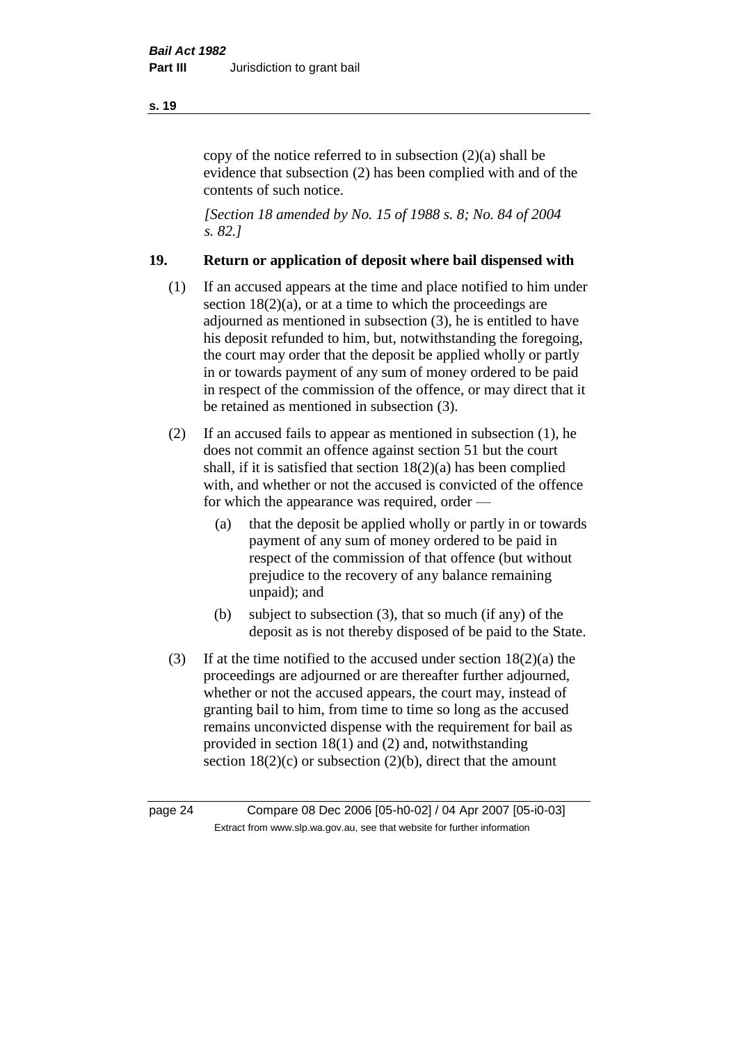copy of the notice referred to in subsection (2)(a) shall be evidence that subsection (2) has been complied with and of the contents of such notice.

*[Section 18 amended by No. 15 of 1988 s. 8; No. 84 of 2004 s. 82.]*

## 19. Return or application of deposit where bail dispensed with

(1) If an accused appears at the time and place notified to him under section 18(2)(a), or at a time to which the proceedings are adjourned as mentioned in subsection (3), he is entitled to have his deposit refunded to him, but, notwithstanding the foregoing, the court may order that the deposit be applied wholly or partly in or towards payment of any sum of money ordered to be paid in respect of the commission of the offence, or may direct that it be retained as mentioned in subsection (3).

(2) If an accused fails to appear as mentioned in subsection (1), he does not commit an offence against section 51 but the court shall, if it is satisfied that section 18(2)(a) has been complied with, and whether or not the accused is convicted of the offence for which the appearance was required, order —

(a) that the deposit be applied wholly or partly in or towards payment of any sum of money ordered to be paid in respect of the commission of that offence (but without prejudice to the recovery of any balance remaining unpaid); and

(b) subject to subsection (3), that so much (if any) of the deposit as is not thereby disposed of be paid to the State.

(3) If at the time notified to the accused under section 18(2)(a) the proceedings are adjourned or are thereafter further adjourned, whether or not the accused appears, the court may, instead of granting bail to him, from time to time so long as the accused remains unconvicted dispense with the requirement for bail as provided in section 18(1) and (2) and, notwithstanding section 18(2)(c) or subsection (2)(b), direct that the amount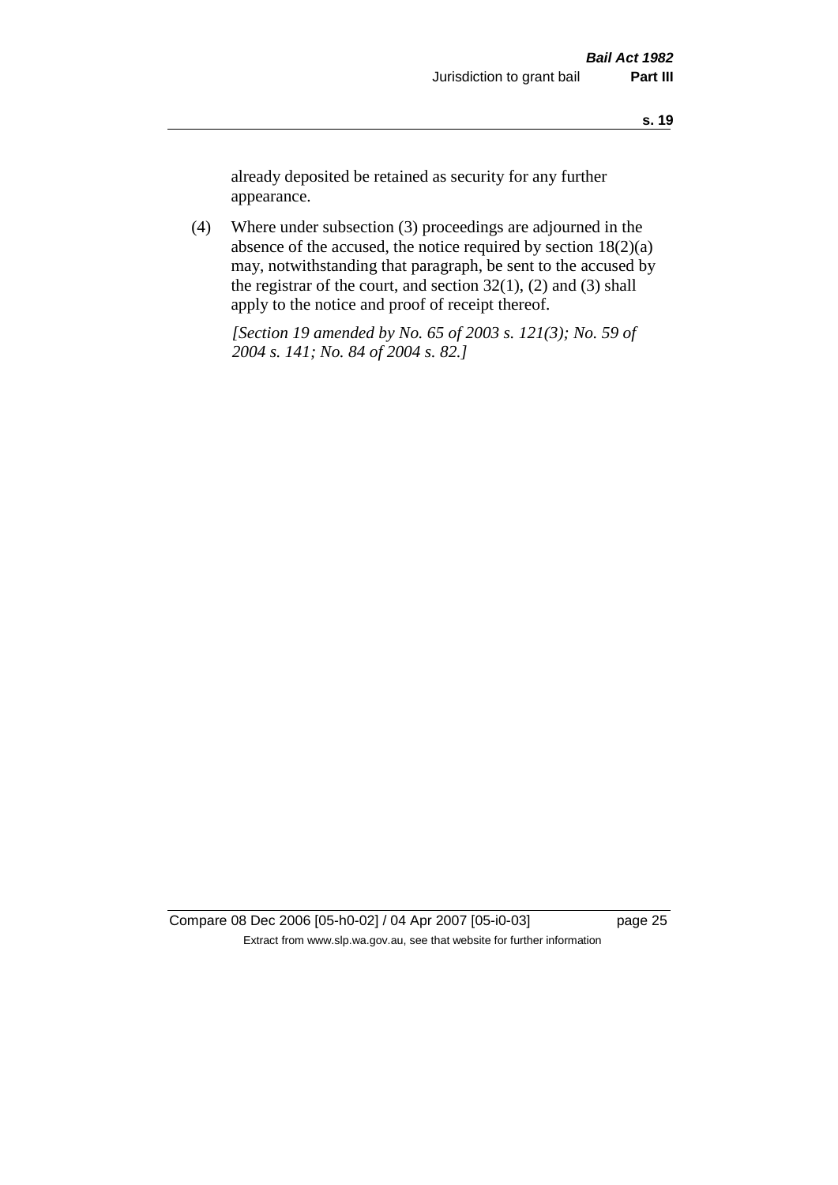already deposited be retained as security for any further appearance.

(4) Where under subsection (3) proceedings are adjourned in the absence of the accused, the notice required by section 18(2)(a) may, notwithstanding that paragraph, be sent to the accused by the registrar of the court, and section 32(1), (2) and (3) shall apply to the notice and proof of receipt thereof.

*[Section 19 amended by No. 65 of 2003 s. 121(3); No. 59 of 2004 s. 141; No. 84 of 2004 s. 82.]*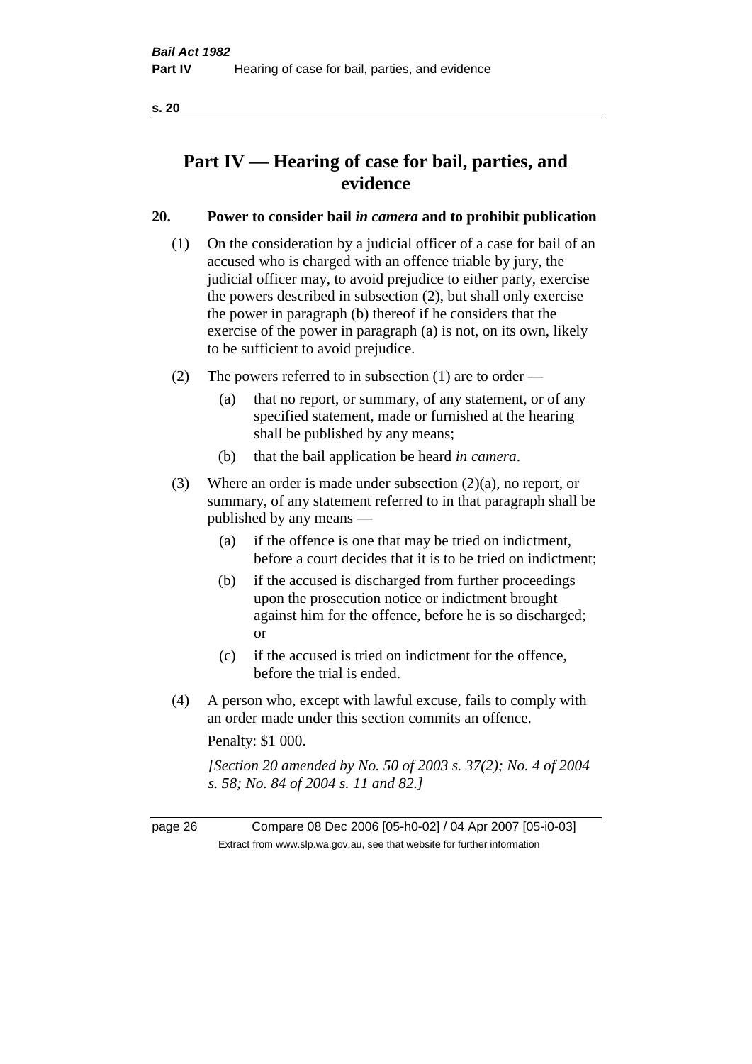# Part IV — Hearing of case for bail, parties, and evidence

## 20. Power to consider bail *in camera* and to prohibit publication

(1) On the consideration by a judicial officer of a case for bail of an accused who is charged with an offence triable by jury, the judicial officer may, to avoid prejudice to either party, exercise the powers described in subsection (2), but shall only exercise the power in paragraph (b) thereof if he considers that the exercise of the power in paragraph (a) is not, on its own, likely to be sufficient to avoid prejudice.

(2) The powers referred to in subsection (1) are to order —

(a) that no report, or summary, of any statement, or of any specified statement, made or furnished at the hearing shall be published by any means;

(b) that the bail application be heard *in camera*.

(3) Where an order is made under subsection (2)(a), no report, or summary, of any statement referred to in that paragraph shall be published by any means —

(a) if the offence is one that may be tried on indictment, before a court decides that it is to be tried on indictment;

(b) if the accused is discharged from further proceedings upon the prosecution notice or indictment brought against him for the offence, before he is so discharged; or

(c) if the accused is tried on indictment for the offence, before the trial is ended.

(4) A person who, except with lawful excuse, fails to comply with an order made under this section commits an offence.

Penalty: $1 000.

*[Section 20 amended by No. 50 of 2003 s. 37(2); No. 4 of 2004 s. 58; No. 84 of 2004 s. 11 and 82.]*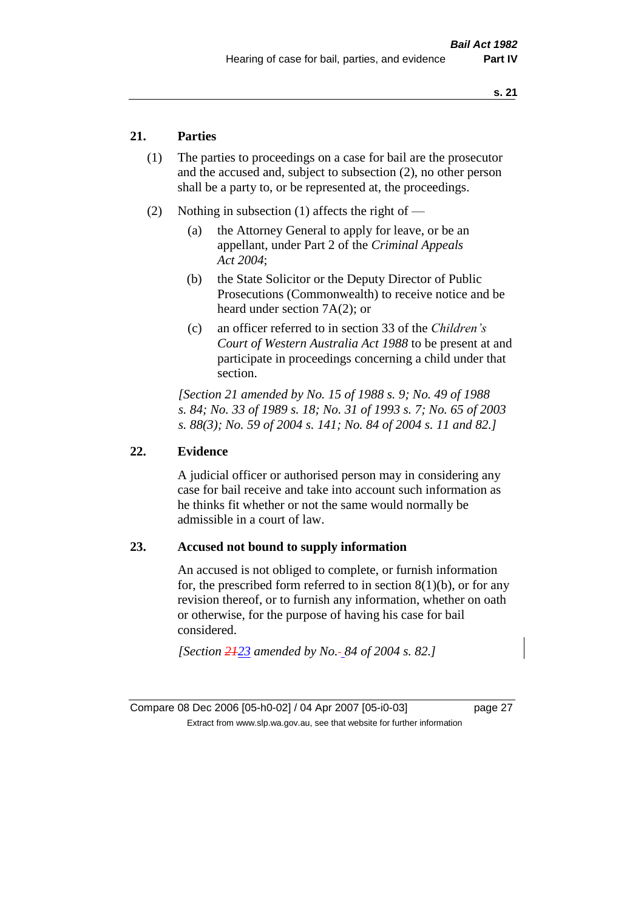## 21. Parties

(1) The parties to proceedings on a case for bail are the prosecutor and the accused and, subject to subsection (2), no other person shall be a party to, or be represented at, the proceedings.

(2) Nothing in subsection (1) affects the right of —

(a) the Attorney General to apply for leave, or be an appellant, under Part 2 of the *Criminal Appeals Act 2004*;

(b) the State Solicitor or the Deputy Director of Public Prosecutions (Commonwealth) to receive notice and be heard under section 7A(2); or

(c) an officer referred to in section 33 of the *Children's Court of Western Australia Act 1988* to be present at and participate in proceedings concerning a child under that section.

*[Section 21 amended by No. 15 of 1988 s. 9; No. 49 of 1988 s. 84; No. 33 of 1989 s. 18; No. 31 of 1993 s. 7; No. 65 of 2003 s. 88(3); No. 59 of 2004 s. 141; No. 84 of 2004 s. 11 and 82.]*

## 22. Evidence

A judicial officer or authorised person may in considering any case for bail receive and take into account such information as he thinks fit whether or not the same would normally be admissible in a court of law.

## 23. Accused not bound to supply information

An accused is not obliged to complete, or furnish information for, the prescribed form referred to in section 8(1)(b), or for any revision thereof, or to furnish any information, whether on oath or otherwise, for the purpose of having his case for bail considered.

*[Section ~~21~~23 amended by No. 84 of 2004 s. 82.]*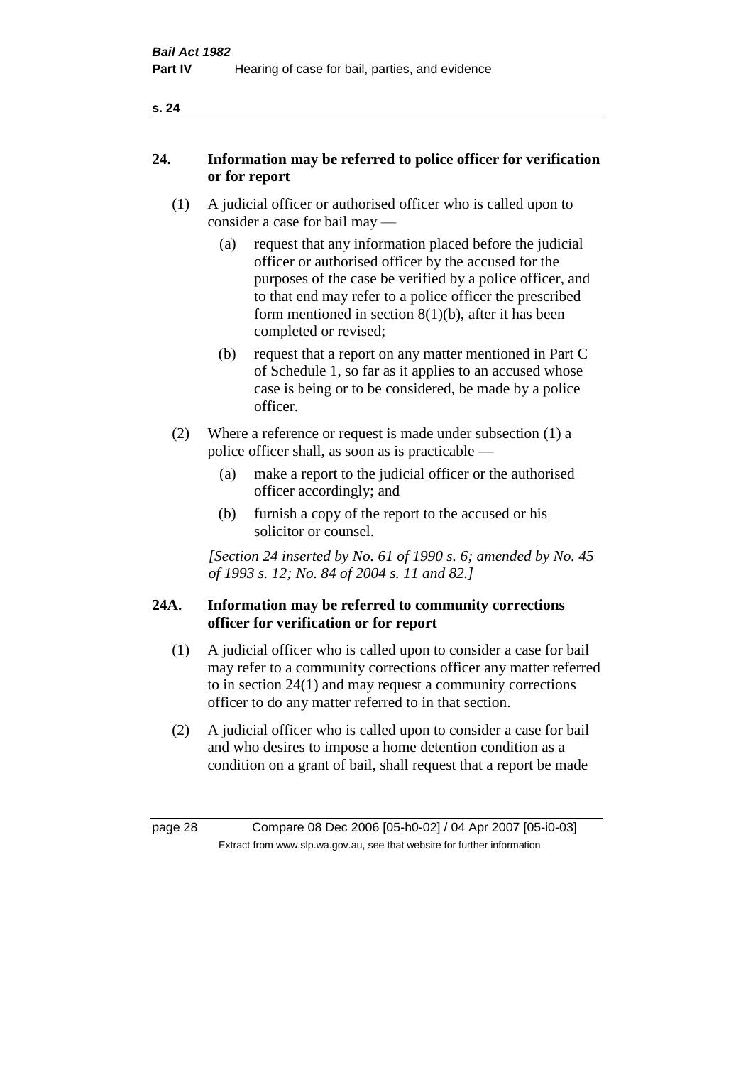## 24. Information may be referred to police officer for verification or for report

(1) A judicial officer or authorised officer who is called upon to consider a case for bail may —

(a) request that any information placed before the judicial officer or authorised officer by the accused for the purposes of the case be verified by a police officer, and to that end may refer to a police officer the prescribed form mentioned in section 8(1)(b), after it has been completed or revised;

(b) request that a report on any matter mentioned in Part C of Schedule 1, so far as it applies to an accused whose case is being or to be considered, be made by a police officer.

(2) Where a reference or request is made under subsection (1) a police officer shall, as soon as is practicable —

(a) make a report to the judicial officer or the authorised officer accordingly; and

(b) furnish a copy of the report to the accused or his solicitor or counsel.

*[Section 24 inserted by No. 61 of 1990 s. 6; amended by No. 45 of 1993 s. 12; No. 84 of 2004 s. 11 and 82.]*

## 24A. Information may be referred to community corrections officer for verification or for report

(1) A judicial officer who is called upon to consider a case for bail may refer to a community corrections officer any matter referred to in section 24(1) and may request a community corrections officer to do any matter referred to in that section.

(2) A judicial officer who is called upon to consider a case for bail and who desires to impose a home detention condition as a condition on a grant of bail, shall request that a report be made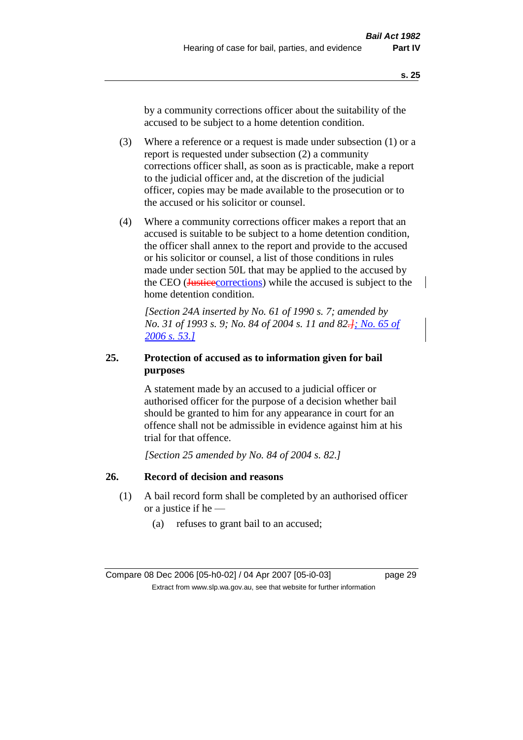by a community corrections officer about the suitability of the accused to be subject to a home detention condition.

(3) Where a reference or a request is made under subsection (1) or a report is requested under subsection (2) a community corrections officer shall, as soon as is practicable, make a report to the judicial officer and, at the discretion of the judicial officer, copies may be made available to the prosecution or to the accused or his solicitor or counsel.

(4) Where a community corrections officer makes a report that an accused is suitable to be subject to a home detention condition, the officer shall annex to the report and provide to the accused or his solicitor or counsel, a list of those conditions in rules made under section 50L that may be applied to the accused by the CEO (~~Justice~~corrections) while the accused is subject to the home detention condition.

*[Section 24A inserted by No. 61 of 1990 s. 7; amended by No. 31 of 1993 s. 9; No. 84 of 2004 s. 11 and 82~~.]~~; No. 65 of 2006 s. 53.]*

## 25. Protection of accused as to information given for bail purposes

A statement made by an accused to a judicial officer or authorised officer for the purpose of a decision whether bail should be granted to him for any appearance in court for an offence shall not be admissible in evidence against him at his trial for that offence.

*[Section 25 amended by No. 84 of 2004 s. 82.]*

## 26. Record of decision and reasons

(1) A bail record form shall be completed by an authorised officer or a justice if he —

(a) refuses to grant bail to an accused;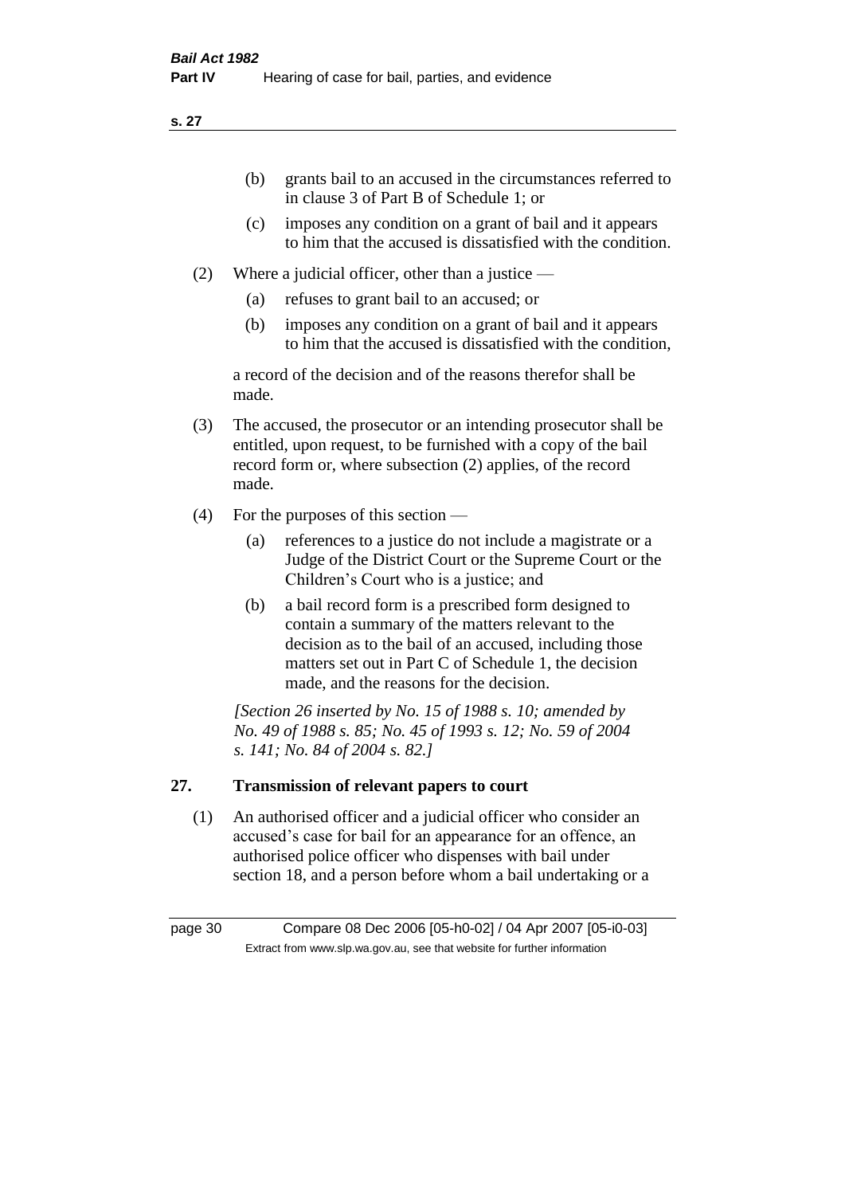(b) grants bail to an accused in the circumstances referred to in clause 3 of Part B of Schedule 1; or

(c) imposes any condition on a grant of bail and it appears to him that the accused is dissatisfied with the condition.

(2) Where a judicial officer, other than a justice —

(a) refuses to grant bail to an accused; or

(b) imposes any condition on a grant of bail and it appears to him that the accused is dissatisfied with the condition,

a record of the decision and of the reasons therefor shall be made.

(3) The accused, the prosecutor or an intending prosecutor shall be entitled, upon request, to be furnished with a copy of the bail record form or, where subsection (2) applies, of the record made.

(4) For the purposes of this section —

(a) references to a justice do not include a magistrate or a Judge of the District Court or the Supreme Court or the Children's Court who is a justice; and

(b) a bail record form is a prescribed form designed to contain a summary of the matters relevant to the decision as to the bail of an accused, including those matters set out in Part C of Schedule 1, the decision made, and the reasons for the decision.

*[Section 26 inserted by No. 15 of 1988 s. 10; amended by No. 49 of 1988 s. 85; No. 45 of 1993 s. 12; No. 59 of 2004 s. 141; No. 84 of 2004 s. 82.]*

## 27. Transmission of relevant papers to court

(1) An authorised officer and a judicial officer who consider an accused's case for bail for an appearance for an offence, an authorised police officer who dispenses with bail under section 18, and a person before whom a bail undertaking or a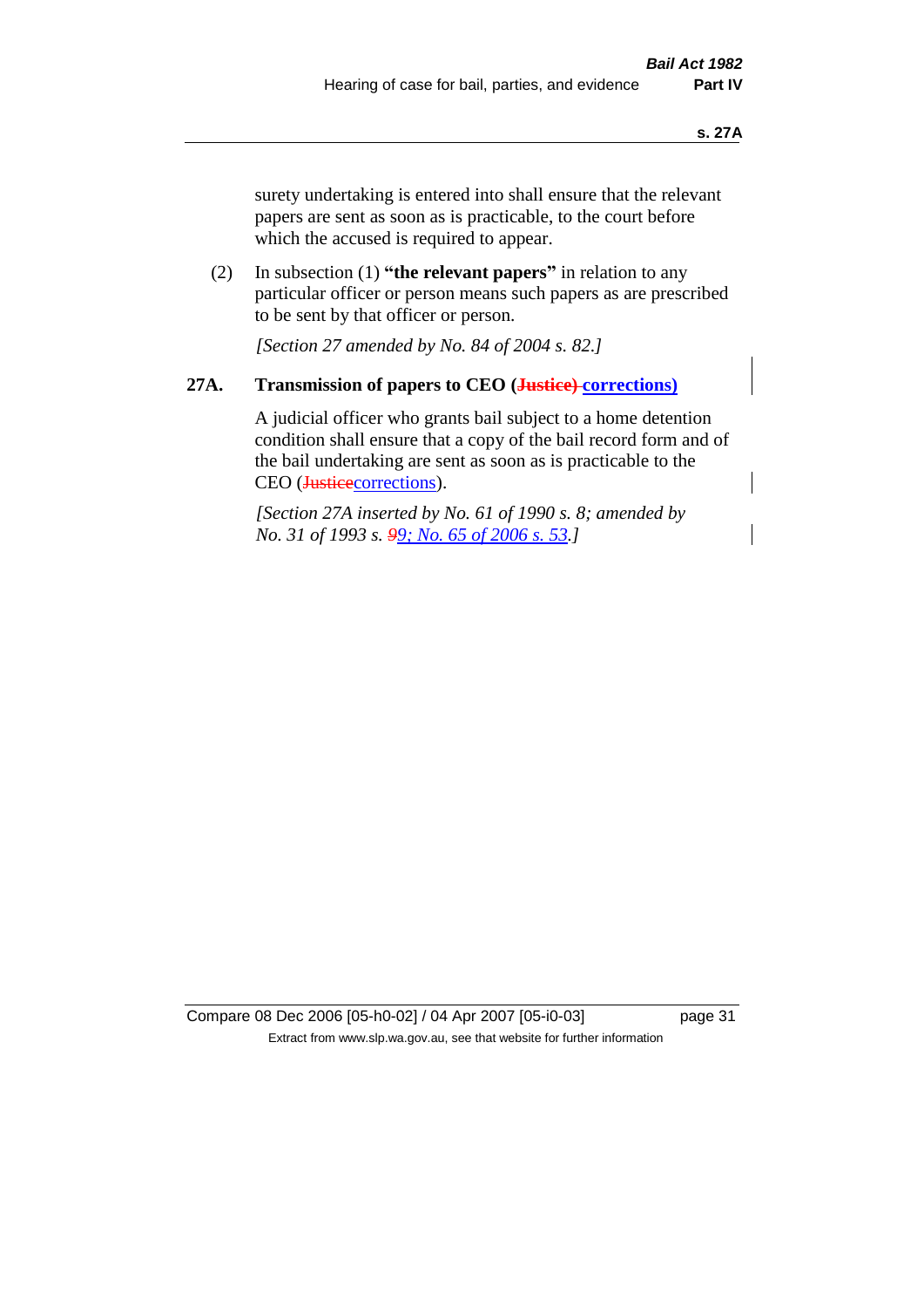surety undertaking is entered into shall ensure that the relevant papers are sent as soon as is practicable, to the court before which the accused is required to appear.

(2) In subsection (1) **"the relevant papers"** in relation to any particular officer or person means such papers as are prescribed to be sent by that officer or person.

*[Section 27 amended by No. 84 of 2004 s. 82.]*

### 27A. Transmission of papers to CEO (~~Justice)~~ corrections)

A judicial officer who grants bail subject to a home detention condition shall ensure that a copy of the bail record form and of the bail undertaking are sent as soon as is practicable to the CEO (~~Justice~~corrections).

*[Section 27A inserted by No. 61 of 1990 s. 8; amended by No. 31 of 1993 s. ~~9~~9; No. 65 of 2006 s. 53.]*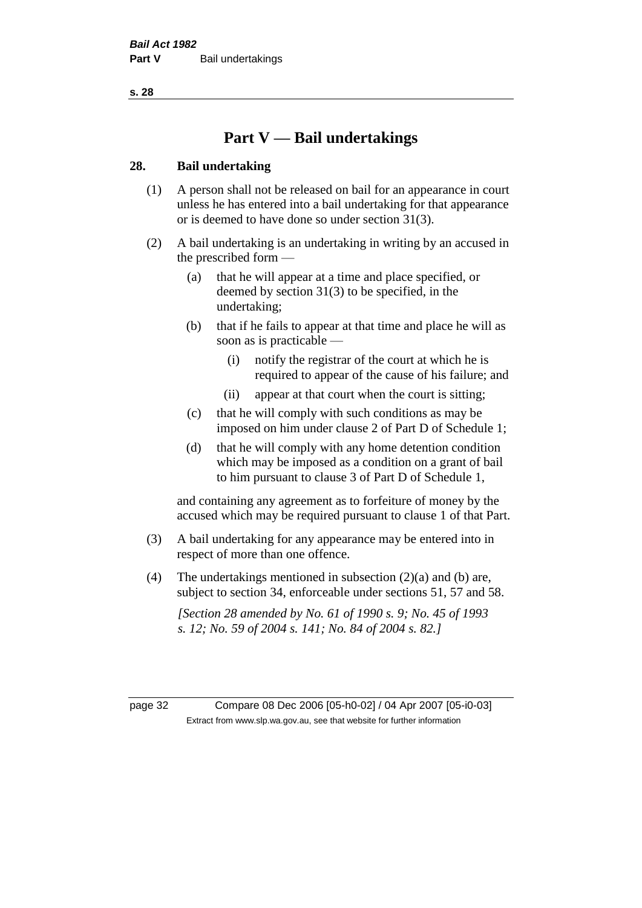# Part V — Bail undertakings

## 28. Bail undertaking

(1) A person shall not be released on bail for an appearance in court unless he has entered into a bail undertaking for that appearance or is deemed to have done so under section 31(3).

(2) A bail undertaking is an undertaking in writing by an accused in the prescribed form —

- (a) that he will appear at a time and place specified, or deemed by section 31(3) to be specified, in the undertaking;
- (b) that if he fails to appear at that time and place he will as soon as is practicable —
  - (i) notify the registrar of the court at which he is required to appear of the cause of his failure; and
  - (ii) appear at that court when the court is sitting;
- (c) that he will comply with such conditions as may be imposed on him under clause 2 of Part D of Schedule 1;
- (d) that he will comply with any home detention condition which may be imposed as a condition on a grant of bail to him pursuant to clause 3 of Part D of Schedule 1,

and containing any agreement as to forfeiture of money by the accused which may be required pursuant to clause 1 of that Part.

(3) A bail undertaking for any appearance may be entered into in respect of more than one offence.

(4) The undertakings mentioned in subsection (2)(a) and (b) are, subject to section 34, enforceable under sections 51, 57 and 58.

*[Section 28 amended by No. 61 of 1990 s. 9; No. 45 of 1993 s. 12; No. 59 of 2004 s. 141; No. 84 of 2004 s. 82.]*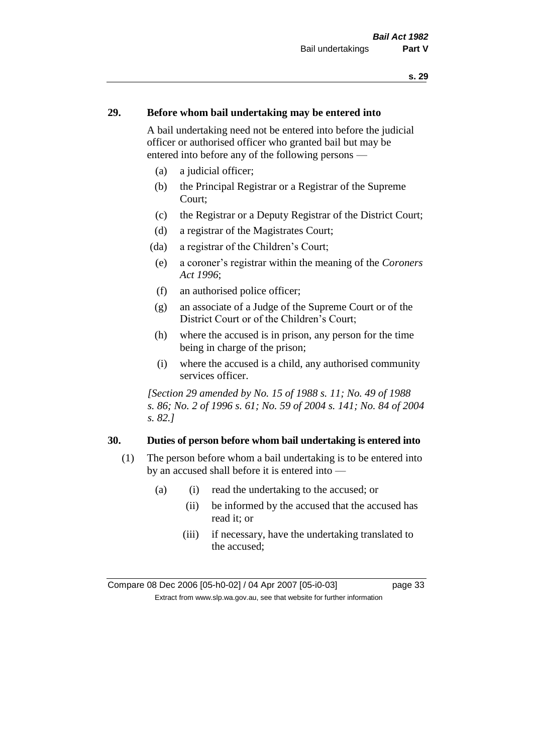## 29. Before whom bail undertaking may be entered into

A bail undertaking need not be entered into before the judicial officer or authorised officer who granted bail but may be entered into before any of the following persons —

- (a) a judicial officer;
- (b) the Principal Registrar or a Registrar of the Supreme Court;
- (c) the Registrar or a Deputy Registrar of the District Court;
- (d) a registrar of the Magistrates Court;
- (da) a registrar of the Children's Court;
- (e) a coroner's registrar within the meaning of the *Coroners Act 1996*;
- (f) an authorised police officer;
- (g) an associate of a Judge of the Supreme Court or of the District Court or of the Children's Court;
- (h) where the accused is in prison, any person for the time being in charge of the prison;
- (i) where the accused is a child, any authorised community services officer.

*[Section 29 amended by No. 15 of 1988 s. 11; No. 49 of 1988 s. 86; No. 2 of 1996 s. 61; No. 59 of 2004 s. 141; No. 84 of 2004 s. 82.]*

## 30. Duties of person before whom bail undertaking is entered into

(1) The person before whom a bail undertaking is to be entered into by an accused shall before it is entered into —

- (a)
  - (i) read the undertaking to the accused; or
  - (ii) be informed by the accused that the accused has read it; or
  - (iii) if necessary, have the undertaking translated to the accused;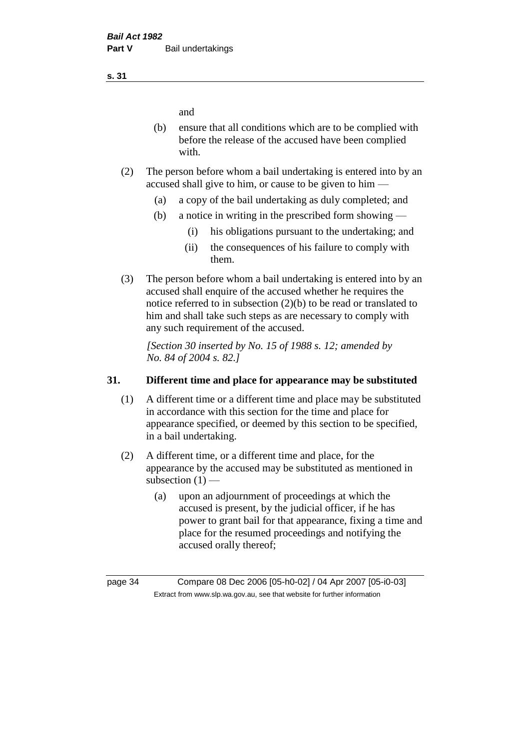and

(b) ensure that all conditions which are to be complied with before the release of the accused have been complied with.

(2) The person before whom a bail undertaking is entered into by an accused shall give to him, or cause to be given to him —

(a) a copy of the bail undertaking as duly completed; and

(b) a notice in writing in the prescribed form showing —

(i) his obligations pursuant to the undertaking; and

(ii) the consequences of his failure to comply with them.

(3) The person before whom a bail undertaking is entered into by an accused shall enquire of the accused whether he requires the notice referred to in subsection (2)(b) to be read or translated to him and shall take such steps as are necessary to comply with any such requirement of the accused.

*[Section 30 inserted by No. 15 of 1988 s. 12; amended by No. 84 of 2004 s. 82.]*

## 31. Different time and place for appearance may be substituted

(1) A different time or a different time and place may be substituted in accordance with this section for the time and place for appearance specified, or deemed by this section to be specified, in a bail undertaking.

(2) A different time, or a different time and place, for the appearance by the accused may be substituted as mentioned in subsection (1) —

(a) upon an adjournment of proceedings at which the accused is present, by the judicial officer, if he has power to grant bail for that appearance, fixing a time and place for the resumed proceedings and notifying the accused orally thereof;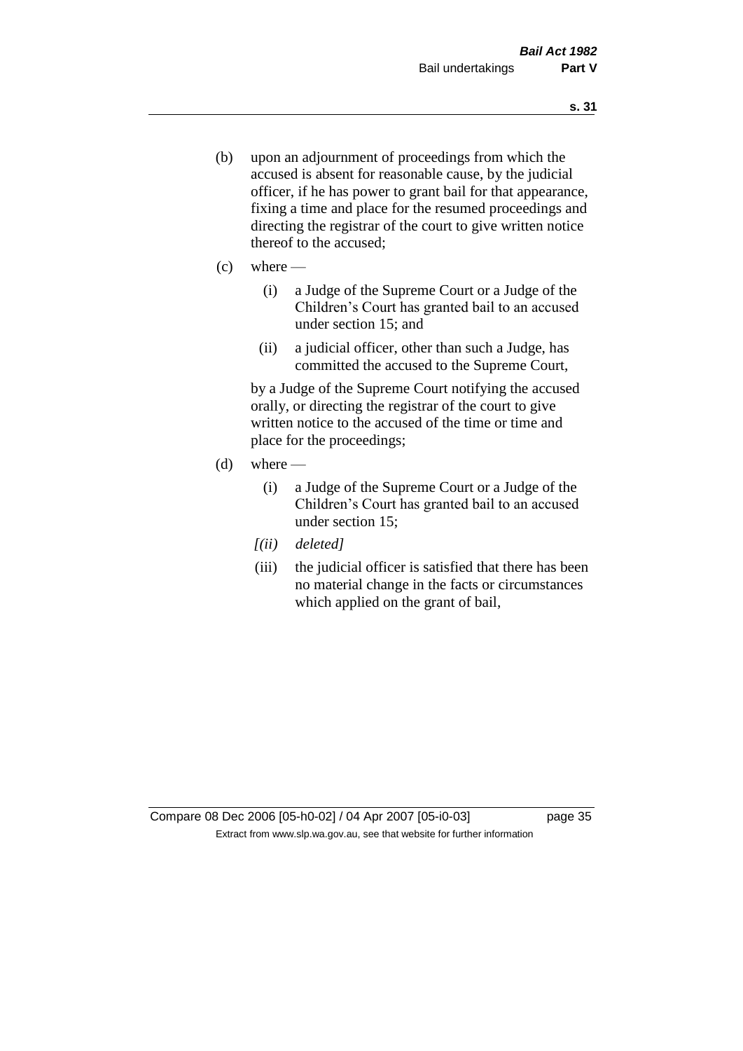(b) upon an adjournment of proceedings from which the accused is absent for reasonable cause, by the judicial officer, if he has power to grant bail for that appearance, fixing a time and place for the resumed proceedings and directing the registrar of the court to give written notice thereof to the accused;

(c) where —

  (i) a Judge of the Supreme Court or a Judge of the Children's Court has granted bail to an accused under section 15; and

  (ii) a judicial officer, other than such a Judge, has committed the accused to the Supreme Court,

  by a Judge of the Supreme Court notifying the accused orally, or directing the registrar of the court to give written notice to the accused of the time or time and place for the proceedings;

(d) where —

  (i) a Judge of the Supreme Court or a Judge of the Children's Court has granted bail to an accused under section 15;

  *[(ii) deleted]*

  (iii) the judicial officer is satisfied that there has been no material change in the facts or circumstances which applied on the grant of bail,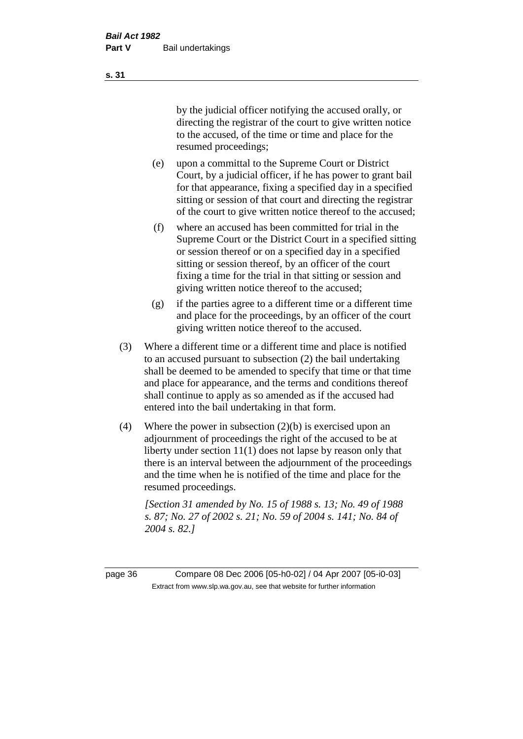by the judicial officer notifying the accused orally, or directing the registrar of the court to give written notice to the accused, of the time or time and place for the resumed proceedings;

(e) upon a committal to the Supreme Court or District Court, by a judicial officer, if he has power to grant bail for that appearance, fixing a specified day in a specified sitting or session of that court and directing the registrar of the court to give written notice thereof to the accused;

(f) where an accused has been committed for trial in the Supreme Court or the District Court in a specified sitting or session thereof or on a specified day in a specified sitting or session thereof, by an officer of the court fixing a time for the trial in that sitting or session and giving written notice thereof to the accused;

(g) if the parties agree to a different time or a different time and place for the proceedings, by an officer of the court giving written notice thereof to the accused.

(3) Where a different time or a different time and place is notified to an accused pursuant to subsection (2) the bail undertaking shall be deemed to be amended to specify that time or that time and place for appearance, and the terms and conditions thereof shall continue to apply as so amended as if the accused had entered into the bail undertaking in that form.

(4) Where the power in subsection (2)(b) is exercised upon an adjournment of proceedings the right of the accused to be at liberty under section 11(1) does not lapse by reason only that there is an interval between the adjournment of the proceedings and the time when he is notified of the time and place for the resumed proceedings.

*[Section 31 amended by No. 15 of 1988 s. 13; No. 49 of 1988 s. 87; No. 27 of 2002 s. 21; No. 59 of 2004 s. 141; No. 84 of 2004 s. 82.]*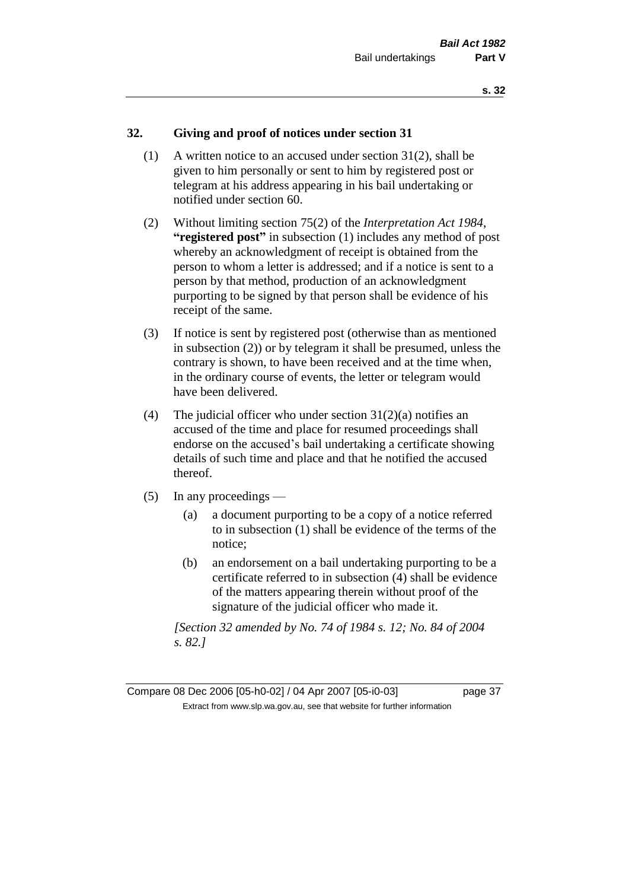## 32. Giving and proof of notices under section 31

(1) A written notice to an accused under section 31(2), shall be given to him personally or sent to him by registered post or telegram at his address appearing in his bail undertaking or notified under section 60.

(2) Without limiting section 75(2) of the *Interpretation Act 1984*, **"registered post"** in subsection (1) includes any method of post whereby an acknowledgment of receipt is obtained from the person to whom a letter is addressed; and if a notice is sent to a person by that method, production of an acknowledgment purporting to be signed by that person shall be evidence of his receipt of the same.

(3) If notice is sent by registered post (otherwise than as mentioned in subsection (2)) or by telegram it shall be presumed, unless the contrary is shown, to have been received and at the time when, in the ordinary course of events, the letter or telegram would have been delivered.

(4) The judicial officer who under section 31(2)(a) notifies an accused of the time and place for resumed proceedings shall endorse on the accused's bail undertaking a certificate showing details of such time and place and that he notified the accused thereof.

(5) In any proceedings —

(a) a document purporting to be a copy of a notice referred to in subsection (1) shall be evidence of the terms of the notice;

(b) an endorsement on a bail undertaking purporting to be a certificate referred to in subsection (4) shall be evidence of the matters appearing therein without proof of the signature of the judicial officer who made it.

*[Section 32 amended by No. 74 of 1984 s. 12; No. 84 of 2004 s. 82.]*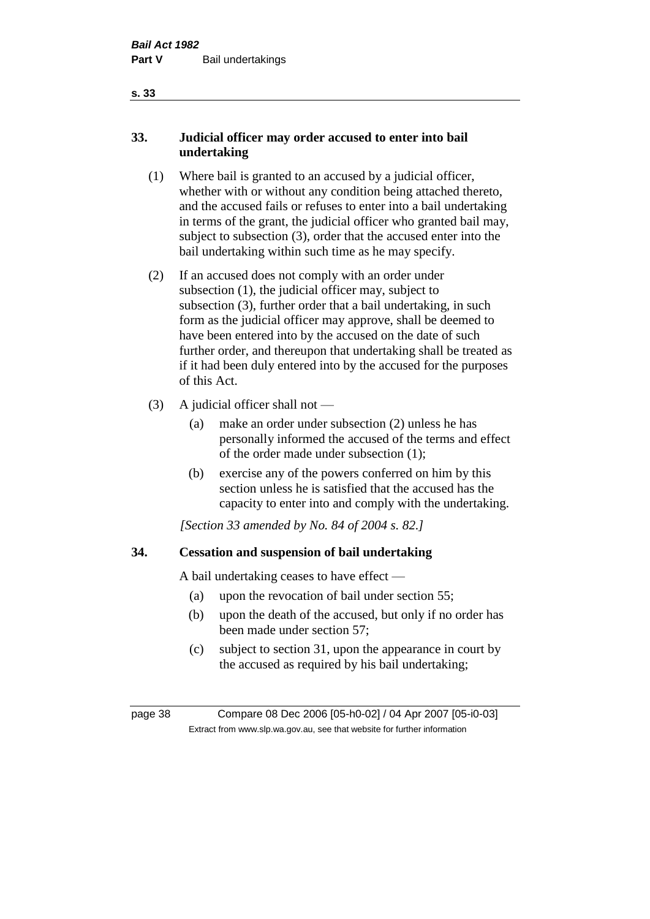## 33. Judicial officer may order accused to enter into bail undertaking

(1) Where bail is granted to an accused by a judicial officer, whether with or without any condition being attached thereto, and the accused fails or refuses to enter into a bail undertaking in terms of the grant, the judicial officer who granted bail may, subject to subsection (3), order that the accused enter into the bail undertaking within such time as he may specify.

(2) If an accused does not comply with an order under subsection (1), the judicial officer may, subject to subsection (3), further order that a bail undertaking, in such form as the judicial officer may approve, shall be deemed to have been entered into by the accused on the date of such further order, and thereupon that undertaking shall be treated as if it had been duly entered into by the accused for the purposes of this Act.

(3) A judicial officer shall not —

- (a) make an order under subsection (2) unless he has personally informed the accused of the terms and effect of the order made under subsection (1);
- (b) exercise any of the powers conferred on him by this section unless he is satisfied that the accused has the capacity to enter into and comply with the undertaking.

*[Section 33 amended by No. 84 of 2004 s. 82.]*

## 34. Cessation and suspension of bail undertaking

A bail undertaking ceases to have effect —

- (a) upon the revocation of bail under section 55;
- (b) upon the death of the accused, but only if no order has been made under section 57;
- (c) subject to section 31, upon the appearance in court by the accused as required by his bail undertaking;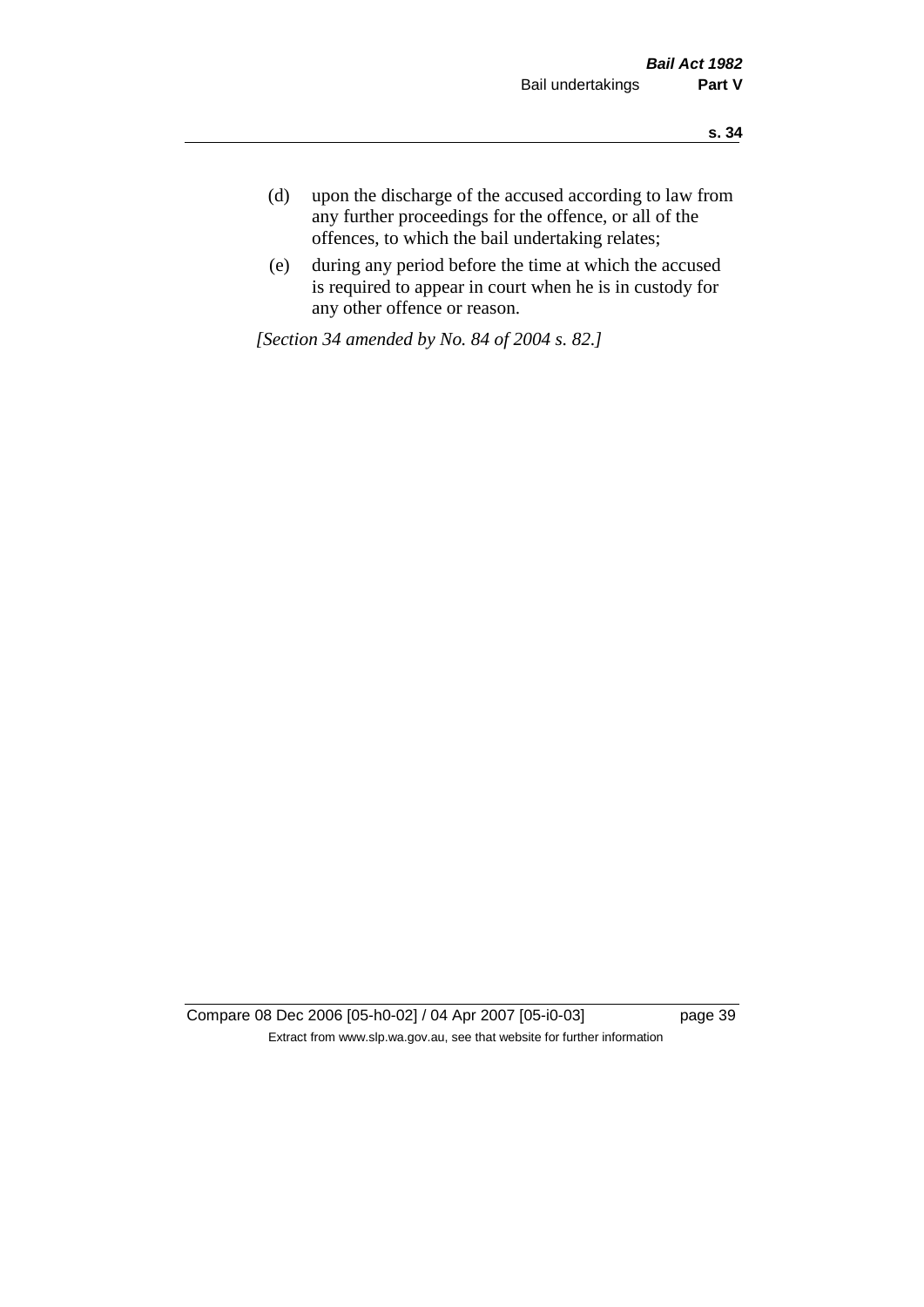(d) upon the discharge of the accused according to law from any further proceedings for the offence, or all of the offences, to which the bail undertaking relates;

(e) during any period before the time at which the accused is required to appear in court when he is in custody for any other offence or reason.

*[Section 34 amended by No. 84 of 2004 s. 82.]*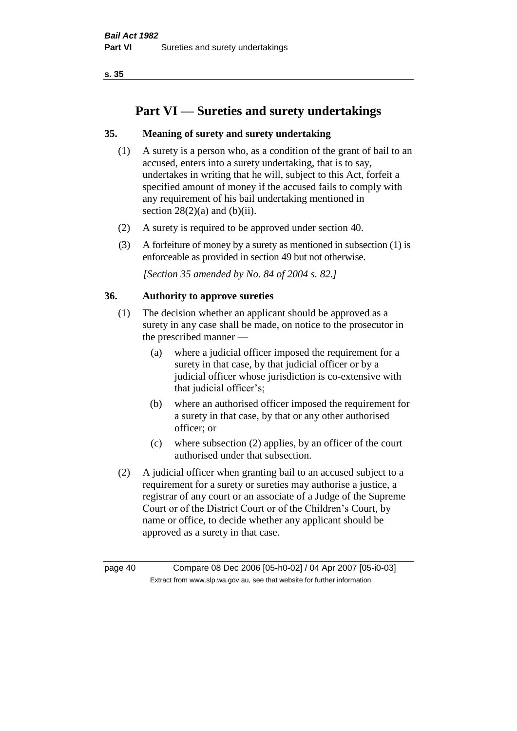# Part VI — Sureties and surety undertakings

## 35. Meaning of surety and surety undertaking

(1) A surety is a person who, as a condition of the grant of bail to an accused, enters into a surety undertaking, that is to say, undertakes in writing that he will, subject to this Act, forfeit a specified amount of money if the accused fails to comply with any requirement of his bail undertaking mentioned in section 28(2)(a) and (b)(ii).

(2) A surety is required to be approved under section 40.

(3) A forfeiture of money by a surety as mentioned in subsection (1) is enforceable as provided in section 49 but not otherwise.

*[Section 35 amended by No. 84 of 2004 s. 82.]*

## 36. Authority to approve sureties

(1) The decision whether an applicant should be approved as a surety in any case shall be made, on notice to the prosecutor in the prescribed manner —

- (a) where a judicial officer imposed the requirement for a surety in that case, by that judicial officer or by a judicial officer whose jurisdiction is co-extensive with that judicial officer's;
- (b) where an authorised officer imposed the requirement for a surety in that case, by that or any other authorised officer; or
- (c) where subsection (2) applies, by an officer of the court authorised under that subsection.

(2) A judicial officer when granting bail to an accused subject to a requirement for a surety or sureties may authorise a justice, a registrar of any court or an associate of a Judge of the Supreme Court or of the District Court or of the Children's Court, by name or office, to decide whether any applicant should be approved as a surety in that case.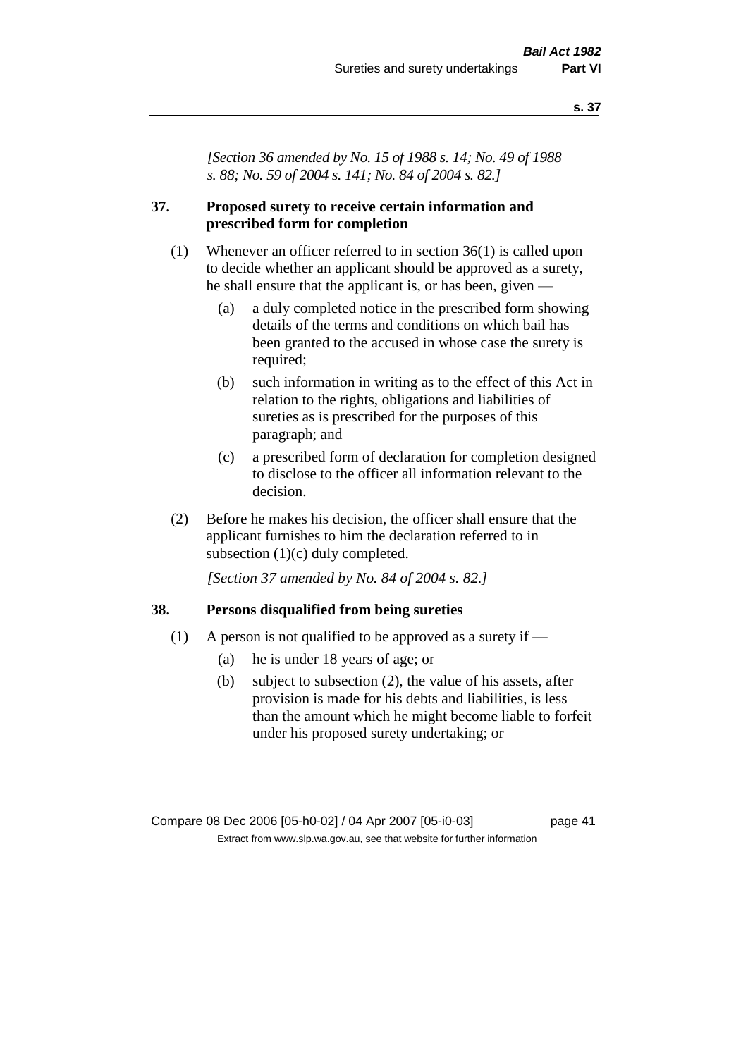*[Section 36 amended by No. 15 of 1988 s. 14; No. 49 of 1988 s. 88; No. 59 of 2004 s. 141; No. 84 of 2004 s. 82.]*

## 37. Proposed surety to receive certain information and prescribed form for completion

(1) Whenever an officer referred to in section 36(1) is called upon to decide whether an applicant should be approved as a surety, he shall ensure that the applicant is, or has been, given —

- (a) a duly completed notice in the prescribed form showing details of the terms and conditions on which bail has been granted to the accused in whose case the surety is required;
- (b) such information in writing as to the effect of this Act in relation to the rights, obligations and liabilities of sureties as is prescribed for the purposes of this paragraph; and
- (c) a prescribed form of declaration for completion designed to disclose to the officer all information relevant to the decision.

(2) Before he makes his decision, the officer shall ensure that the applicant furnishes to him the declaration referred to in subsection (1)(c) duly completed.

*[Section 37 amended by No. 84 of 2004 s. 82.]*

## 38. Persons disqualified from being sureties

(1) A person is not qualified to be approved as a surety if —

- (a) he is under 18 years of age; or
- (b) subject to subsection (2), the value of his assets, after provision is made for his debts and liabilities, is less than the amount which he might become liable to forfeit under his proposed surety undertaking; or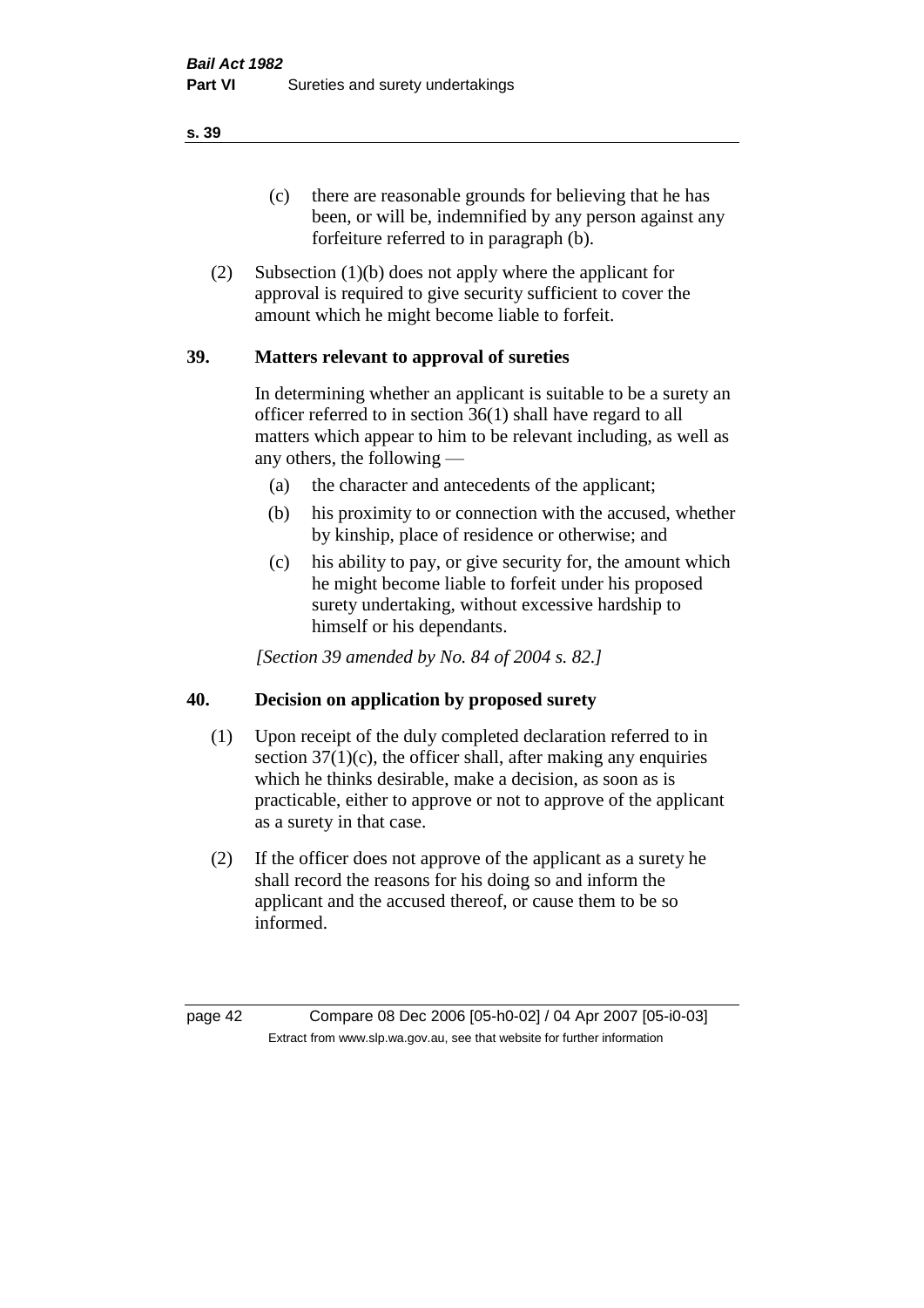(c) there are reasonable grounds for believing that he has been, or will be, indemnified by any person against any forfeiture referred to in paragraph (b).

(2) Subsection (1)(b) does not apply where the applicant for approval is required to give security sufficient to cover the amount which he might become liable to forfeit.

## 39. Matters relevant to approval of sureties

In determining whether an applicant is suitable to be a surety an officer referred to in section 36(1) shall have regard to all matters which appear to him to be relevant including, as well as any others, the following —

(a) the character and antecedents of the applicant;

(b) his proximity to or connection with the accused, whether by kinship, place of residence or otherwise; and

(c) his ability to pay, or give security for, the amount which he might become liable to forfeit under his proposed surety undertaking, without excessive hardship to himself or his dependants.

*[Section 39 amended by No. 84 of 2004 s. 82.]*

## 40. Decision on application by proposed surety

(1) Upon receipt of the duly completed declaration referred to in section 37(1)(c), the officer shall, after making any enquiries which he thinks desirable, make a decision, as soon as is practicable, either to approve or not to approve of the applicant as a surety in that case.

(2) If the officer does not approve of the applicant as a surety he shall record the reasons for his doing so and inform the applicant and the accused thereof, or cause them to be so informed.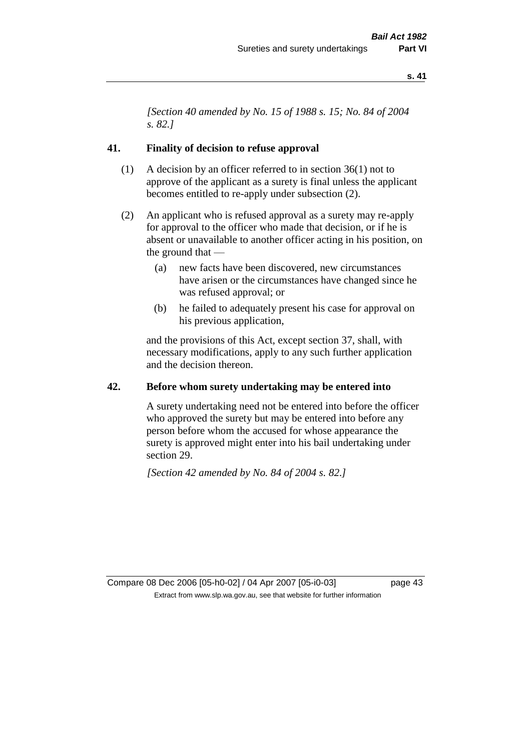*[Section 40 amended by No. 15 of 1988 s. 15; No. 84 of 2004 s. 82.]*

## 41. Finality of decision to refuse approval

(1) A decision by an officer referred to in section 36(1) not to approve of the applicant as a surety is final unless the applicant becomes entitled to re-apply under subsection (2).

(2) An applicant who is refused approval as a surety may re-apply for approval to the officer who made that decision, or if he is absent or unavailable to another officer acting in his position, on the ground that —

- (a) new facts have been discovered, new circumstances have arisen or the circumstances have changed since he was refused approval; or
- (b) he failed to adequately present his case for approval on his previous application,

and the provisions of this Act, except section 37, shall, with necessary modifications, apply to any such further application and the decision thereon.

## 42. Before whom surety undertaking may be entered into

A surety undertaking need not be entered into before the officer who approved the surety but may be entered into before any person before whom the accused for whose appearance the surety is approved might enter into his bail undertaking under section 29.

*[Section 42 amended by No. 84 of 2004 s. 82.]*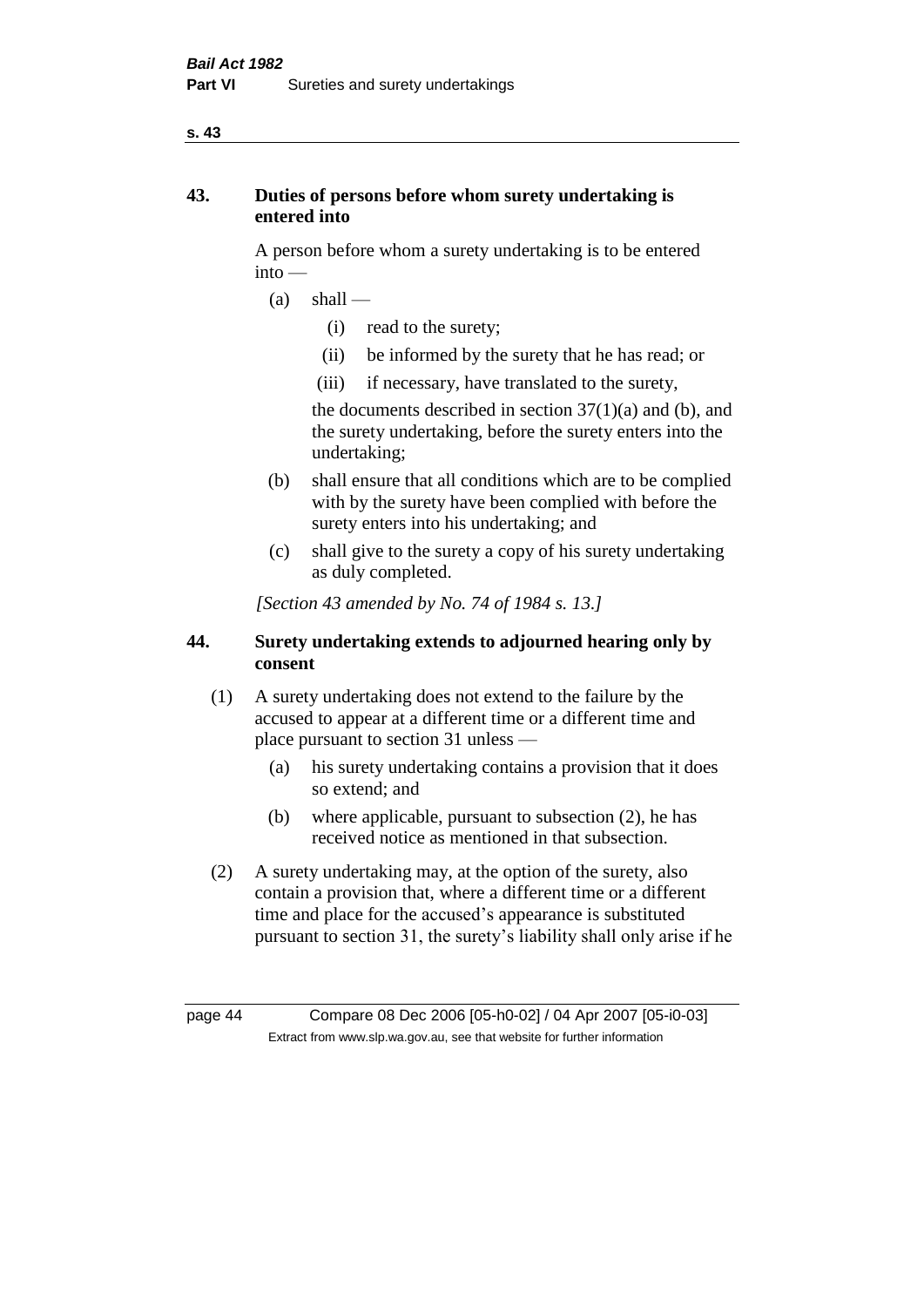## 43. Duties of persons before whom surety undertaking is entered into

A person before whom a surety undertaking is to be entered into —

- (a) shall —
  - (i) read to the surety;
  - (ii) be informed by the surety that he has read; or
  - (iii) if necessary, have translated to the surety,

  the documents described in section 37(1)(a) and (b), and the surety undertaking, before the surety enters into the undertaking;
- (b) shall ensure that all conditions which are to be complied with by the surety have been complied with before the surety enters into his undertaking; and
- (c) shall give to the surety a copy of his surety undertaking as duly completed.

*[Section 43 amended by No. 74 of 1984 s. 13.]*

## 44. Surety undertaking extends to adjourned hearing only by consent

(1) A surety undertaking does not extend to the failure by the accused to appear at a different time or a different time and place pursuant to section 31 unless —

- (a) his surety undertaking contains a provision that it does so extend; and
- (b) where applicable, pursuant to subsection (2), he has received notice as mentioned in that subsection.

(2) A surety undertaking may, at the option of the surety, also contain a provision that, where a different time or a different time and place for the accused's appearance is substituted pursuant to section 31, the surety's liability shall only arise if he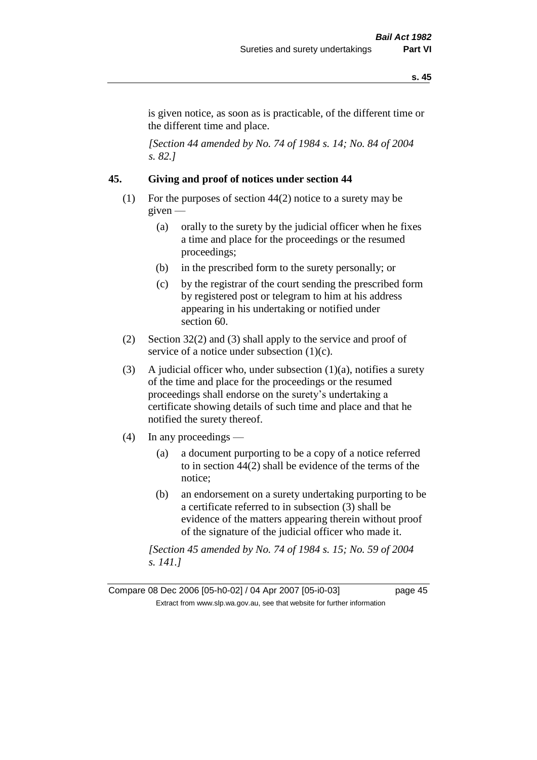is given notice, as soon as is practicable, of the different time or the different time and place.

*[Section 44 amended by No. 74 of 1984 s. 14; No. 84 of 2004 s. 82.]*

## 45. Giving and proof of notices under section 44

(1) For the purposes of section 44(2) notice to a surety may be given —

(a) orally to the surety by the judicial officer when he fixes a time and place for the proceedings or the resumed proceedings;

(b) in the prescribed form to the surety personally; or

(c) by the registrar of the court sending the prescribed form by registered post or telegram to him at his address appearing in his undertaking or notified under section 60.

(2) Section 32(2) and (3) shall apply to the service and proof of service of a notice under subsection (1)(c).

(3) A judicial officer who, under subsection (1)(a), notifies a surety of the time and place for the proceedings or the resumed proceedings shall endorse on the surety's undertaking a certificate showing details of such time and place and that he notified the surety thereof.

(4) In any proceedings —

(a) a document purporting to be a copy of a notice referred to in section 44(2) shall be evidence of the terms of the notice;

(b) an endorsement on a surety undertaking purporting to be a certificate referred to in subsection (3) shall be evidence of the matters appearing therein without proof of the signature of the judicial officer who made it.

*[Section 45 amended by No. 74 of 1984 s. 15; No. 59 of 2004 s. 141.]*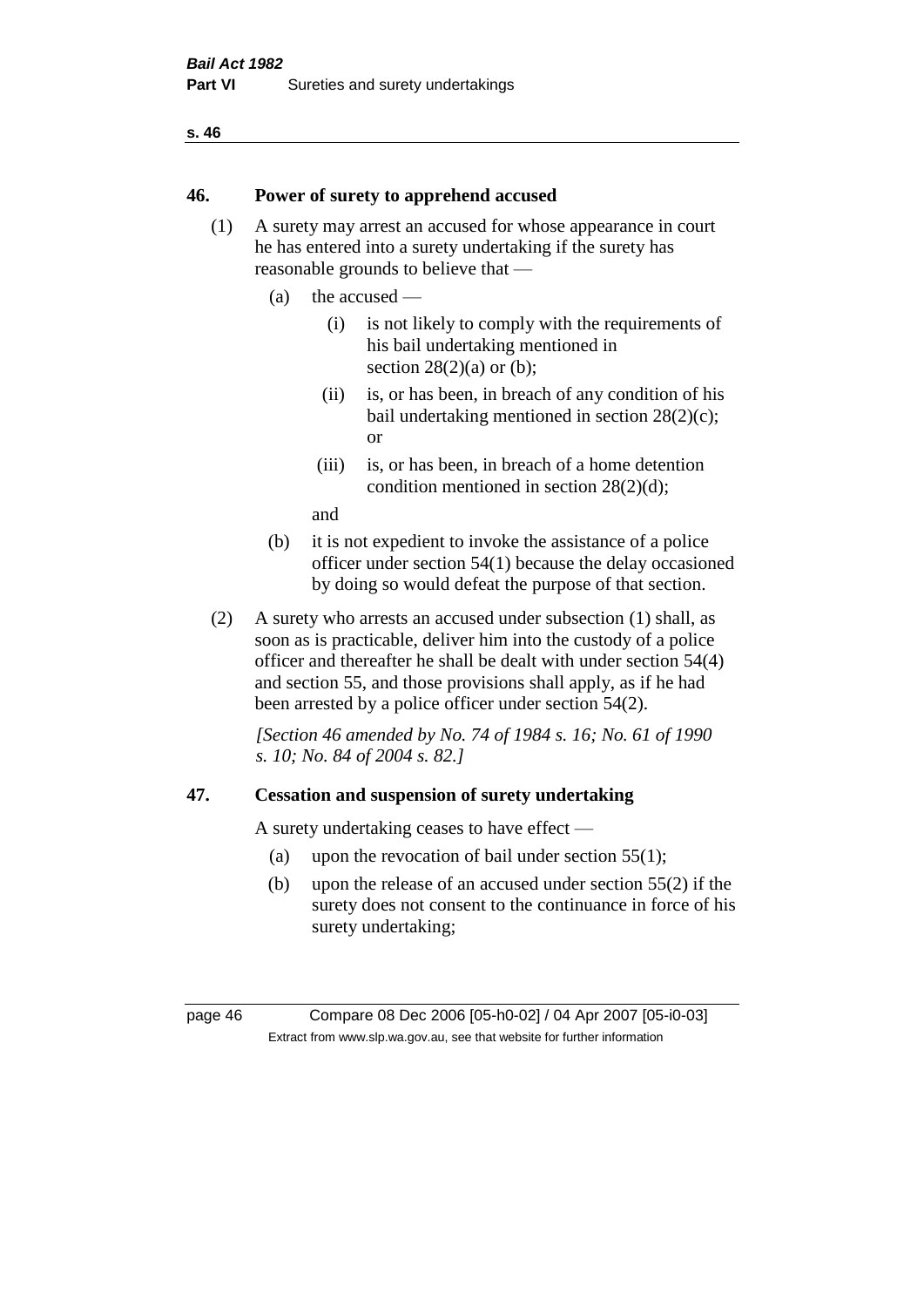## 46. Power of surety to apprehend accused

(1) A surety may arrest an accused for whose appearance in court he has entered into a surety undertaking if the surety has reasonable grounds to believe that —

(a) the accused —

(i) is not likely to comply with the requirements of his bail undertaking mentioned in section 28(2)(a) or (b);

(ii) is, or has been, in breach of any condition of his bail undertaking mentioned in section 28(2)(c); or

(iii) is, or has been, in breach of a home detention condition mentioned in section 28(2)(d);

and

(b) it is not expedient to invoke the assistance of a police officer under section 54(1) because the delay occasioned by doing so would defeat the purpose of that section.

(2) A surety who arrests an accused under subsection (1) shall, as soon as is practicable, deliver him into the custody of a police officer and thereafter he shall be dealt with under section 54(4) and section 55, and those provisions shall apply, as if he had been arrested by a police officer under section 54(2).

*[Section 46 amended by No. 74 of 1984 s. 16; No. 61 of 1990 s. 10; No. 84 of 2004 s. 82.]*

## 47. Cessation and suspension of surety undertaking

A surety undertaking ceases to have effect —

(a) upon the revocation of bail under section 55(1);

(b) upon the release of an accused under section 55(2) if the surety does not consent to the continuance in force of his surety undertaking;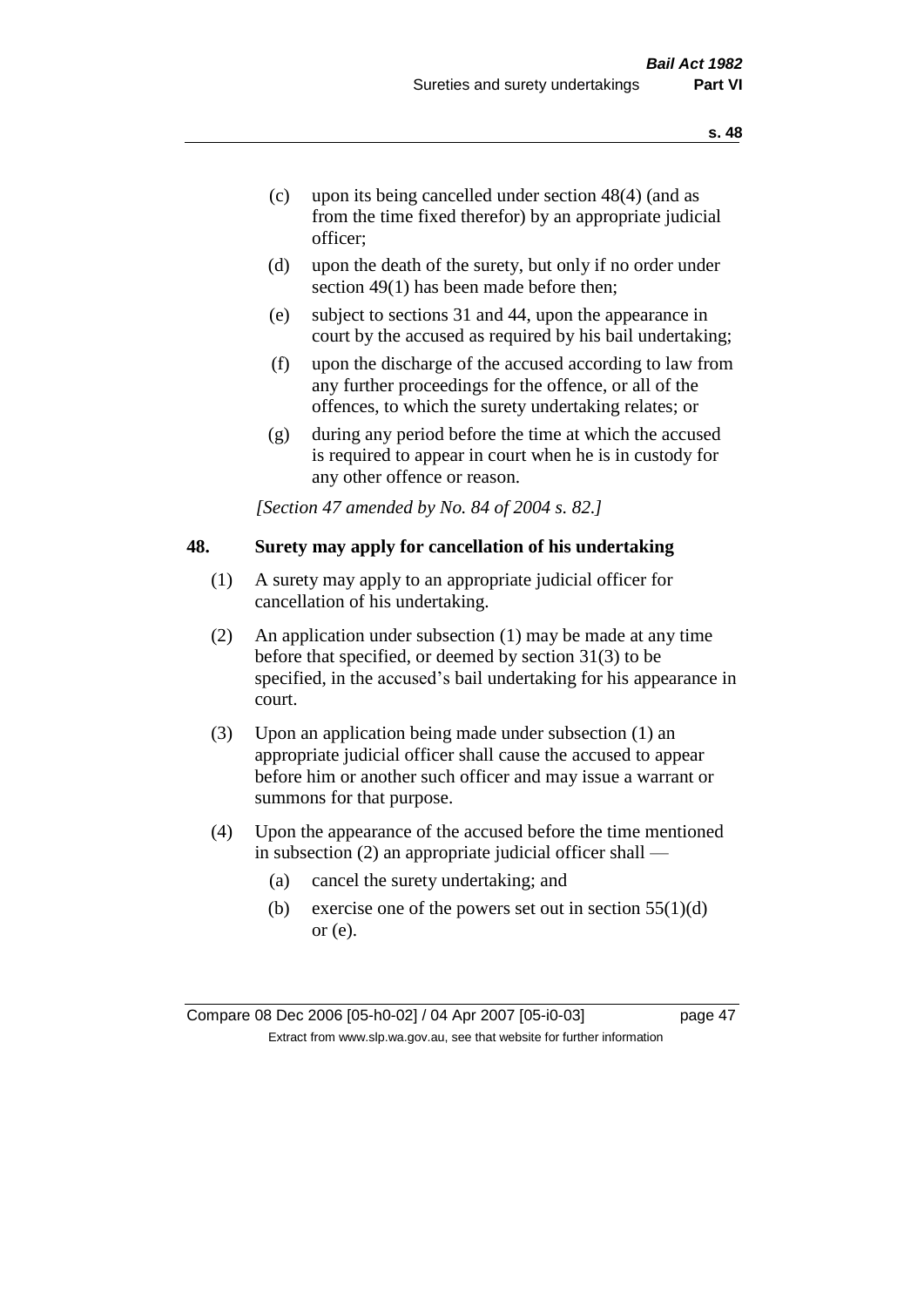(c) upon its being cancelled under section 48(4) (and as from the time fixed therefor) by an appropriate judicial officer;

(d) upon the death of the surety, but only if no order under section 49(1) has been made before then;

(e) subject to sections 31 and 44, upon the appearance in court by the accused as required by his bail undertaking;

(f) upon the discharge of the accused according to law from any further proceedings for the offence, or all of the offences, to which the surety undertaking relates; or

(g) during any period before the time at which the accused is required to appear in court when he is in custody for any other offence or reason.

*[Section 47 amended by No. 84 of 2004 s. 82.]*

## 48. Surety may apply for cancellation of his undertaking

(1) A surety may apply to an appropriate judicial officer for cancellation of his undertaking.

(2) An application under subsection (1) may be made at any time before that specified, or deemed by section 31(3) to be specified, in the accused's bail undertaking for his appearance in court.

(3) Upon an application being made under subsection (1) an appropriate judicial officer shall cause the accused to appear before him or another such officer and may issue a warrant or summons for that purpose.

(4) Upon the appearance of the accused before the time mentioned in subsection (2) an appropriate judicial officer shall —

(a) cancel the surety undertaking; and

(b) exercise one of the powers set out in section 55(1)(d) or (e).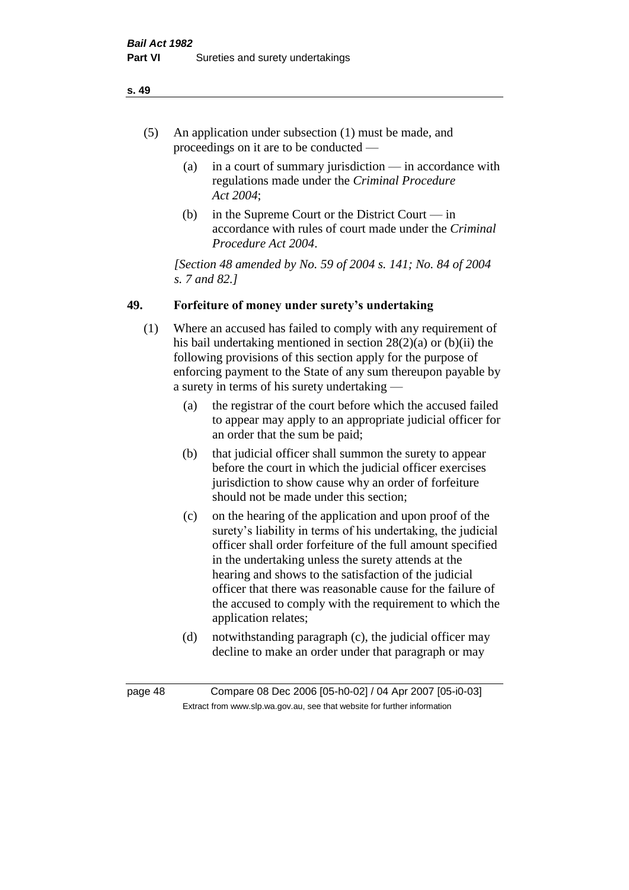(5) An application under subsection (1) must be made, and proceedings on it are to be conducted —

(a) in a court of summary jurisdiction — in accordance with regulations made under the *Criminal Procedure Act 2004*;

(b) in the Supreme Court or the District Court — in accordance with rules of court made under the *Criminal Procedure Act 2004*.

*[Section 48 amended by No. 59 of 2004 s. 141; No. 84 of 2004 s. 7 and 82.]*

## 49. Forfeiture of money under surety's undertaking

(1) Where an accused has failed to comply with any requirement of his bail undertaking mentioned in section 28(2)(a) or (b)(ii) the following provisions of this section apply for the purpose of enforcing payment to the State of any sum thereupon payable by a surety in terms of his surety undertaking —

(a) the registrar of the court before which the accused failed to appear may apply to an appropriate judicial officer for an order that the sum be paid;

(b) that judicial officer shall summon the surety to appear before the court in which the judicial officer exercises jurisdiction to show cause why an order of forfeiture should not be made under this section;

(c) on the hearing of the application and upon proof of the surety's liability in terms of his undertaking, the judicial officer shall order forfeiture of the full amount specified in the undertaking unless the surety attends at the hearing and shows to the satisfaction of the judicial officer that there was reasonable cause for the failure of the accused to comply with the requirement to which the application relates;

(d) notwithstanding paragraph (c), the judicial officer may decline to make an order under that paragraph or may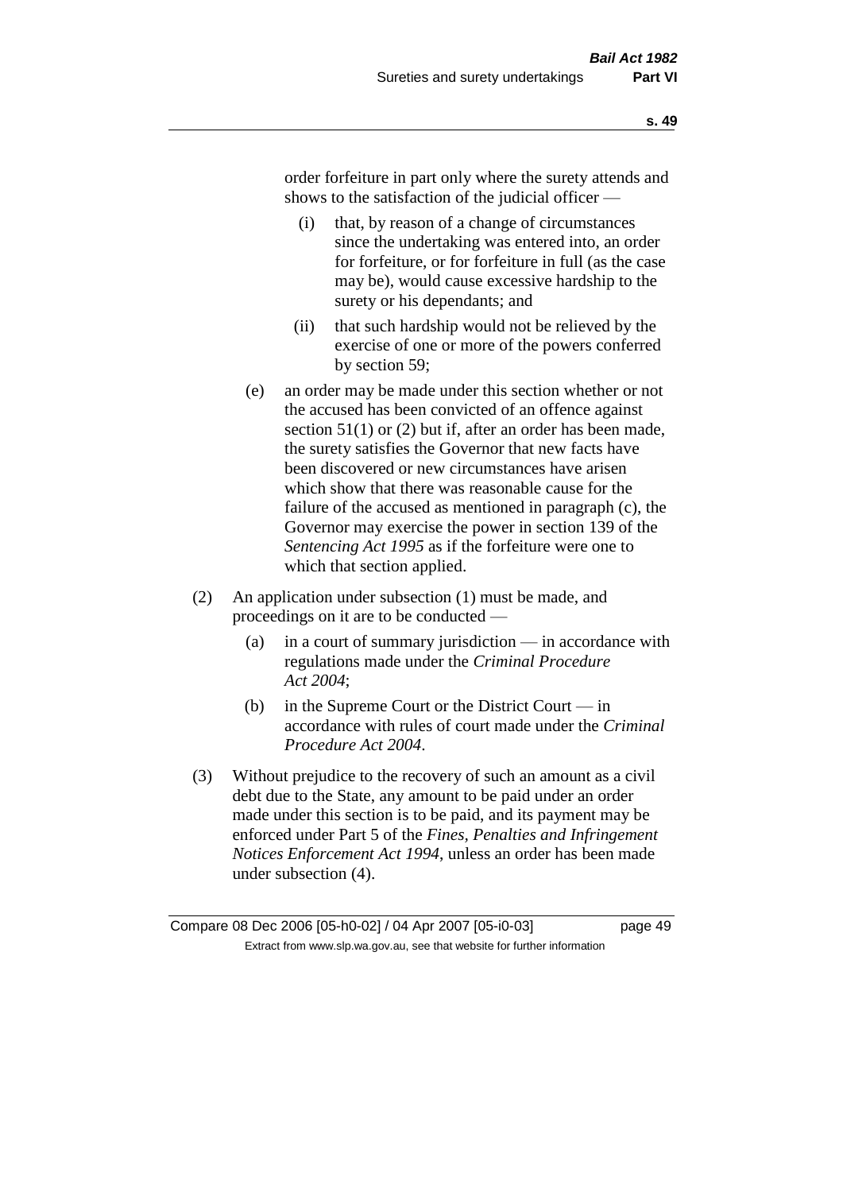order forfeiture in part only where the surety attends and shows to the satisfaction of the judicial officer —

- (i) that, by reason of a change of circumstances since the undertaking was entered into, an order for forfeiture, or for forfeiture in full (as the case may be), would cause excessive hardship to the surety or his dependants; and
- (ii) that such hardship would not be relieved by the exercise of one or more of the powers conferred by section 59;

- (e) an order may be made under this section whether or not the accused has been convicted of an offence against section 51(1) or (2) but if, after an order has been made, the surety satisfies the Governor that new facts have been discovered or new circumstances have arisen which show that there was reasonable cause for the failure of the accused as mentioned in paragraph (c), the Governor may exercise the power in section 139 of the *Sentencing Act 1995* as if the forfeiture were one to which that section applied.

(2) An application under subsection (1) must be made, and proceedings on it are to be conducted —

- (a) in a court of summary jurisdiction — in accordance with regulations made under the *Criminal Procedure Act 2004*;
- (b) in the Supreme Court or the District Court — in accordance with rules of court made under the *Criminal Procedure Act 2004*.

(3) Without prejudice to the recovery of such an amount as a civil debt due to the State, any amount to be paid under an order made under this section is to be paid, and its payment may be enforced under Part 5 of the *Fines, Penalties and Infringement Notices Enforcement Act 1994*, unless an order has been made under subsection (4).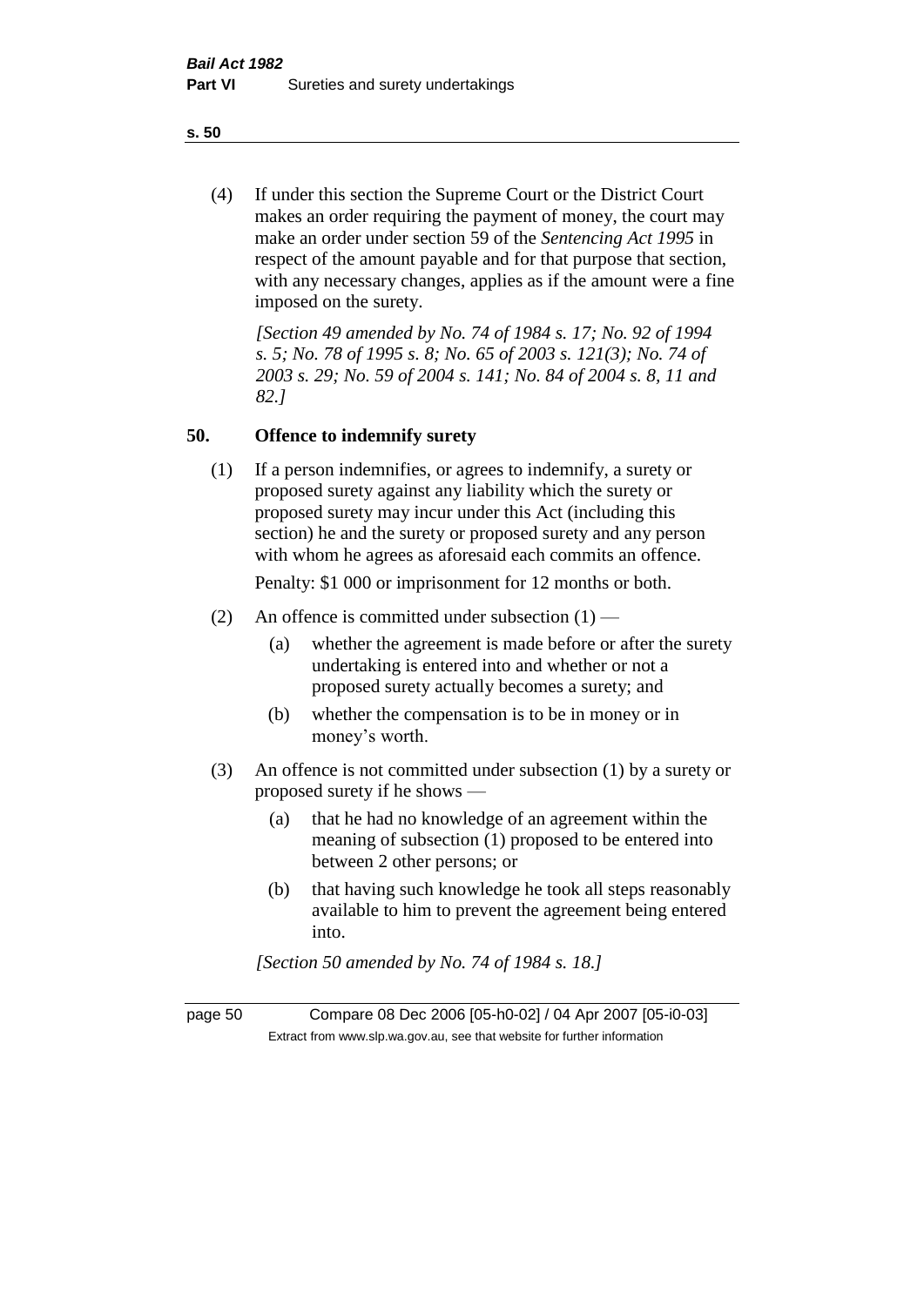(4) If under this section the Supreme Court or the District Court makes an order requiring the payment of money, the court may make an order under section 59 of the *Sentencing Act 1995* in respect of the amount payable and for that purpose that section, with any necessary changes, applies as if the amount were a fine imposed on the surety.

*[Section 49 amended by No. 74 of 1984 s. 17; No. 92 of 1994 s. 5; No. 78 of 1995 s. 8; No. 65 of 2003 s. 121(3); No. 74 of 2003 s. 29; No. 59 of 2004 s. 141; No. 84 of 2004 s. 8, 11 and 82.]*

## 50. Offence to indemnify surety

(1) If a person indemnifies, or agrees to indemnify, a surety or proposed surety against any liability which the surety or proposed surety may incur under this Act (including this section) he and the surety or proposed surety and any person with whom he agrees as aforesaid each commits an offence.

Penalty: $1 000 or imprisonment for 12 months or both.

(2) An offence is committed under subsection (1) —

- (a) whether the agreement is made before or after the surety undertaking is entered into and whether or not a proposed surety actually becomes a surety; and
- (b) whether the compensation is to be in money or in money's worth.

(3) An offence is not committed under subsection (1) by a surety or proposed surety if he shows —

- (a) that he had no knowledge of an agreement within the meaning of subsection (1) proposed to be entered into between 2 other persons; or
- (b) that having such knowledge he took all steps reasonably available to him to prevent the agreement being entered into.

*[Section 50 amended by No. 74 of 1984 s. 18.]*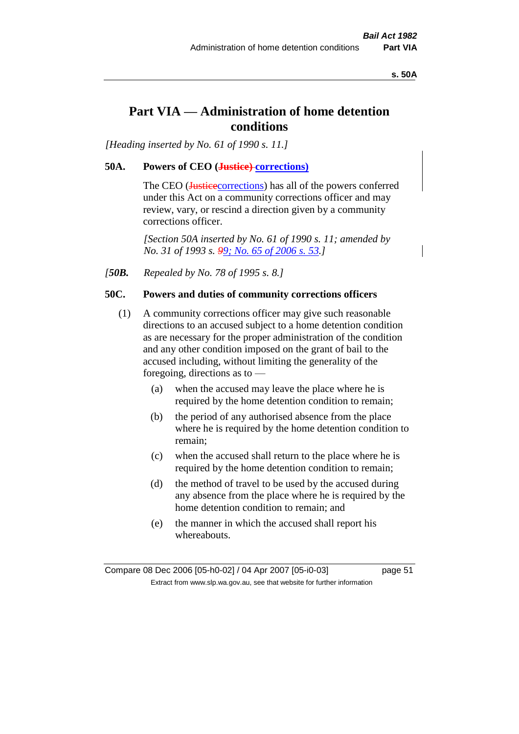# Part VIA — Administration of home detention conditions

*[Heading inserted by No. 61 of 1990 s. 11.]*

**50A. Powers of CEO (~~Justice)~~ corrections)**

The CEO (~~Justice~~corrections) has all of the powers conferred under this Act on a community corrections officer and may review, vary, or rescind a direction given by a community corrections officer.

*[Section 50A inserted by No. 61 of 1990 s. 11; amended by No. 31 of 1993 s. ~~9~~9; No. 65 of 2006 s. 53.]*

*[**50B.** Repealed by No. 78 of 1995 s. 8.]*

**50C. Powers and duties of community corrections officers**

(1) A community corrections officer may give such reasonable directions to an accused subject to a home detention condition as are necessary for the proper administration of the condition and any other condition imposed on the grant of bail to the accused including, without limiting the generality of the foregoing, directions as to —

(a) when the accused may leave the place where he is required by the home detention condition to remain;

(b) the period of any authorised absence from the place where he is required by the home detention condition to remain;

(c) when the accused shall return to the place where he is required by the home detention condition to remain;

(d) the method of travel to be used by the accused during any absence from the place where he is required by the home detention condition to remain; and

(e) the manner in which the accused shall report his whereabouts.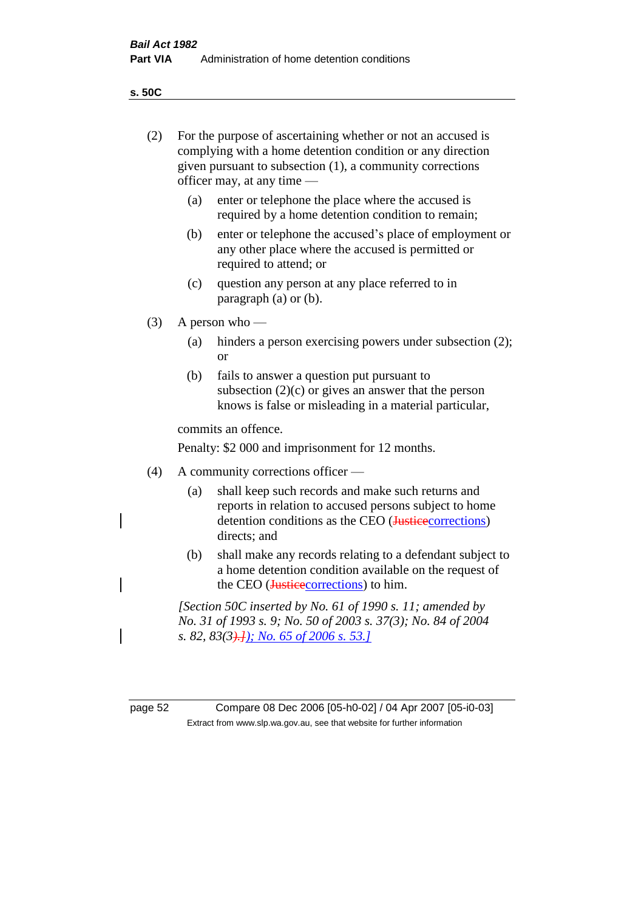(2) For the purpose of ascertaining whether or not an accused is complying with a home detention condition or any direction given pursuant to subsection (1), a community corrections officer may, at any time —

(a) enter or telephone the place where the accused is required by a home detention condition to remain;

(b) enter or telephone the accused's place of employment or any other place where the accused is permitted or required to attend; or

(c) question any person at any place referred to in paragraph (a) or (b).

(3) A person who —

(a) hinders a person exercising powers under subsection (2); or

(b) fails to answer a question put pursuant to subsection (2)(c) or gives an answer that the person knows is false or misleading in a material particular,

commits an offence.

Penalty: $2 000 and imprisonment for 12 months.

(4) A community corrections officer —

(a) shall keep such records and make such returns and reports in relation to accused persons subject to home detention conditions as the CEO (~~Justice~~corrections) directs; and

(b) shall make any records relating to a defendant subject to a home detention condition available on the request of the CEO (~~Justice~~corrections) to him.

*[Section 50C inserted by No. 61 of 1990 s. 11; amended by No. 31 of 1993 s. 9; No. 50 of 2003 s. 37(3); No. 84 of 2004 s. 82, 83(3~~).]~~); No. 65 of 2006 s. 53.]*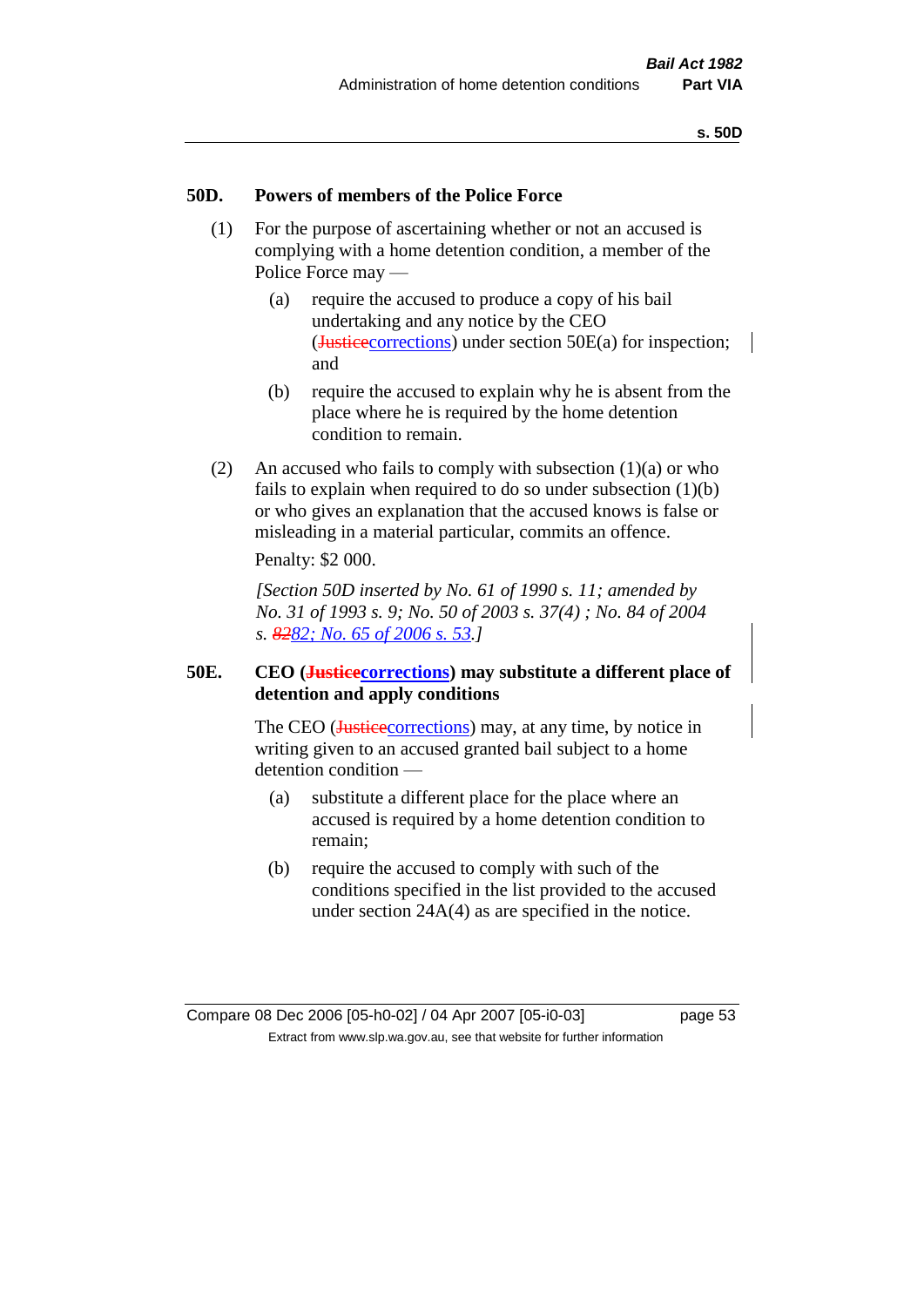## 50D. Powers of members of the Police Force

(1) For the purpose of ascertaining whether or not an accused is complying with a home detention condition, a member of the Police Force may —

(a) require the accused to produce a copy of his bail undertaking and any notice by the CEO (~~Justice~~corrections) under section 50E(a) for inspection; and

(b) require the accused to explain why he is absent from the place where he is required by the home detention condition to remain.

(2) An accused who fails to comply with subsection (1)(a) or who fails to explain when required to do so under subsection (1)(b) or who gives an explanation that the accused knows is false or misleading in a material particular, commits an offence.

Penalty: $2 000.

*[Section 50D inserted by No. 61 of 1990 s. 11; amended by No. 31 of 1993 s. 9; No. 50 of 2003 s. 37(4) ; No. 84 of 2004 s. ~~82~~82; No. 65 of 2006 s. 53.]*

## 50E. CEO (~~Justice~~corrections) may substitute a different place of detention and apply conditions

The CEO (~~Justice~~corrections) may, at any time, by notice in writing given to an accused granted bail subject to a home detention condition —

(a) substitute a different place for the place where an accused is required by a home detention condition to remain;

(b) require the accused to comply with such of the conditions specified in the list provided to the accused under section 24A(4) as are specified in the notice.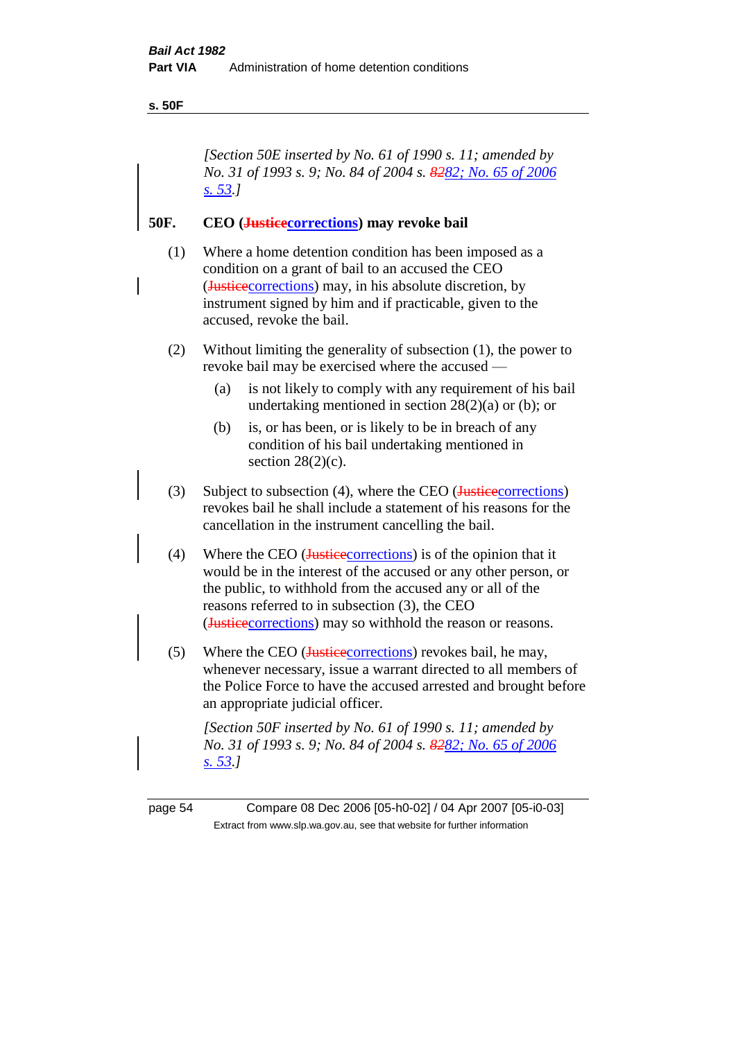*[Section 50E inserted by No. 61 of 1990 s. 11; amended by No. 31 of 1993 s. 9; No. 84 of 2004 s. ~~82~~82; No. 65 of 2006 s. 53.]*

**50F. CEO (~~Justice~~corrections) may revoke bail**

(1) Where a home detention condition has been imposed as a condition on a grant of bail to an accused the CEO (~~Justice~~corrections) may, in his absolute discretion, by instrument signed by him and if practicable, given to the accused, revoke the bail.

(2) Without limiting the generality of subsection (1), the power to revoke bail may be exercised where the accused —

(a) is not likely to comply with any requirement of his bail undertaking mentioned in section 28(2)(a) or (b); or

(b) is, or has been, or is likely to be in breach of any condition of his bail undertaking mentioned in section 28(2)(c).

(3) Subject to subsection (4), where the CEO (~~Justice~~corrections) revokes bail he shall include a statement of his reasons for the cancellation in the instrument cancelling the bail.

(4) Where the CEO (~~Justice~~corrections) is of the opinion that it would be in the interest of the accused or any other person, or the public, to withhold from the accused any or all of the reasons referred to in subsection (3), the CEO (~~Justice~~corrections) may so withhold the reason or reasons.

(5) Where the CEO (~~Justice~~corrections) revokes bail, he may, whenever necessary, issue a warrant directed to all members of the Police Force to have the accused arrested and brought before an appropriate judicial officer.

*[Section 50F inserted by No. 61 of 1990 s. 11; amended by No. 31 of 1993 s. 9; No. 84 of 2004 s. ~~82~~82; No. 65 of 2006 s. 53.]*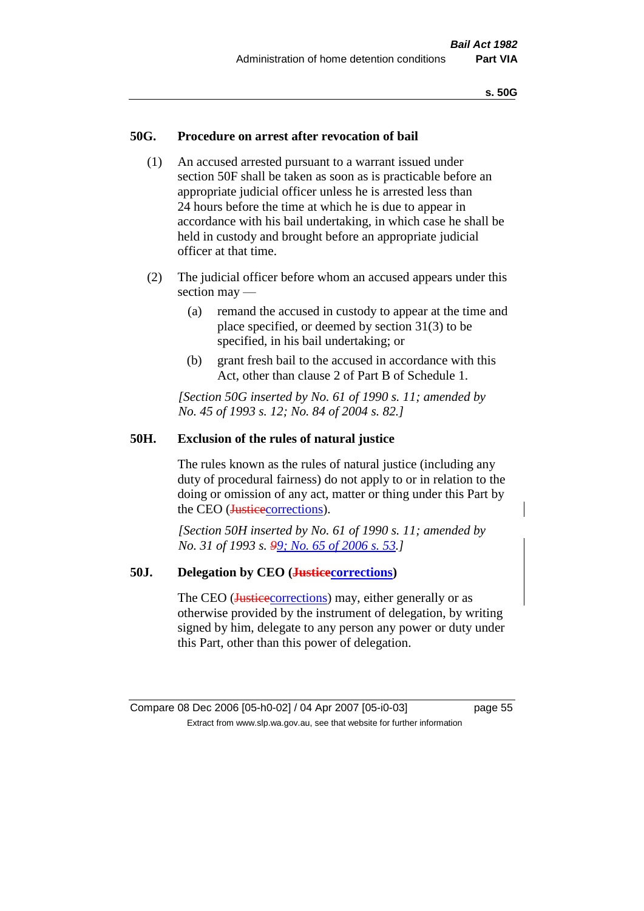### 50G. Procedure on arrest after revocation of bail

(1) An accused arrested pursuant to a warrant issued under section 50F shall be taken as soon as is practicable before an appropriate judicial officer unless he is arrested less than 24 hours before the time at which he is due to appear in accordance with his bail undertaking, in which case he shall be held in custody and brought before an appropriate judicial officer at that time.

(2) The judicial officer before whom an accused appears under this section may —

(a) remand the accused in custody to appear at the time and place specified, or deemed by section 31(3) to be specified, in his bail undertaking; or

(b) grant fresh bail to the accused in accordance with this Act, other than clause 2 of Part B of Schedule 1.

*[Section 50G inserted by No. 61 of 1990 s. 11; amended by No. 45 of 1993 s. 12; No. 84 of 2004 s. 82.]*

### 50H. Exclusion of the rules of natural justice

The rules known as the rules of natural justice (including any duty of procedural fairness) do not apply to or in relation to the doing or omission of any act, matter or thing under this Part by the CEO (~~Justice~~corrections).

*[Section 50H inserted by No. 61 of 1990 s. 11; amended by No. 31 of 1993 s. ~~9~~9; No. 65 of 2006 s. 53.]*

### 50J. Delegation by CEO (~~Justice~~corrections)

The CEO (~~Justice~~corrections) may, either generally or as otherwise provided by the instrument of delegation, by writing signed by him, delegate to any person any power or duty under this Part, other than this power of delegation.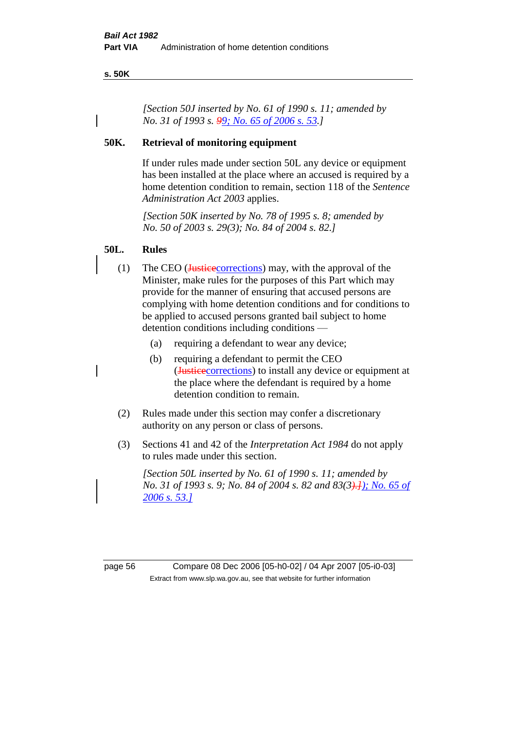*[Section 50J inserted by No. 61 of 1990 s. 11; amended by No. 31 of 1993 s. ~~9~~9; No. 65 of 2006 s. 53.]*

## 50K. Retrieval of monitoring equipment

If under rules made under section 50L any device or equipment has been installed at the place where an accused is required by a home detention condition to remain, section 118 of the *Sentence Administration Act 2003* applies.

*[Section 50K inserted by No. 78 of 1995 s. 8; amended by No. 50 of 2003 s. 29(3); No. 84 of 2004 s. 82.]*

## 50L. Rules

(1) The CEO (~~Justice~~corrections) may, with the approval of the Minister, make rules for the purposes of this Part which may provide for the manner of ensuring that accused persons are complying with home detention conditions and for conditions to be applied to accused persons granted bail subject to home detention conditions including conditions —

  (a) requiring a defendant to wear any device;

  (b) requiring a defendant to permit the CEO (~~Justice~~corrections) to install any device or equipment at the place where the defendant is required by a home detention condition to remain.

(2) Rules made under this section may confer a discretionary authority on any person or class of persons.

(3) Sections 41 and 42 of the *Interpretation Act 1984* do not apply to rules made under this section.

*[Section 50L inserted by No. 61 of 1990 s. 11; amended by No. 31 of 1993 s. 9; No. 84 of 2004 s. 82 and 83(3~~).]~~); No. 65 of 2006 s. 53.]*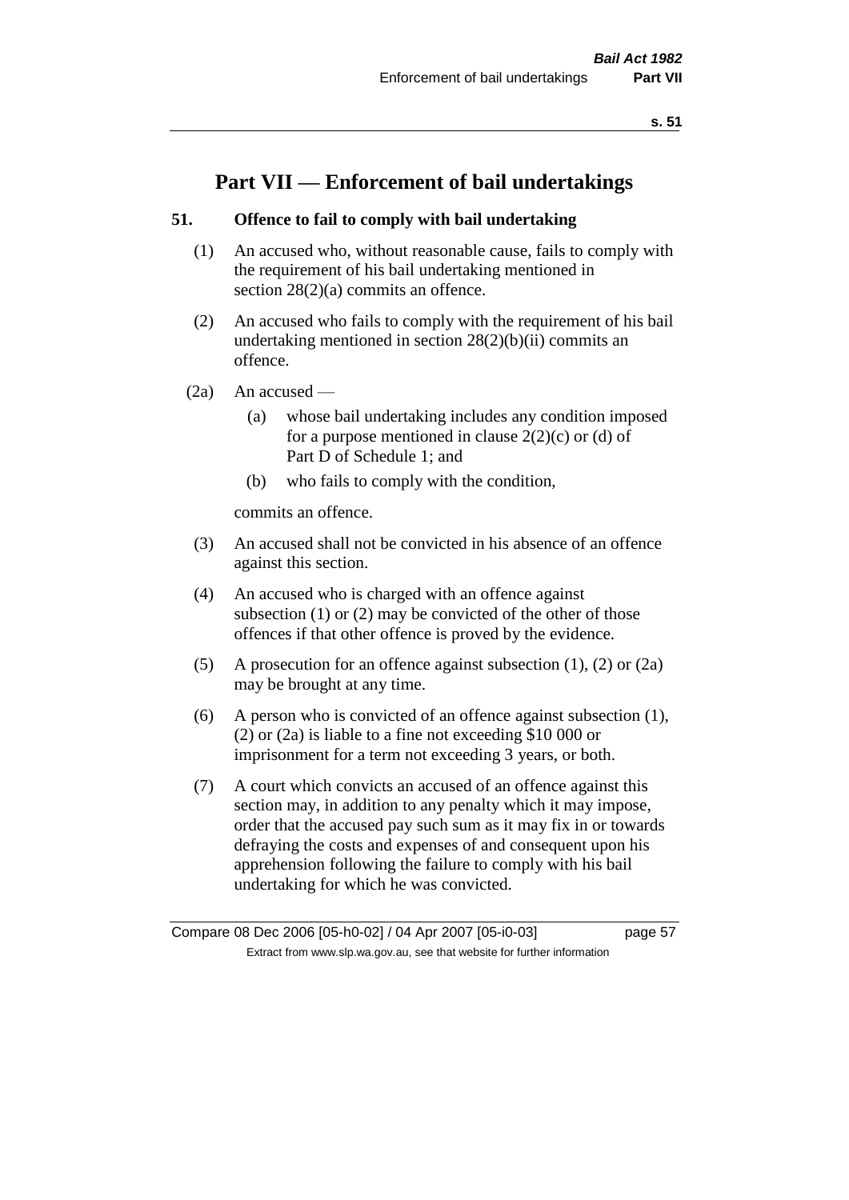# Part VII — Enforcement of bail undertakings

### 51. Offence to fail to comply with bail undertaking

(1) An accused who, without reasonable cause, fails to comply with the requirement of his bail undertaking mentioned in section 28(2)(a) commits an offence.

(2) An accused who fails to comply with the requirement of his bail undertaking mentioned in section 28(2)(b)(ii) commits an offence.

(2a) An accused —

- (a) whose bail undertaking includes any condition imposed for a purpose mentioned in clause 2(2)(c) or (d) of Part D of Schedule 1; and
- (b) who fails to comply with the condition,

commits an offence.

(3) An accused shall not be convicted in his absence of an offence against this section.

(4) An accused who is charged with an offence against subsection (1) or (2) may be convicted of the other of those offences if that other offence is proved by the evidence.

(5) A prosecution for an offence against subsection (1), (2) or (2a) may be brought at any time.

(6) A person who is convicted of an offence against subsection (1), (2) or (2a) is liable to a fine not exceeding $10 000 or imprisonment for a term not exceeding 3 years, or both.

(7) A court which convicts an accused of an offence against this section may, in addition to any penalty which it may impose, order that the accused pay such sum as it may fix in or towards defraying the costs and expenses of and consequent upon his apprehension following the failure to comply with his bail undertaking for which he was convicted.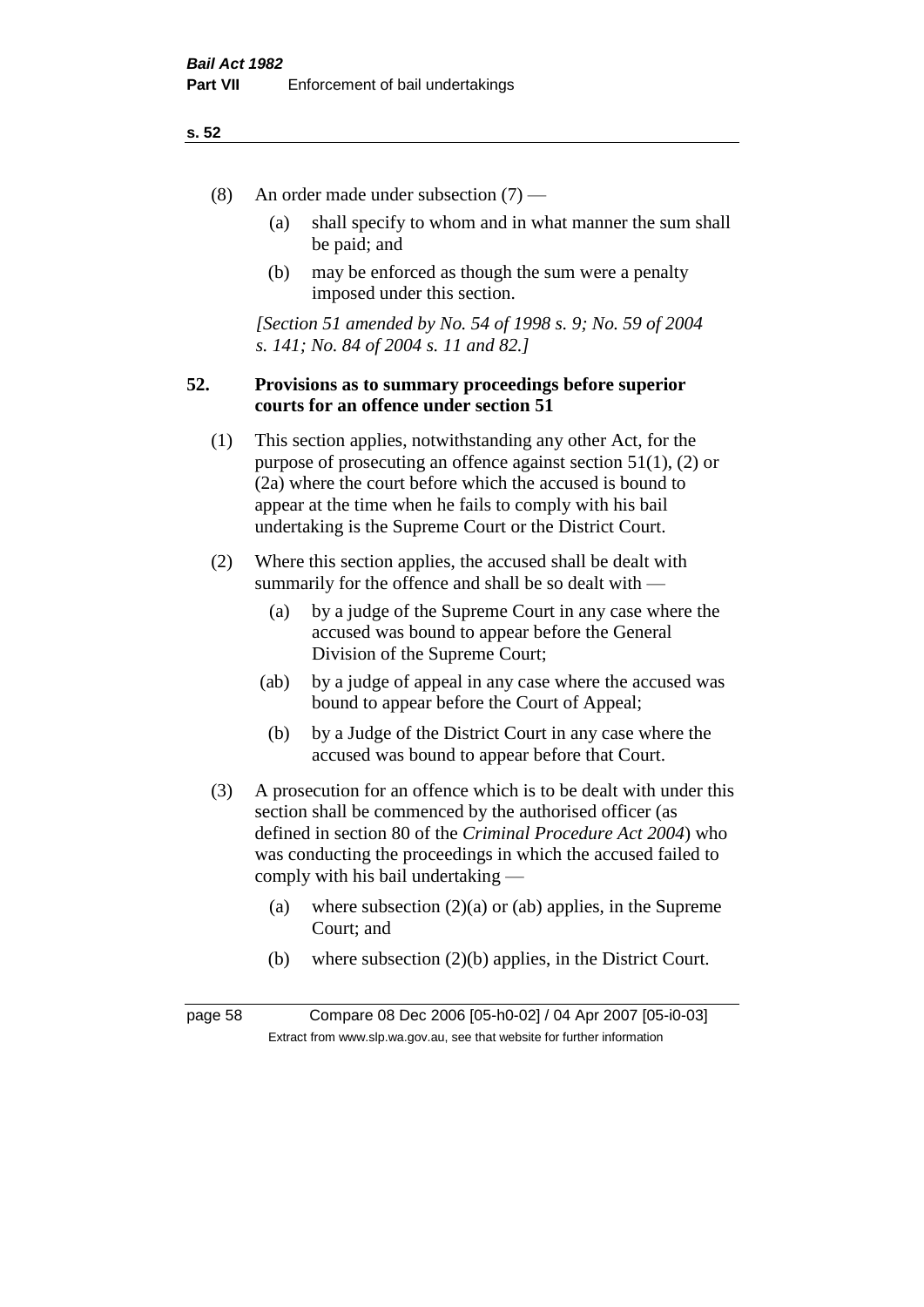(8) An order made under subsection (7) —

(a) shall specify to whom and in what manner the sum shall be paid; and

(b) may be enforced as though the sum were a penalty imposed under this section.

*[Section 51 amended by No. 54 of 1998 s. 9; No. 59 of 2004 s. 141; No. 84 of 2004 s. 11 and 82.]*

### 52. Provisions as to summary proceedings before superior courts for an offence under section 51

(1) This section applies, notwithstanding any other Act, for the purpose of prosecuting an offence against section 51(1), (2) or (2a) where the court before which the accused is bound to appear at the time when he fails to comply with his bail undertaking is the Supreme Court or the District Court.

(2) Where this section applies, the accused shall be dealt with summarily for the offence and shall be so dealt with —

(a) by a judge of the Supreme Court in any case where the accused was bound to appear before the General Division of the Supreme Court;

(ab) by a judge of appeal in any case where the accused was bound to appear before the Court of Appeal;

(b) by a Judge of the District Court in any case where the accused was bound to appear before that Court.

(3) A prosecution for an offence which is to be dealt with under this section shall be commenced by the authorised officer (as defined in section 80 of the *Criminal Procedure Act 2004*) who was conducting the proceedings in which the accused failed to comply with his bail undertaking —

(a) where subsection (2)(a) or (ab) applies, in the Supreme Court; and

(b) where subsection (2)(b) applies, in the District Court.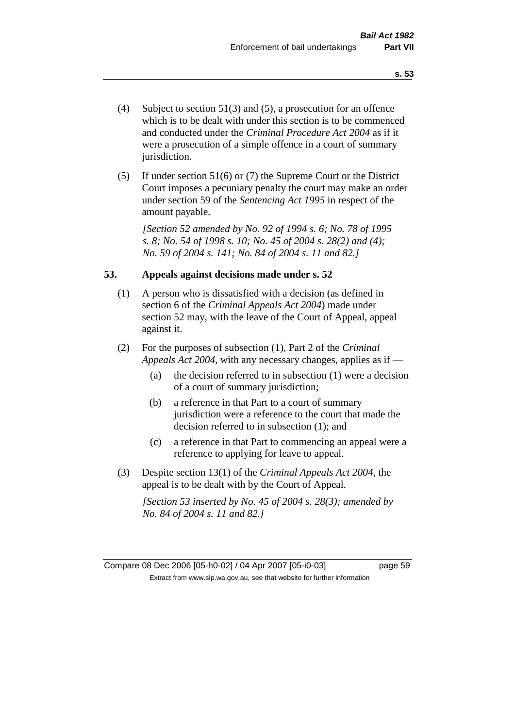(4) Subject to section 51(3) and (5), a prosecution for an offence which is to be dealt with under this section is to be commenced and conducted under the *Criminal Procedure Act 2004* as if it were a prosecution of a simple offence in a court of summary jurisdiction.

(5) If under section 51(6) or (7) the Supreme Court or the District Court imposes a pecuniary penalty the court may make an order under section 59 of the *Sentencing Act 1995* in respect of the amount payable.

*[Section 52 amended by No. 92 of 1994 s. 6; No. 78 of 1995 s. 8; No. 54 of 1998 s. 10; No. 45 of 2004 s. 28(2) and (4); No. 59 of 2004 s. 141; No. 84 of 2004 s. 11 and 82.]*

## 53. Appeals against decisions made under s. 52

(1) A person who is dissatisfied with a decision (as defined in section 6 of the *Criminal Appeals Act 2004*) made under section 52 may, with the leave of the Court of Appeal, appeal against it.

(2) For the purposes of subsection (1), Part 2 of the *Criminal Appeals Act 2004*, with any necessary changes, applies as if —

   (a) the decision referred to in subsection (1) were a decision of a court of summary jurisdiction;

   (b) a reference in that Part to a court of summary jurisdiction were a reference to the court that made the decision referred to in subsection (1); and

   (c) a reference in that Part to commencing an appeal were a reference to applying for leave to appeal.

(3) Despite section 13(1) of the *Criminal Appeals Act 2004*, the appeal is to be dealt with by the Court of Appeal.

*[Section 53 inserted by No. 45 of 2004 s. 28(3); amended by No. 84 of 2004 s. 11 and 82.]*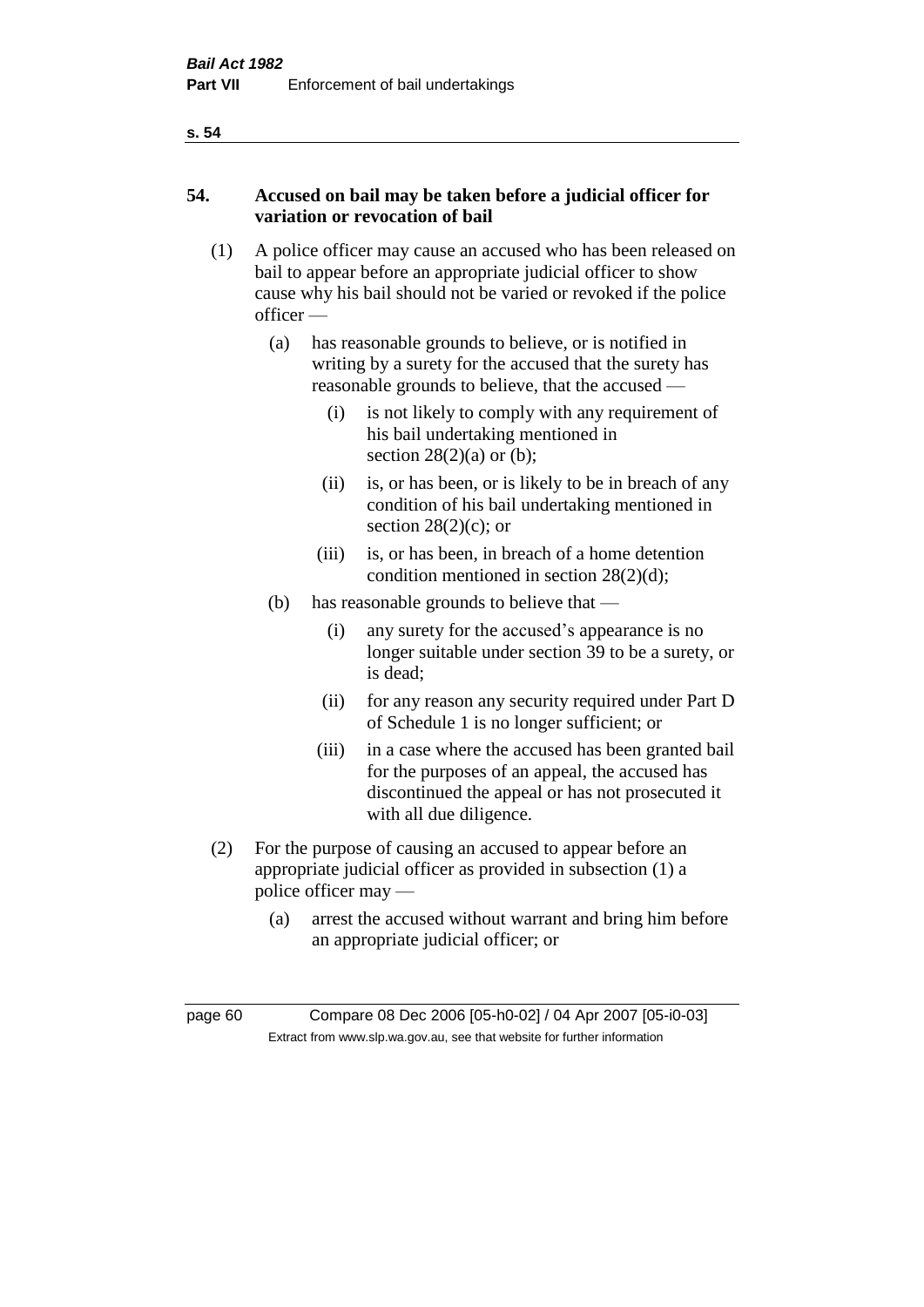## 54. Accused on bail may be taken before a judicial officer for variation or revocation of bail

(1) A police officer may cause an accused who has been released on bail to appear before an appropriate judicial officer to show cause why his bail should not be varied or revoked if the police officer —

(a) has reasonable grounds to believe, or is notified in writing by a surety for the accused that the surety has reasonable grounds to believe, that the accused —

(i) is not likely to comply with any requirement of his bail undertaking mentioned in section 28(2)(a) or (b);

(ii) is, or has been, or is likely to be in breach of any condition of his bail undertaking mentioned in section 28(2)(c); or

(iii) is, or has been, in breach of a home detention condition mentioned in section 28(2)(d);

(b) has reasonable grounds to believe that —

(i) any surety for the accused's appearance is no longer suitable under section 39 to be a surety, or is dead;

(ii) for any reason any security required under Part D of Schedule 1 is no longer sufficient; or

(iii) in a case where the accused has been granted bail for the purposes of an appeal, the accused has discontinued the appeal or has not prosecuted it with all due diligence.

(2) For the purpose of causing an accused to appear before an appropriate judicial officer as provided in subsection (1) a police officer may —

(a) arrest the accused without warrant and bring him before an appropriate judicial officer; or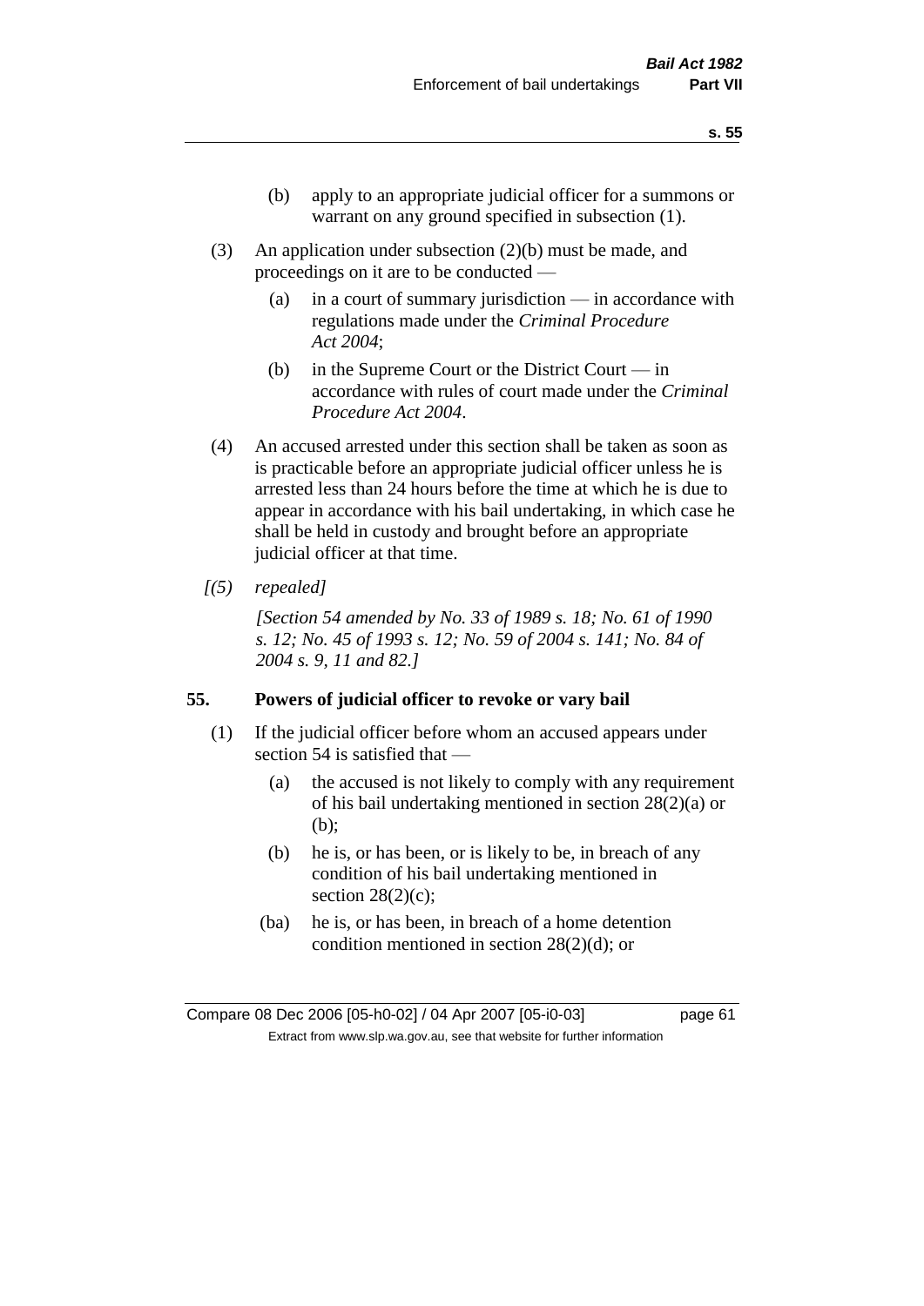(b) apply to an appropriate judicial officer for a summons or warrant on any ground specified in subsection (1).

(3) An application under subsection (2)(b) must be made, and proceedings on it are to be conducted —

(a) in a court of summary jurisdiction — in accordance with regulations made under the *Criminal Procedure Act 2004*;

(b) in the Supreme Court or the District Court — in accordance with rules of court made under the *Criminal Procedure Act 2004*.

(4) An accused arrested under this section shall be taken as soon as is practicable before an appropriate judicial officer unless he is arrested less than 24 hours before the time at which he is due to appear in accordance with his bail undertaking, in which case he shall be held in custody and brought before an appropriate judicial officer at that time.

*[(5) repealed]*

*[Section 54 amended by No. 33 of 1989 s. 18; No. 61 of 1990 s. 12; No. 45 of 1993 s. 12; No. 59 of 2004 s. 141; No. 84 of 2004 s. 9, 11 and 82.]*

## 55. Powers of judicial officer to revoke or vary bail

(1) If the judicial officer before whom an accused appears under section 54 is satisfied that —

(a) the accused is not likely to comply with any requirement of his bail undertaking mentioned in section 28(2)(a) or (b);

(b) he is, or has been, or is likely to be, in breach of any condition of his bail undertaking mentioned in section 28(2)(c);

(ba) he is, or has been, in breach of a home detention condition mentioned in section 28(2)(d); or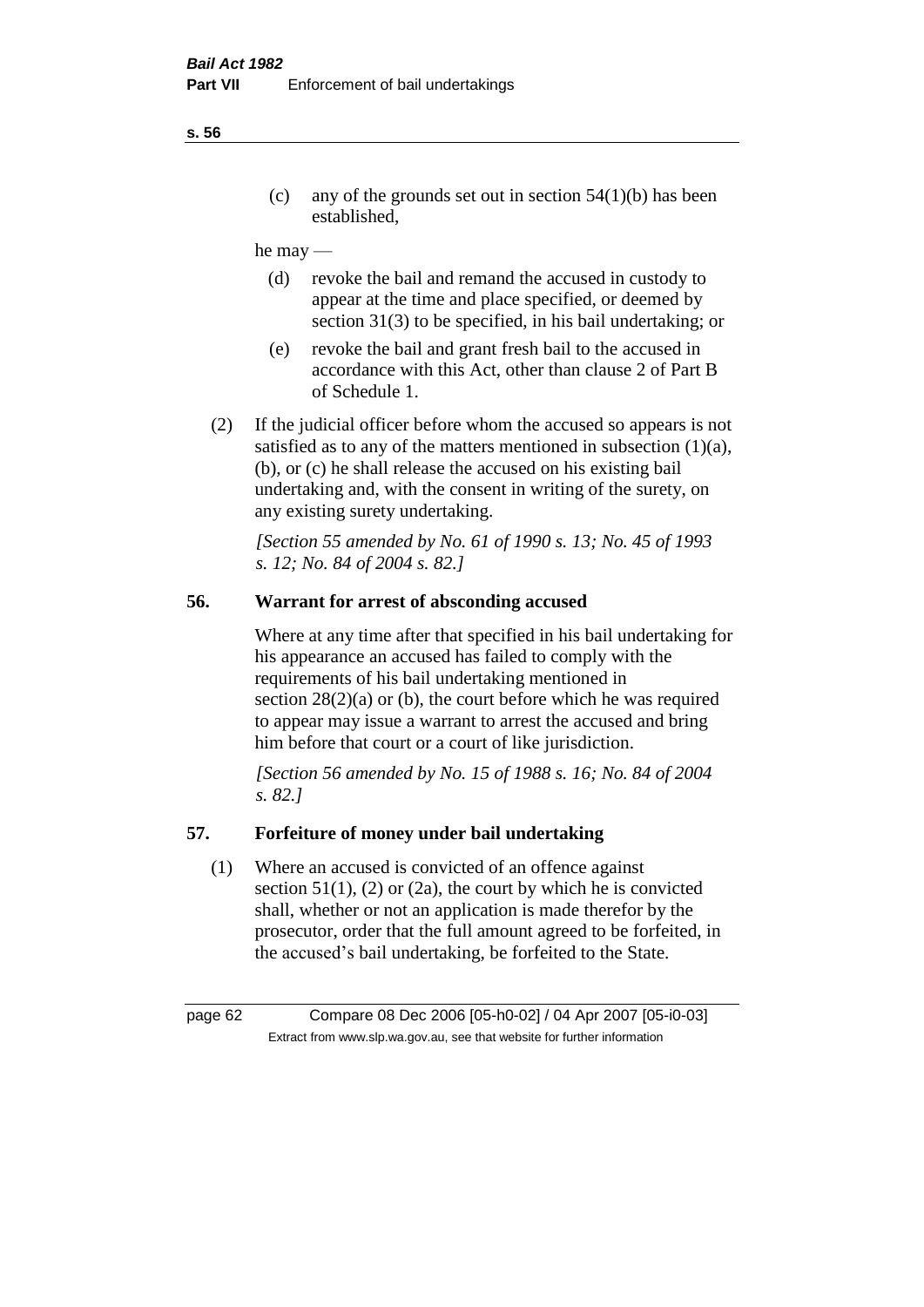(c) any of the grounds set out in section 54(1)(b) has been established,

he may —

(d) revoke the bail and remand the accused in custody to appear at the time and place specified, or deemed by section 31(3) to be specified, in his bail undertaking; or

(e) revoke the bail and grant fresh bail to the accused in accordance with this Act, other than clause 2 of Part B of Schedule 1.

(2) If the judicial officer before whom the accused so appears is not satisfied as to any of the matters mentioned in subsection (1)(a), (b), or (c) he shall release the accused on his existing bail undertaking and, with the consent in writing of the surety, on any existing surety undertaking.

*[Section 55 amended by No. 61 of 1990 s. 13; No. 45 of 1993 s. 12; No. 84 of 2004 s. 82.]*

## 56. Warrant for arrest of absconding accused

Where at any time after that specified in his bail undertaking for his appearance an accused has failed to comply with the requirements of his bail undertaking mentioned in section 28(2)(a) or (b), the court before which he was required to appear may issue a warrant to arrest the accused and bring him before that court or a court of like jurisdiction.

*[Section 56 amended by No. 15 of 1988 s. 16; No. 84 of 2004 s. 82.]*

## 57. Forfeiture of money under bail undertaking

(1) Where an accused is convicted of an offence against section 51(1), (2) or (2a), the court by which he is convicted shall, whether or not an application is made therefor by the prosecutor, order that the full amount agreed to be forfeited, in the accused's bail undertaking, be forfeited to the State.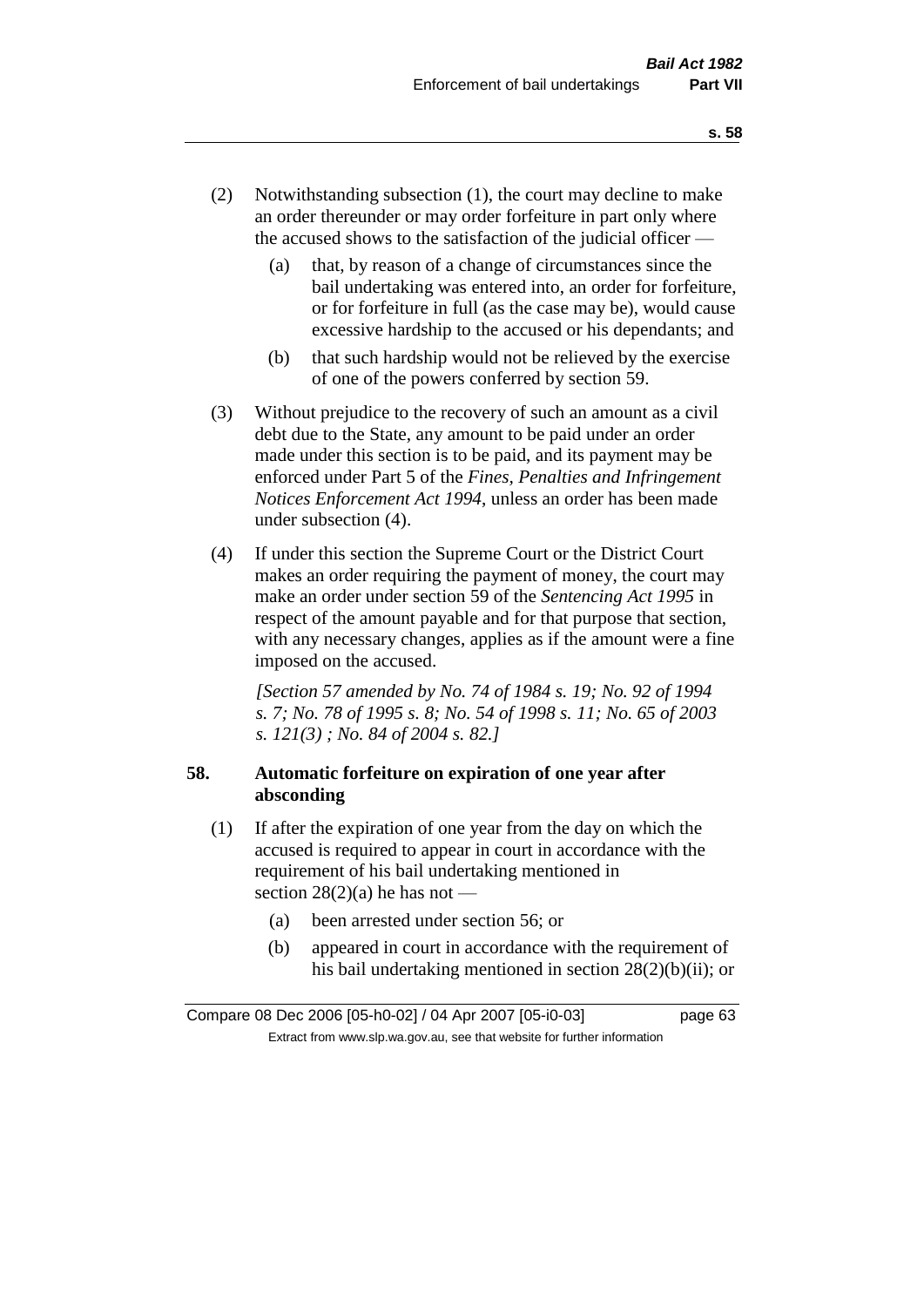(2) Notwithstanding subsection (1), the court may decline to make an order thereunder or may order forfeiture in part only where the accused shows to the satisfaction of the judicial officer —

  (a) that, by reason of a change of circumstances since the bail undertaking was entered into, an order for forfeiture, or for forfeiture in full (as the case may be), would cause excessive hardship to the accused or his dependants; and

  (b) that such hardship would not be relieved by the exercise of one of the powers conferred by section 59.

(3) Without prejudice to the recovery of such an amount as a civil debt due to the State, any amount to be paid under an order made under this section is to be paid, and its payment may be enforced under Part 5 of the *Fines, Penalties and Infringement Notices Enforcement Act 1994*, unless an order has been made under subsection (4).

(4) If under this section the Supreme Court or the District Court makes an order requiring the payment of money, the court may make an order under section 59 of the *Sentencing Act 1995* in respect of the amount payable and for that purpose that section, with any necessary changes, applies as if the amount were a fine imposed on the accused.

*[Section 57 amended by No. 74 of 1984 s. 19; No. 92 of 1994 s. 7; No. 78 of 1995 s. 8; No. 54 of 1998 s. 11; No. 65 of 2003 s. 121(3) ; No. 84 of 2004 s. 82.]*

**58. Automatic forfeiture on expiration of one year after absconding**

(1) If after the expiration of one year from the day on which the accused is required to appear in court in accordance with the requirement of his bail undertaking mentioned in section 28(2)(a) he has not —

  (a) been arrested under section 56; or

  (b) appeared in court in accordance with the requirement of his bail undertaking mentioned in section 28(2)(b)(ii); or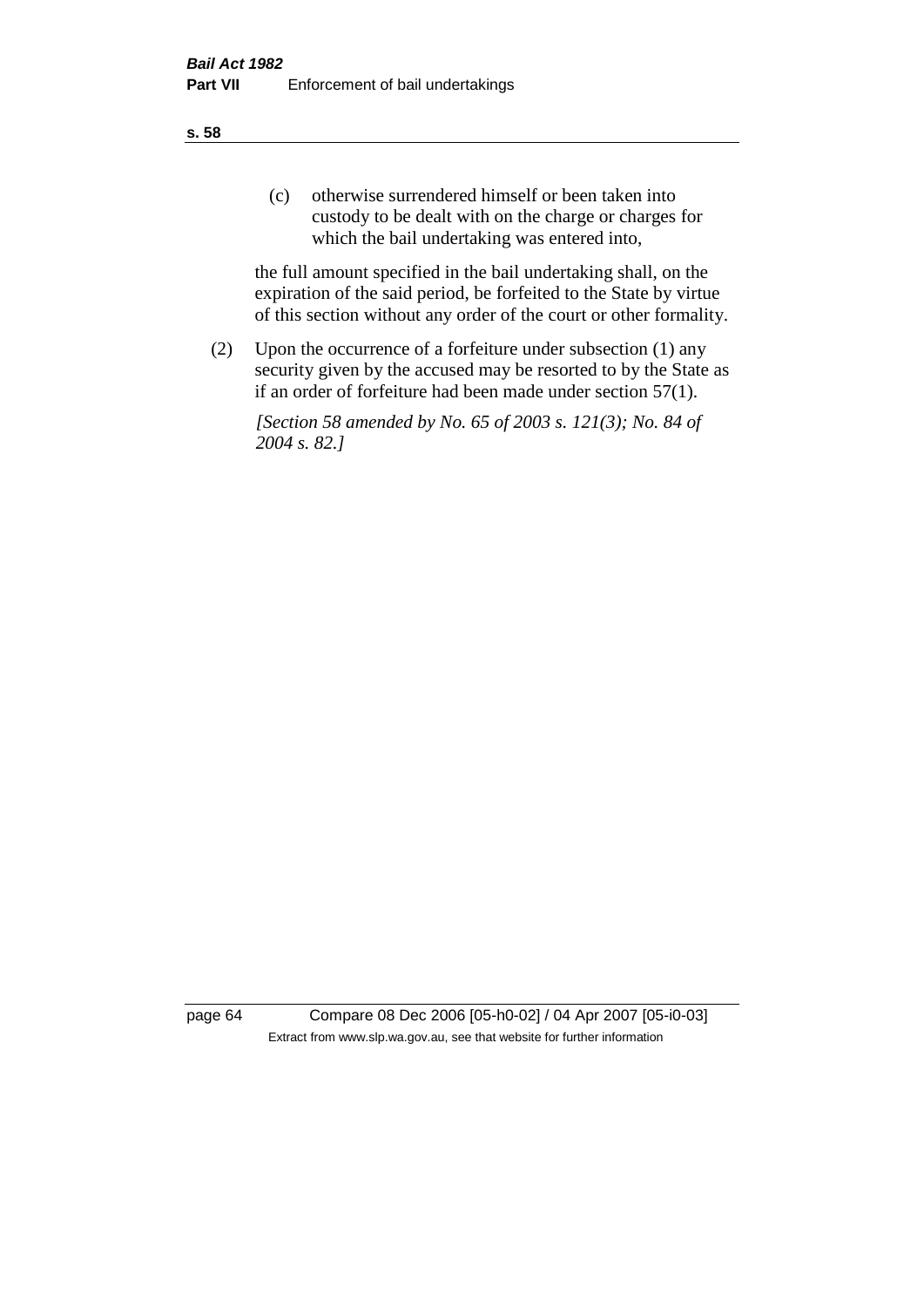(c) otherwise surrendered himself or been taken into custody to be dealt with on the charge or charges for which the bail undertaking was entered into,

the full amount specified in the bail undertaking shall, on the expiration of the said period, be forfeited to the State by virtue of this section without any order of the court or other formality.

(2) Upon the occurrence of a forfeiture under subsection (1) any security given by the accused may be resorted to by the State as if an order of forfeiture had been made under section 57(1).

*[Section 58 amended by No. 65 of 2003 s. 121(3); No. 84 of 2004 s. 82.]*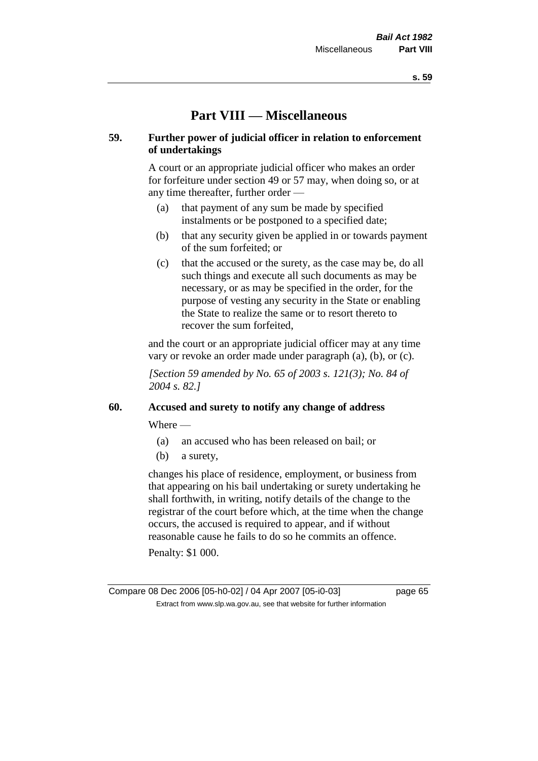# Part VIII — Miscellaneous

### 59. Further power of judicial officer in relation to enforcement of undertakings

A court or an appropriate judicial officer who makes an order for forfeiture under section 49 or 57 may, when doing so, or at any time thereafter, further order —

- (a) that payment of any sum be made by specified instalments or be postponed to a specified date;
- (b) that any security given be applied in or towards payment of the sum forfeited; or
- (c) that the accused or the surety, as the case may be, do all such things and execute all such documents as may be necessary, or as may be specified in the order, for the purpose of vesting any security in the State or enabling the State to realize the same or to resort thereto to recover the sum forfeited,

and the court or an appropriate judicial officer may at any time vary or revoke an order made under paragraph (a), (b), or (c).

*[Section 59 amended by No. 65 of 2003 s. 121(3); No. 84 of 2004 s. 82.]*

### 60. Accused and surety to notify any change of address

Where —

- (a) an accused who has been released on bail; or
- (b) a surety,

changes his place of residence, employment, or business from that appearing on his bail undertaking or surety undertaking he shall forthwith, in writing, notify details of the change to the registrar of the court before which, at the time when the change occurs, the accused is required to appear, and if without reasonable cause he fails to do so he commits an offence.

Penalty: $1 000.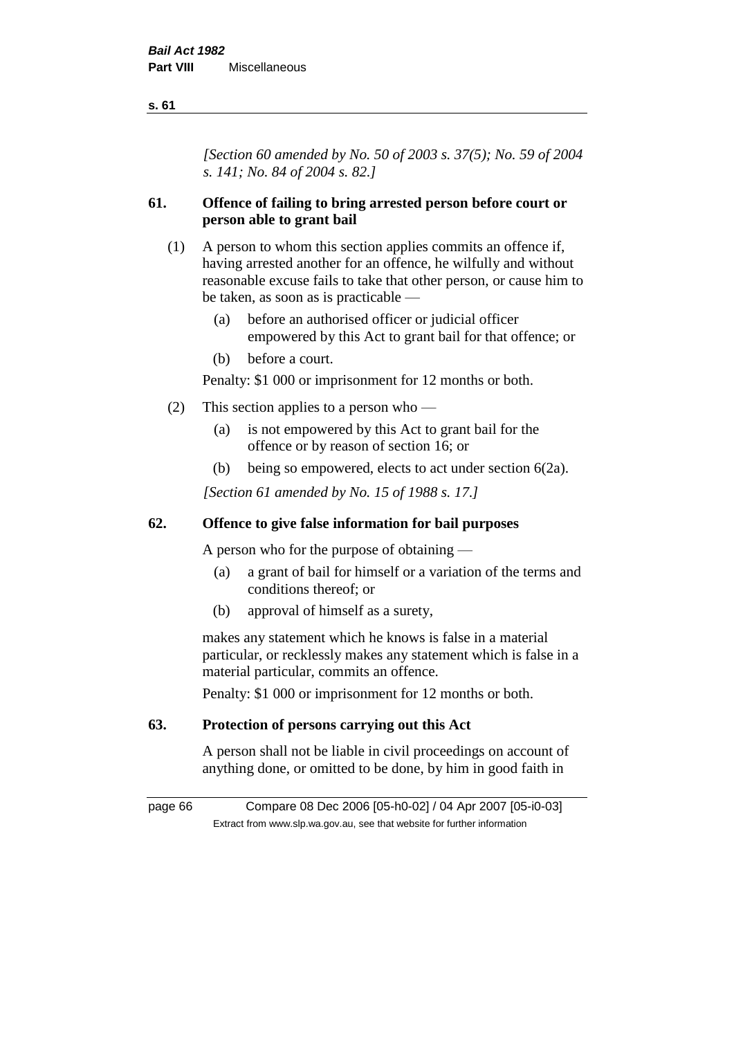*[Section 60 amended by No. 50 of 2003 s. 37(5); No. 59 of 2004 s. 141; No. 84 of 2004 s. 82.]*

## 61. Offence of failing to bring arrested person before court or person able to grant bail

(1) A person to whom this section applies commits an offence if, having arrested another for an offence, he wilfully and without reasonable excuse fails to take that other person, or cause him to be taken, as soon as is practicable —

   (a) before an authorised officer or judicial officer empowered by this Act to grant bail for that offence; or

   (b) before a court.

Penalty: $1 000 or imprisonment for 12 months or both.

(2) This section applies to a person who —

   (a) is not empowered by this Act to grant bail for the offence or by reason of section 16; or

   (b) being so empowered, elects to act under section 6(2a).

*[Section 61 amended by No. 15 of 1988 s. 17.]*

## 62. Offence to give false information for bail purposes

A person who for the purpose of obtaining —

   (a) a grant of bail for himself or a variation of the terms and conditions thereof; or

   (b) approval of himself as a surety,

makes any statement which he knows is false in a material particular, or recklessly makes any statement which is false in a material particular, commits an offence.

Penalty: $1 000 or imprisonment for 12 months or both.

## 63. Protection of persons carrying out this Act

A person shall not be liable in civil proceedings on account of anything done, or omitted to be done, by him in good faith in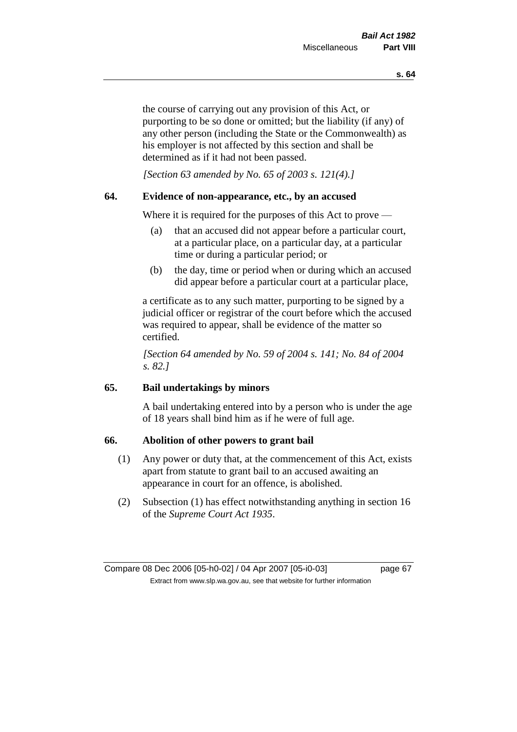the course of carrying out any provision of this Act, or purporting to be so done or omitted; but the liability (if any) of any other person (including the State or the Commonwealth) as his employer is not affected by this section and shall be determined as if it had not been passed.

*[Section 63 amended by No. 65 of 2003 s. 121(4).]*

## 64. Evidence of non-appearance, etc., by an accused

Where it is required for the purposes of this Act to prove —

(a) that an accused did not appear before a particular court, at a particular place, on a particular day, at a particular time or during a particular period; or

(b) the day, time or period when or during which an accused did appear before a particular court at a particular place,

a certificate as to any such matter, purporting to be signed by a judicial officer or registrar of the court before which the accused was required to appear, shall be evidence of the matter so certified.

*[Section 64 amended by No. 59 of 2004 s. 141; No. 84 of 2004 s. 82.]*

## 65. Bail undertakings by minors

A bail undertaking entered into by a person who is under the age of 18 years shall bind him as if he were of full age.

## 66. Abolition of other powers to grant bail

(1) Any power or duty that, at the commencement of this Act, exists apart from statute to grant bail to an accused awaiting an appearance in court for an offence, is abolished.

(2) Subsection (1) has effect notwithstanding anything in section 16 of the *Supreme Court Act 1935*.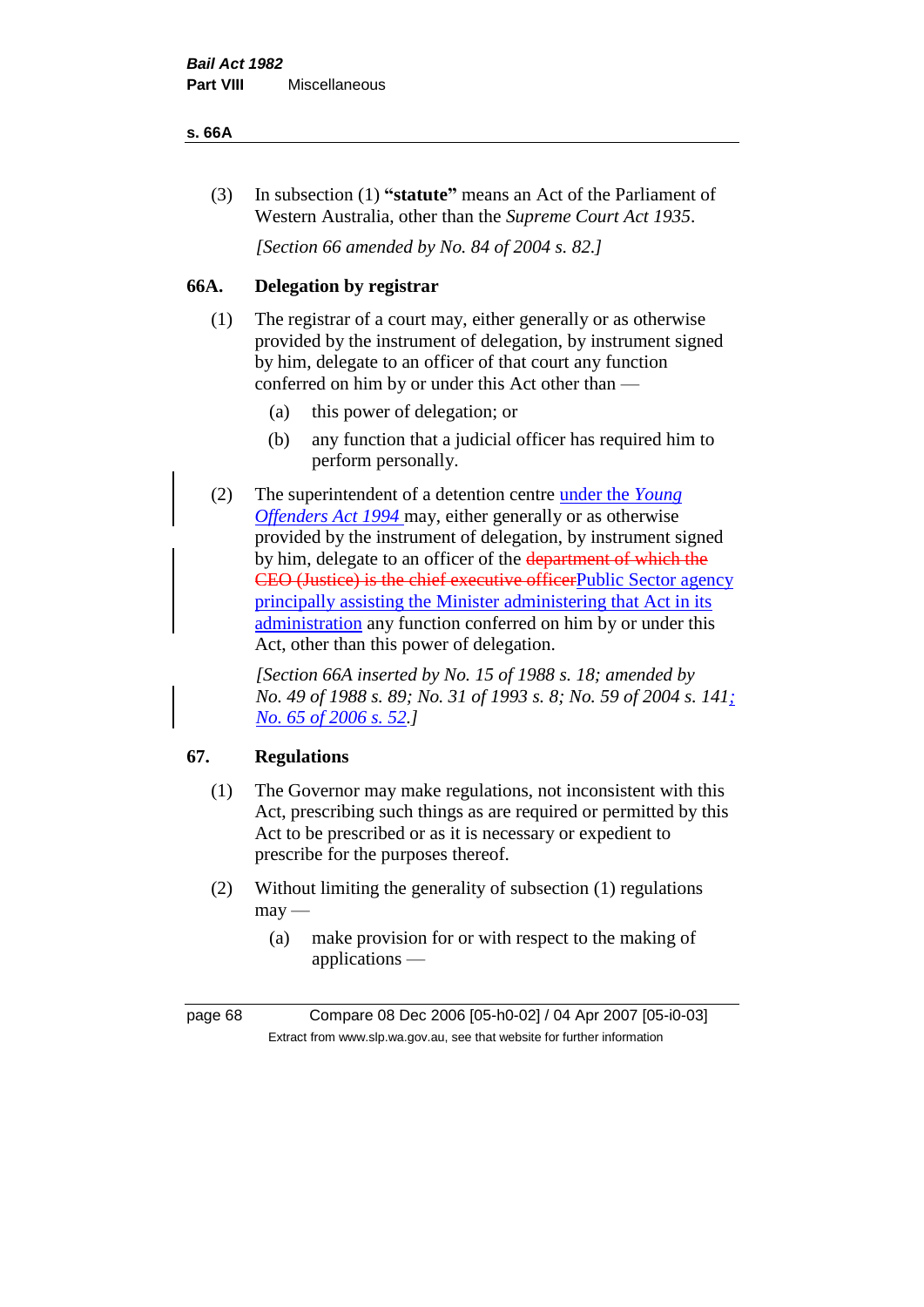(3) In subsection (1) **"statute"** means an Act of the Parliament of Western Australia, other than the *Supreme Court Act 1935*.

*[Section 66 amended by No. 84 of 2004 s. 82.]*

### 66A. Delegation by registrar

(1) The registrar of a court may, either generally or as otherwise provided by the instrument of delegation, by instrument signed by him, delegate to an officer of that court any function conferred on him by or under this Act other than —

(a) this power of delegation; or

(b) any function that a judicial officer has required him to perform personally.

(2) The superintendent of a detention centre under the *Young Offenders Act 1994* may, either generally or as otherwise provided by the instrument of delegation, by instrument signed by him, delegate to an officer of the ~~department of which the CEO (Justice) is the chief executive officer~~Public Sector agency principally assisting the Minister administering that Act in its administration any function conferred on him by or under this Act, other than this power of delegation.

*[Section 66A inserted by No. 15 of 1988 s. 18; amended by No. 49 of 1988 s. 89; No. 31 of 1993 s. 8; No. 59 of 2004 s. 141; No. 65 of 2006 s. 52.]*

### 67. Regulations

(1) The Governor may make regulations, not inconsistent with this Act, prescribing such things as are required or permitted by this Act to be prescribed or as it is necessary or expedient to prescribe for the purposes thereof.

(2) Without limiting the generality of subsection (1) regulations may —

(a) make provision for or with respect to the making of applications —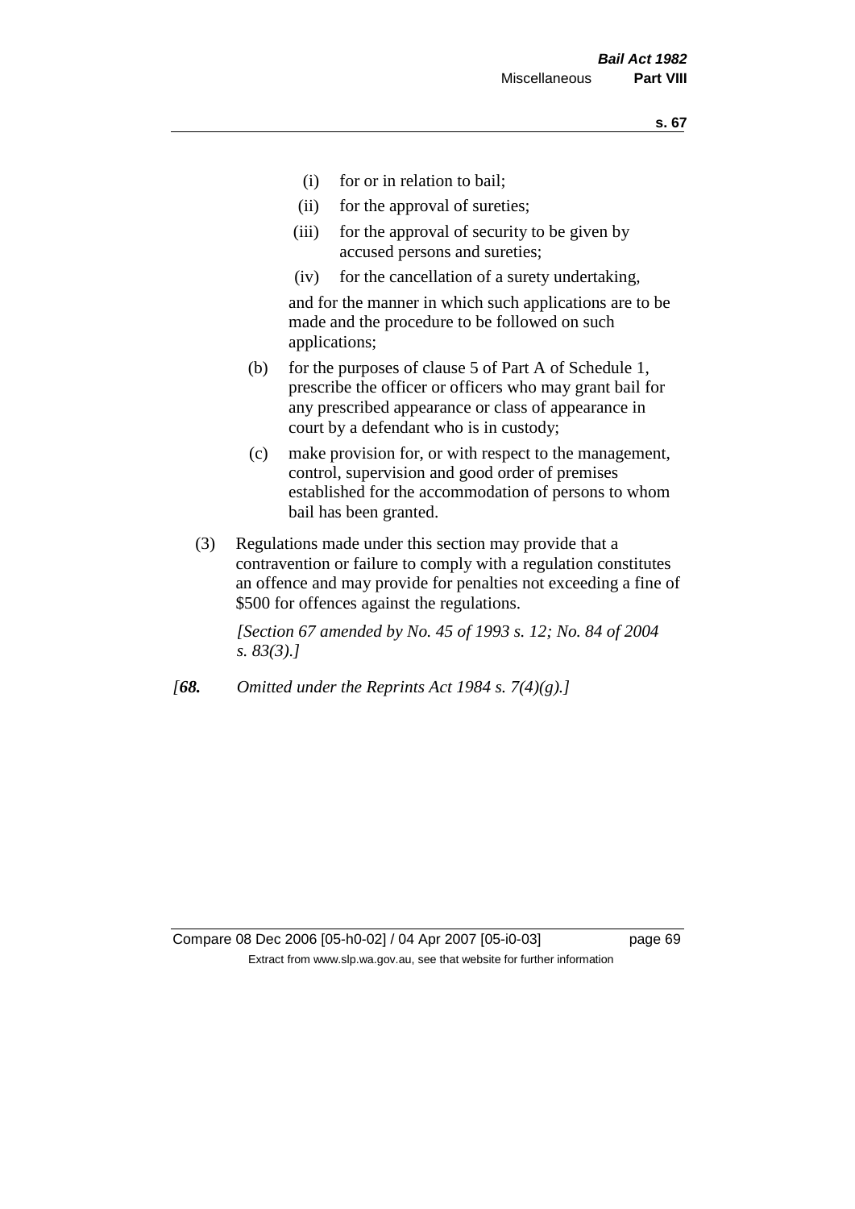- (i) for or in relation to bail;
- (ii) for the approval of sureties;
- (iii) for the approval of security to be given by accused persons and sureties;
- (iv) for the cancellation of a surety undertaking,

and for the manner in which such applications are to be made and the procedure to be followed on such applications;

- (b) for the purposes of clause 5 of Part A of Schedule 1, prescribe the officer or officers who may grant bail for any prescribed appearance or class of appearance in court by a defendant who is in custody;
- (c) make provision for, or with respect to the management, control, supervision and good order of premises established for the accommodation of persons to whom bail has been granted.

(3) Regulations made under this section may provide that a contravention or failure to comply with a regulation constitutes an offence and may provide for penalties not exceeding a fine of $500 for offences against the regulations.

*[Section 67 amended by No. 45 of 1993 s. 12; No. 84 of 2004 s. 83(3).]*

*[**68.** Omitted under the Reprints Act 1984 s. 7(4)(g).]*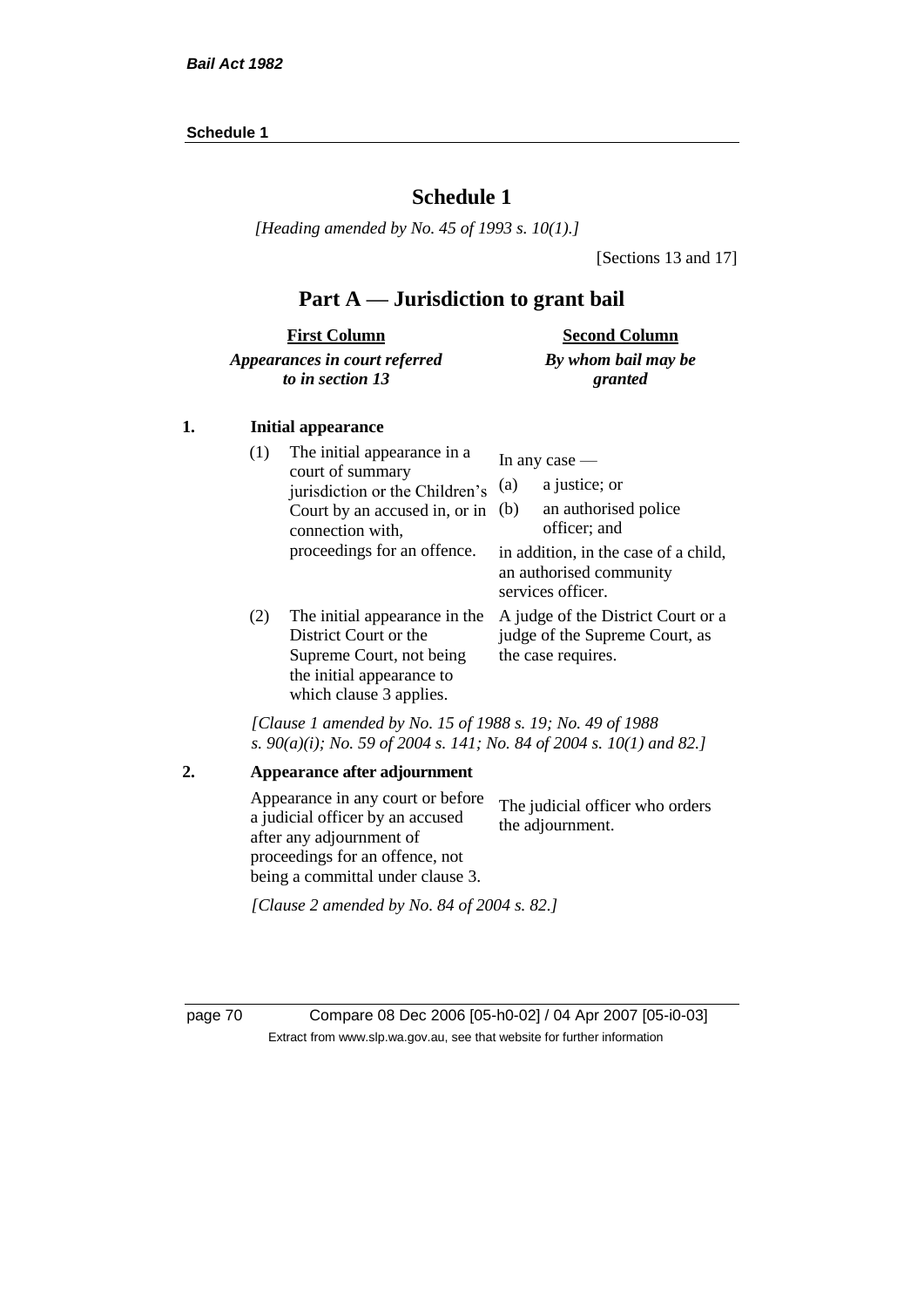# Schedule 1

*[Heading amended by No. 45 of 1993 s. 10(1).]*

[Sections 13 and 17]

## Part A — Jurisdiction to grant bail

| First Column<br>*Appearances in court referred to in section 13* | Second Column<br>*By whom bail may be granted* |
|---|---|

**1. Initial appearance**

| | |
|---|---|
| (1) The initial appearance in a court of summary jurisdiction or the Children's Court by an accused in, or in connection with, proceedings for an offence. | In any case —<br>(a) a justice; or<br>(b) an authorised police officer; and<br>in addition, in the case of a child, an authorised community services officer. |
| (2) The initial appearance in the District Court or the Supreme Court, not being the initial appearance to which clause 3 applies. | A judge of the District Court or a judge of the Supreme Court, as the case requires. |

*[Clause 1 amended by No. 15 of 1988 s. 19; No. 49 of 1988 s. 90(a)(i); No. 59 of 2004 s. 141; No. 84 of 2004 s. 10(1) and 82.]*

**2. Appearance after adjournment**

| | |
|---|---|
| Appearance in any court or before a judicial officer by an accused after any adjournment of proceedings for an offence, not being a committal under clause 3. | The judicial officer who orders the adjournment. |

*[Clause 2 amended by No. 84 of 2004 s. 82.]*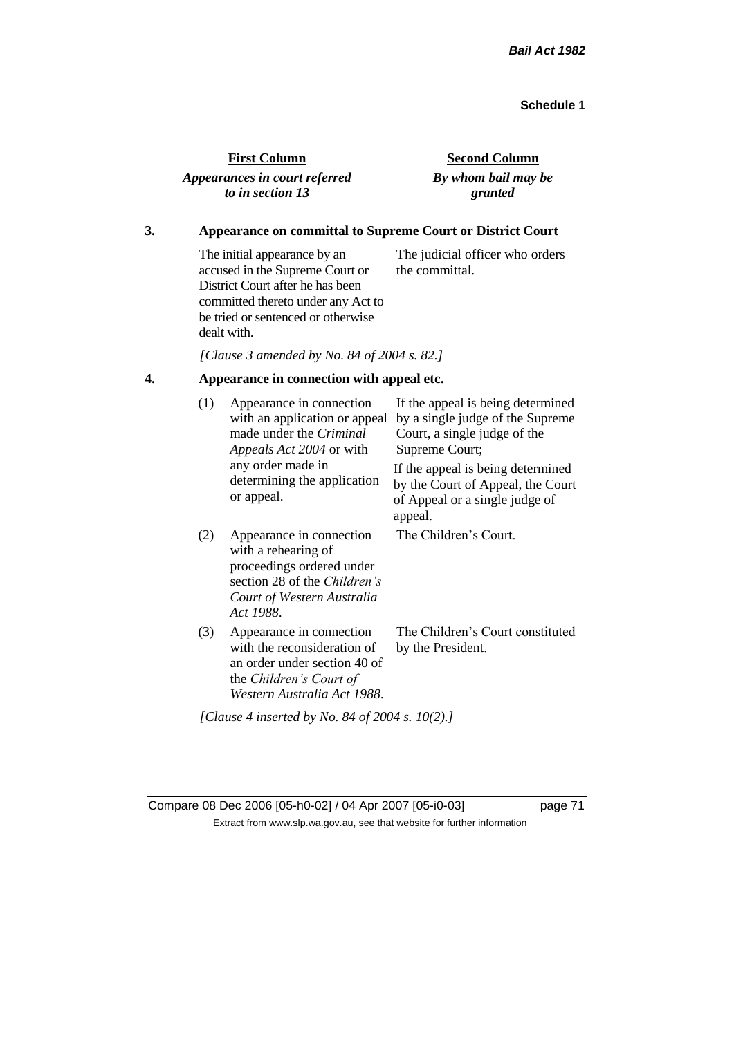| First Column<br>*Appearances in court referred to in section 13* | Second Column<br>*By whom bail may be granted* |
|---|---|

**3. Appearance on committal to Supreme Court or District Court**

| | |
|---|---|
| The initial appearance by an accused in the Supreme Court or District Court after he has been committed thereto under any Act to be tried or sentenced or otherwise dealt with. | The judicial officer who orders the committal. |

*[Clause 3 amended by No. 84 of 2004 s. 82.]*

**4. Appearance in connection with appeal etc.**

| | | |
|---|---|---|
| (1) | Appearance in connection with an application or appeal made under the *Criminal Appeals Act 2004* or with any order made in determining the application or appeal. | If the appeal is being determined by a single judge of the Supreme Court, a single judge of the Supreme Court;<br>If the appeal is being determined by the Court of Appeal, the Court of Appeal or a single judge of appeal. |
| (2) | Appearance in connection with a rehearing of proceedings ordered under section 28 of the *Children's Court of Western Australia Act 1988*. | The Children's Court. |
| (3) | Appearance in connection with the reconsideration of an order under section 40 of the *Children's Court of Western Australia Act 1988*. | The Children's Court constituted by the President. |

*[Clause 4 inserted by No. 84 of 2004 s. 10(2).]*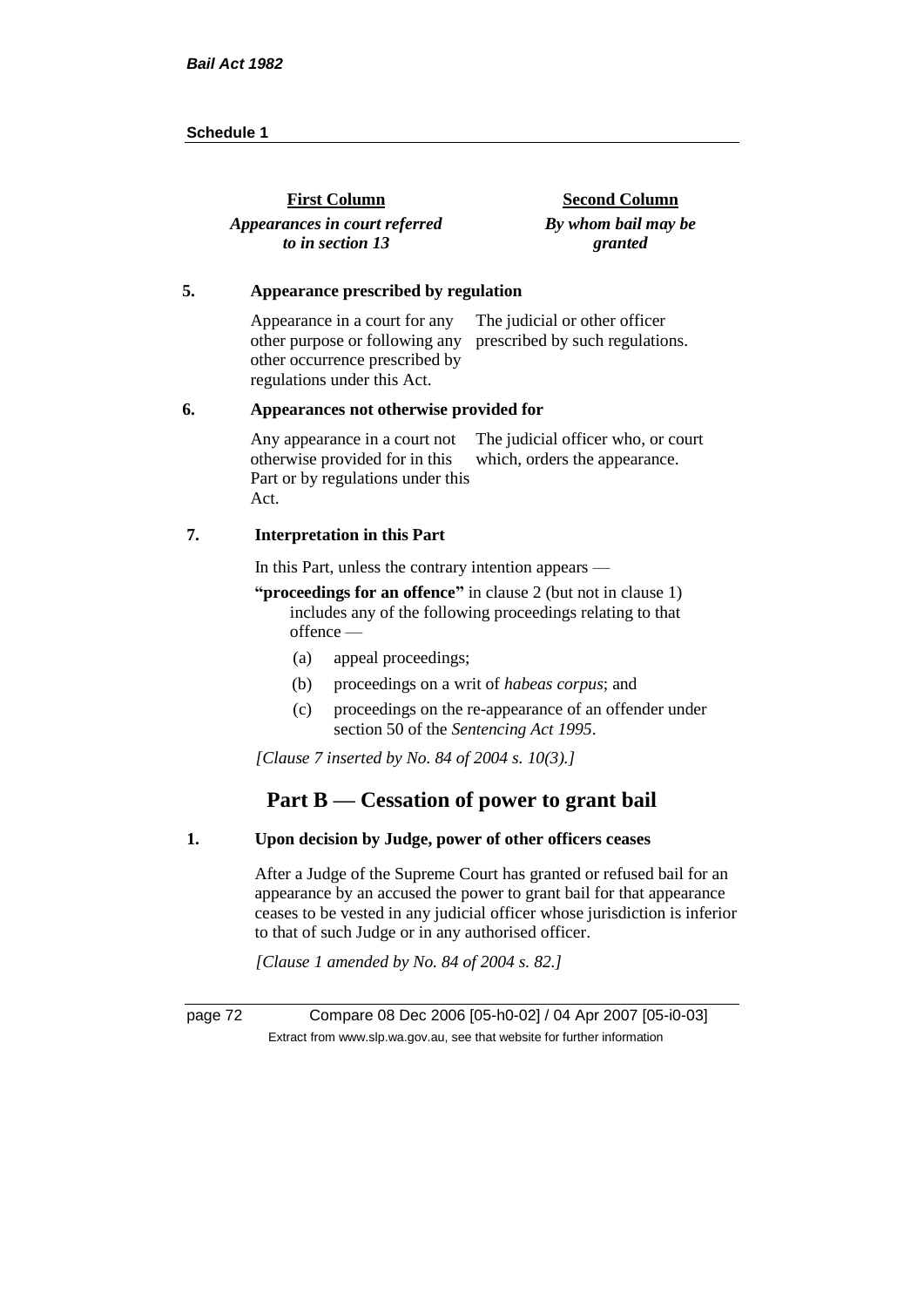| First Column | Second Column |
|---|---|
| *Appearances in court referred to in section 13* | *By whom bail may be granted* |

**5. Appearance prescribed by regulation**

| | |
|---|---|
| Appearance in a court for any other purpose or following any other occurrence prescribed by regulations under this Act. | The judicial or other officer prescribed by such regulations. |

**6. Appearances not otherwise provided for**

| | |
|---|---|
| Any appearance in a court not otherwise provided for in this Part or by regulations under this Act. | The judicial officer who, or court which, orders the appearance. |

**7. Interpretation in this Part**

In this Part, unless the contrary intention appears —

**"proceedings for an offence"** in clause 2 (but not in clause 1) includes any of the following proceedings relating to that offence —

(a) appeal proceedings;

(b) proceedings on a writ of *habeas corpus*; and

(c) proceedings on the re-appearance of an offender under section 50 of the *Sentencing Act 1995*.

*[Clause 7 inserted by No. 84 of 2004 s. 10(3).]*

## Part B — Cessation of power to grant bail

**1. Upon decision by Judge, power of other officers ceases**

After a Judge of the Supreme Court has granted or refused bail for an appearance by an accused the power to grant bail for that appearance ceases to be vested in any judicial officer whose jurisdiction is inferior to that of such Judge or in any authorised officer.

*[Clause 1 amended by No. 84 of 2004 s. 82.]*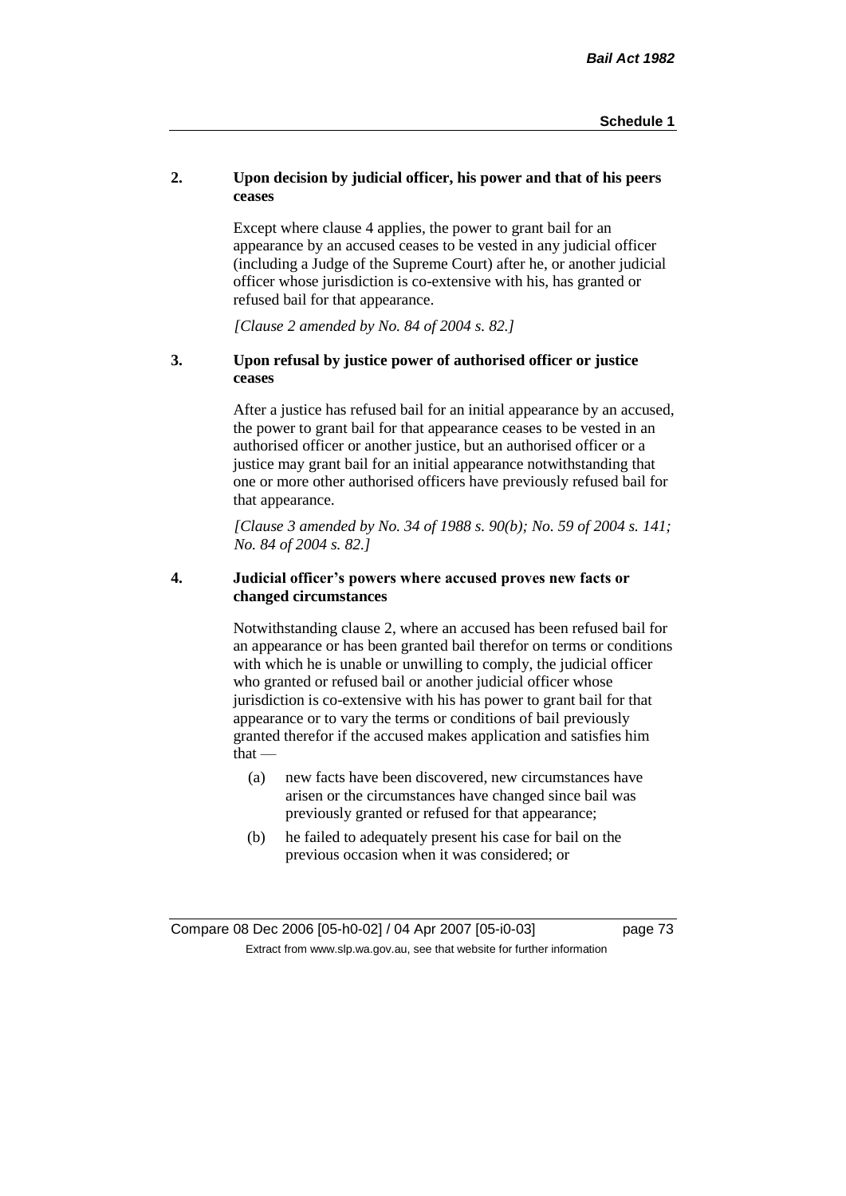**2. Upon decision by judicial officer, his power and that of his peers ceases**

Except where clause 4 applies, the power to grant bail for an appearance by an accused ceases to be vested in any judicial officer (including a Judge of the Supreme Court) after he, or another judicial officer whose jurisdiction is co-extensive with his, has granted or refused bail for that appearance.

*[Clause 2 amended by No. 84 of 2004 s. 82.]*

**3. Upon refusal by justice power of authorised officer or justice ceases**

After a justice has refused bail for an initial appearance by an accused, the power to grant bail for that appearance ceases to be vested in an authorised officer or another justice, but an authorised officer or a justice may grant bail for an initial appearance notwithstanding that one or more other authorised officers have previously refused bail for that appearance.

*[Clause 3 amended by No. 34 of 1988 s. 90(b); No. 59 of 2004 s. 141; No. 84 of 2004 s. 82.]*

**4. Judicial officer's powers where accused proves new facts or changed circumstances**

Notwithstanding clause 2, where an accused has been refused bail for an appearance or has been granted bail therefor on terms or conditions with which he is unable or unwilling to comply, the judicial officer who granted or refused bail or another judicial officer whose jurisdiction is co-extensive with his has power to grant bail for that appearance or to vary the terms or conditions of bail previously granted therefor if the accused makes application and satisfies him that —

(a) new facts have been discovered, new circumstances have arisen or the circumstances have changed since bail was previously granted or refused for that appearance;

(b) he failed to adequately present his case for bail on the previous occasion when it was considered; or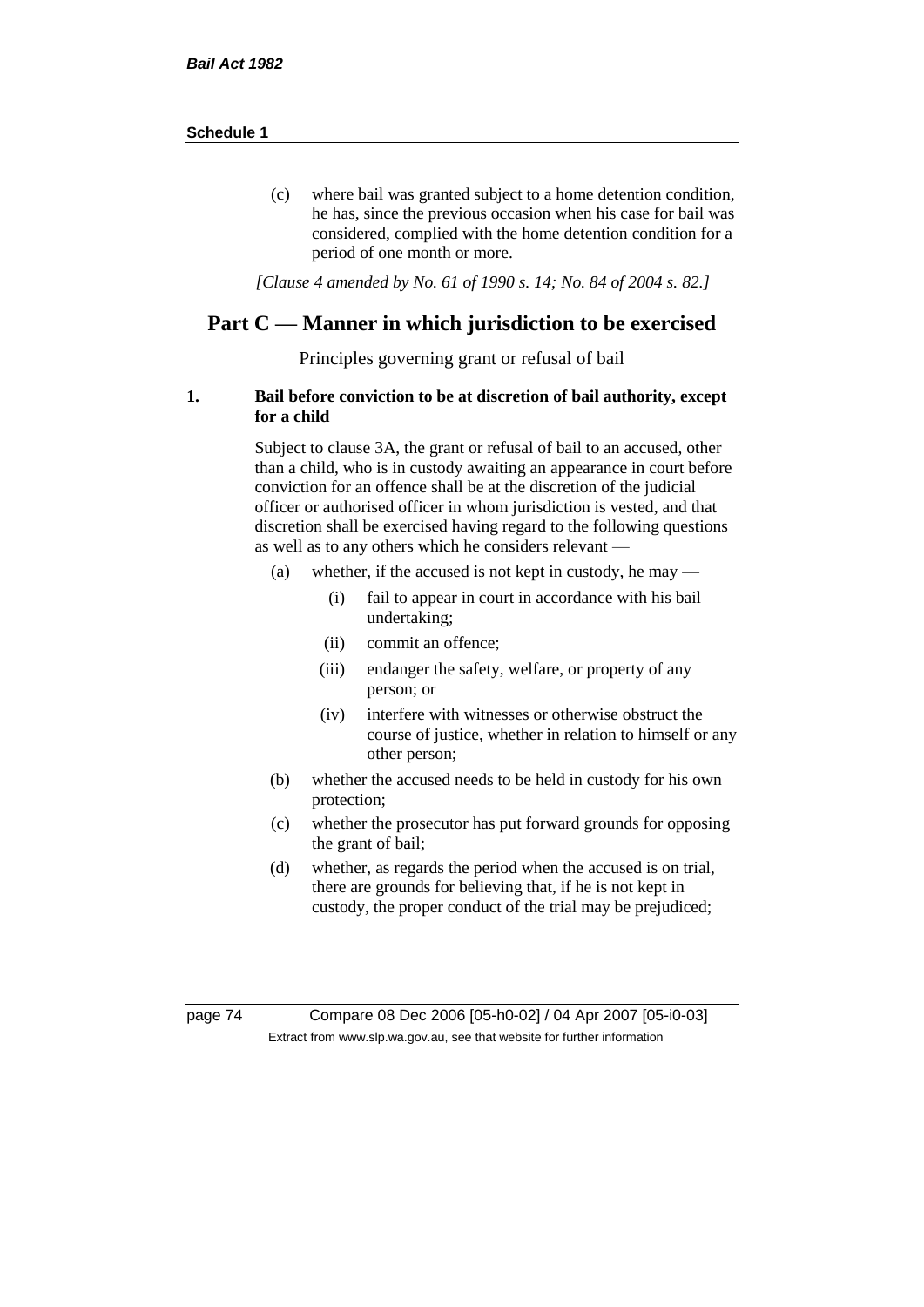(c) where bail was granted subject to a home detention condition, he has, since the previous occasion when his case for bail was considered, complied with the home detention condition for a period of one month or more.

*[Clause 4 amended by No. 61 of 1990 s. 14; No. 84 of 2004 s. 82.]*

## Part C — Manner in which jurisdiction to be exercised

Principles governing grant or refusal of bail

**1. Bail before conviction to be at discretion of bail authority, except for a child**

Subject to clause 3A, the grant or refusal of bail to an accused, other than a child, who is in custody awaiting an appearance in court before conviction for an offence shall be at the discretion of the judicial officer or authorised officer in whom jurisdiction is vested, and that discretion shall be exercised having regard to the following questions as well as to any others which he considers relevant —

- (a) whether, if the accused is not kept in custody, he may —
  - (i) fail to appear in court in accordance with his bail undertaking;
  - (ii) commit an offence;
  - (iii) endanger the safety, welfare, or property of any person; or
  - (iv) interfere with witnesses or otherwise obstruct the course of justice, whether in relation to himself or any other person;
- (b) whether the accused needs to be held in custody for his own protection;
- (c) whether the prosecutor has put forward grounds for opposing the grant of bail;
- (d) whether, as regards the period when the accused is on trial, there are grounds for believing that, if he is not kept in custody, the proper conduct of the trial may be prejudiced;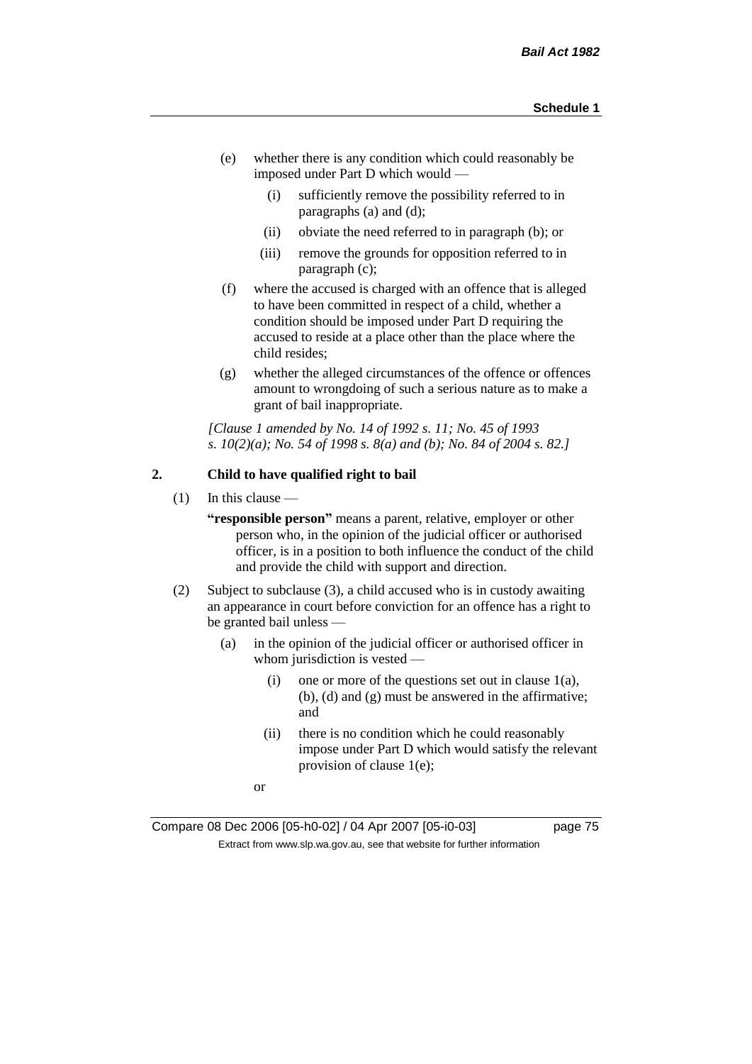(e) whether there is any condition which could reasonably be imposed under Part D which would —

  (i) sufficiently remove the possibility referred to in paragraphs (a) and (d);

  (ii) obviate the need referred to in paragraph (b); or

  (iii) remove the grounds for opposition referred to in paragraph (c);

(f) where the accused is charged with an offence that is alleged to have been committed in respect of a child, whether a condition should be imposed under Part D requiring the accused to reside at a place other than the place where the child resides;

(g) whether the alleged circumstances of the offence or offences amount to wrongdoing of such a serious nature as to make a grant of bail inappropriate.

*[Clause 1 amended by No. 14 of 1992 s. 11; No. 45 of 1993 s. 10(2)(a); No. 54 of 1998 s. 8(a) and (b); No. 84 of 2004 s. 82.]*

**2. Child to have qualified right to bail**

(1) In this clause —

**"responsible person"** means a parent, relative, employer or other person who, in the opinion of the judicial officer or authorised officer, is in a position to both influence the conduct of the child and provide the child with support and direction.

(2) Subject to subclause (3), a child accused who is in custody awaiting an appearance in court before conviction for an offence has a right to be granted bail unless —

  (a) in the opinion of the judicial officer or authorised officer in whom jurisdiction is vested —

    (i) one or more of the questions set out in clause 1(a), (b), (d) and (g) must be answered in the affirmative; and

    (ii) there is no condition which he could reasonably impose under Part D which would satisfy the relevant provision of clause 1(e);

  or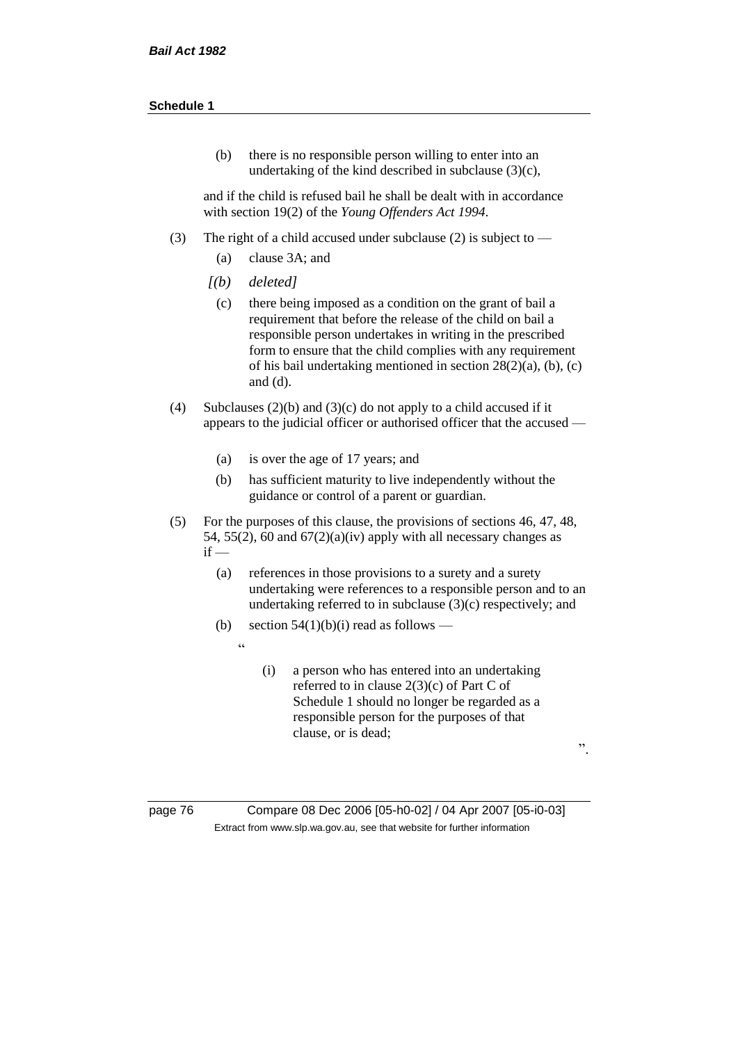(b) there is no responsible person willing to enter into an undertaking of the kind described in subclause (3)(c),

and if the child is refused bail he shall be dealt with in accordance with section 19(2) of the *Young Offenders Act 1994*.

(3) The right of a child accused under subclause (2) is subject to —

(a) clause 3A; and

*[(b) deleted]*

(c) there being imposed as a condition on the grant of bail a requirement that before the release of the child on bail a responsible person undertakes in writing in the prescribed form to ensure that the child complies with any requirement of his bail undertaking mentioned in section 28(2)(a), (b), (c) and (d).

(4) Subclauses (2)(b) and (3)(c) do not apply to a child accused if it appears to the judicial officer or authorised officer that the accused —

(a) is over the age of 17 years; and

(b) has sufficient maturity to live independently without the guidance or control of a parent or guardian.

(5) For the purposes of this clause, the provisions of sections 46, 47, 48, 54, 55(2), 60 and 67(2)(a)(iv) apply with all necessary changes as if —

(a) references in those provisions to a surety and a surety undertaking were references to a responsible person and to an undertaking referred to in subclause (3)(c) respectively; and

(b) section 54(1)(b)(i) read as follows —

"

(i) a person who has entered into an undertaking referred to in clause 2(3)(c) of Part C of Schedule 1 should no longer be regarded as a responsible person for the purposes of that clause, or is dead;

".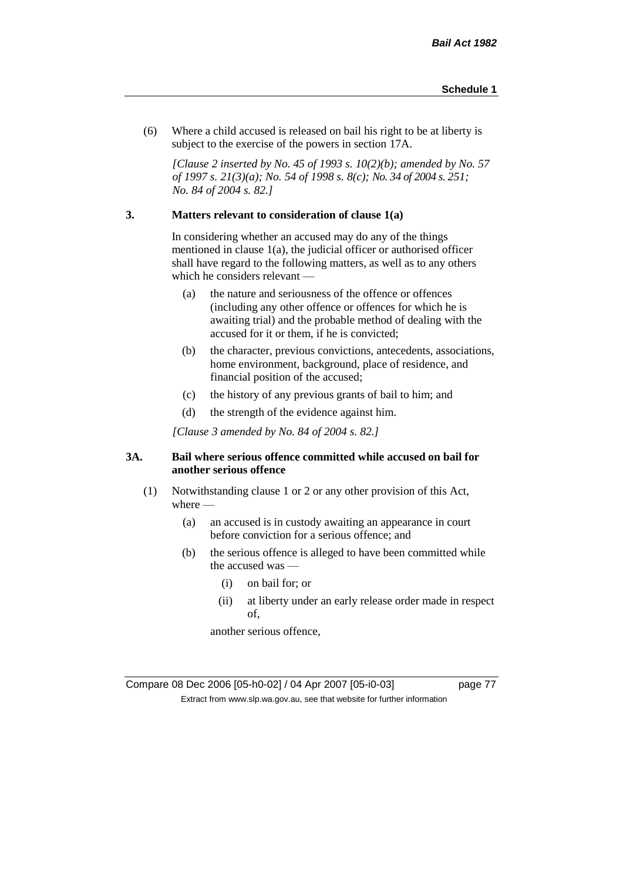(6) Where a child accused is released on bail his right to be at liberty is subject to the exercise of the powers in section 17A.

*[Clause 2 inserted by No. 45 of 1993 s. 10(2)(b); amended by No. 57 of 1997 s. 21(3)(a); No. 54 of 1998 s. 8(c); No. 34 of 2004 s. 251; No. 84 of 2004 s. 82.]*

**3. Matters relevant to consideration of clause 1(a)**

In considering whether an accused may do any of the things mentioned in clause 1(a), the judicial officer or authorised officer shall have regard to the following matters, as well as to any others which he considers relevant —

(a) the nature and seriousness of the offence or offences (including any other offence or offences for which he is awaiting trial) and the probable method of dealing with the accused for it or them, if he is convicted;

(b) the character, previous convictions, antecedents, associations, home environment, background, place of residence, and financial position of the accused;

(c) the history of any previous grants of bail to him; and

(d) the strength of the evidence against him.

*[Clause 3 amended by No. 84 of 2004 s. 82.]*

**3A. Bail where serious offence committed while accused on bail for another serious offence**

(1) Notwithstanding clause 1 or 2 or any other provision of this Act, where —

(a) an accused is in custody awaiting an appearance in court before conviction for a serious offence; and

(b) the serious offence is alleged to have been committed while the accused was —

(i) on bail for; or

(ii) at liberty under an early release order made in respect of,

another serious offence,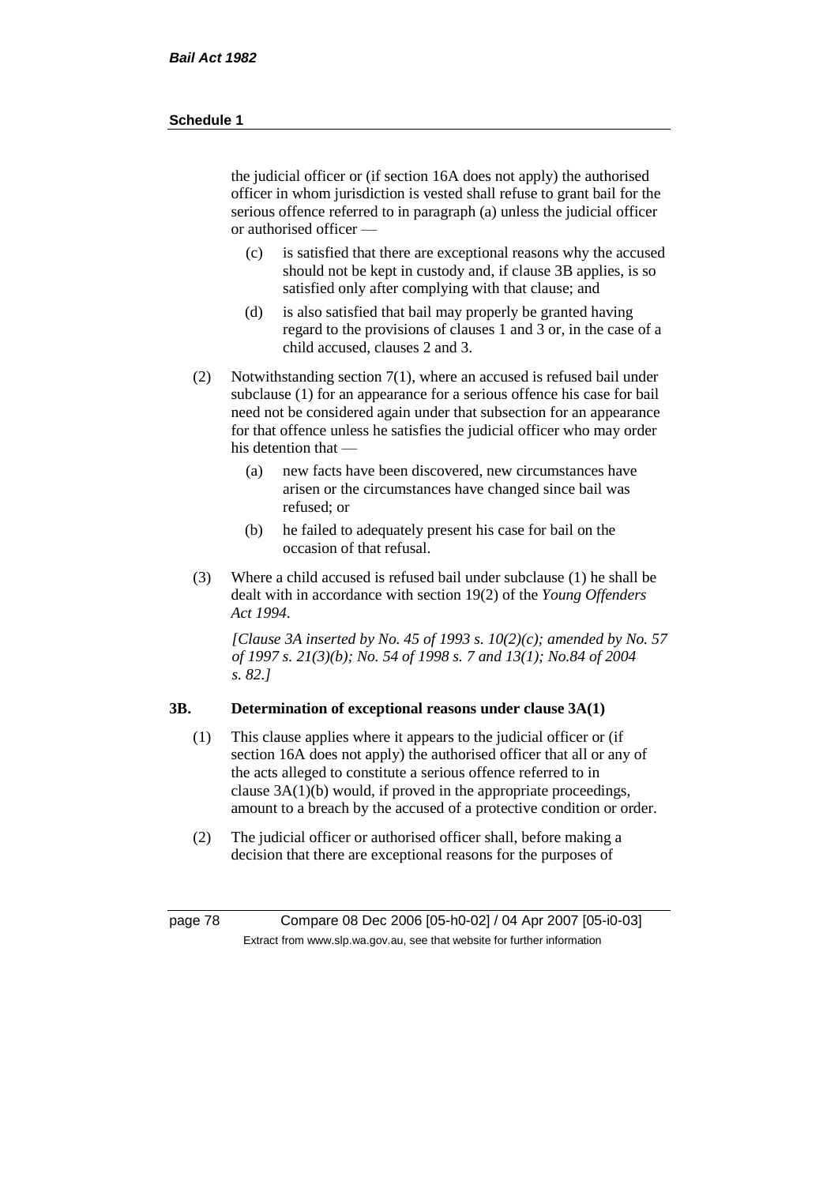the judicial officer or (if section 16A does not apply) the authorised officer in whom jurisdiction is vested shall refuse to grant bail for the serious offence referred to in paragraph (a) unless the judicial officer or authorised officer —

(c) is satisfied that there are exceptional reasons why the accused should not be kept in custody and, if clause 3B applies, is so satisfied only after complying with that clause; and

(d) is also satisfied that bail may properly be granted having regard to the provisions of clauses 1 and 3 or, in the case of a child accused, clauses 2 and 3.

(2) Notwithstanding section 7(1), where an accused is refused bail under subclause (1) for an appearance for a serious offence his case for bail need not be considered again under that subsection for an appearance for that offence unless he satisfies the judicial officer who may order his detention that —

(a) new facts have been discovered, new circumstances have arisen or the circumstances have changed since bail was refused; or

(b) he failed to adequately present his case for bail on the occasion of that refusal.

(3) Where a child accused is refused bail under subclause (1) he shall be dealt with in accordance with section 19(2) of the *Young Offenders Act 1994*.

*[Clause 3A inserted by No. 45 of 1993 s. 10(2)(c); amended by No. 57 of 1997 s. 21(3)(b); No. 54 of 1998 s. 7 and 13(1); No.84 of 2004 s. 82.]*

### 3B. Determination of exceptional reasons under clause 3A(1)

(1) This clause applies where it appears to the judicial officer or (if section 16A does not apply) the authorised officer that all or any of the acts alleged to constitute a serious offence referred to in clause 3A(1)(b) would, if proved in the appropriate proceedings, amount to a breach by the accused of a protective condition or order.

(2) The judicial officer or authorised officer shall, before making a decision that there are exceptional reasons for the purposes of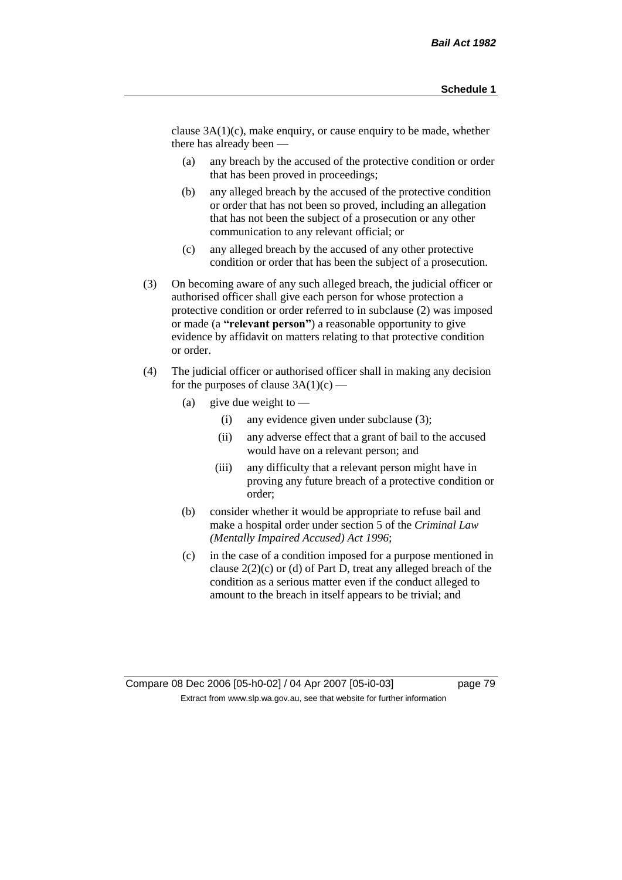clause 3A(1)(c), make enquiry, or cause enquiry to be made, whether there has already been —

(a) any breach by the accused of the protective condition or order that has been proved in proceedings;

(b) any alleged breach by the accused of the protective condition or order that has not been so proved, including an allegation that has not been the subject of a prosecution or any other communication to any relevant official; or

(c) any alleged breach by the accused of any other protective condition or order that has been the subject of a prosecution.

(3) On becoming aware of any such alleged breach, the judicial officer or authorised officer shall give each person for whose protection a protective condition or order referred to in subclause (2) was imposed or made (a **"relevant person"**) a reasonable opportunity to give evidence by affidavit on matters relating to that protective condition or order.

(4) The judicial officer or authorised officer shall in making any decision for the purposes of clause 3A(1)(c) —

(a) give due weight to —

(i) any evidence given under subclause (3);

(ii) any adverse effect that a grant of bail to the accused would have on a relevant person; and

(iii) any difficulty that a relevant person might have in proving any future breach of a protective condition or order;

(b) consider whether it would be appropriate to refuse bail and make a hospital order under section 5 of the *Criminal Law (Mentally Impaired Accused) Act 1996*;

(c) in the case of a condition imposed for a purpose mentioned in clause 2(2)(c) or (d) of Part D, treat any alleged breach of the condition as a serious matter even if the conduct alleged to amount to the breach in itself appears to be trivial; and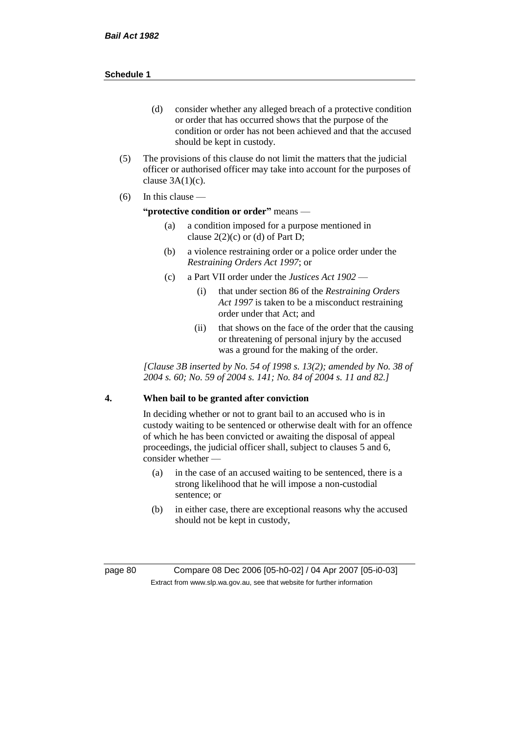(d) consider whether any alleged breach of a protective condition or order that has occurred shows that the purpose of the condition or order has not been achieved and that the accused should be kept in custody.

(5) The provisions of this clause do not limit the matters that the judicial officer or authorised officer may take into account for the purposes of clause 3A(1)(c).

(6) In this clause —

**"protective condition or order"** means —

(a) a condition imposed for a purpose mentioned in clause 2(2)(c) or (d) of Part D;

(b) a violence restraining order or a police order under the *Restraining Orders Act 1997*; or

(c) a Part VII order under the *Justices Act 1902* —

(i) that under section 86 of the *Restraining Orders Act 1997* is taken to be a misconduct restraining order under that Act; and

(ii) that shows on the face of the order that the causing or threatening of personal injury by the accused was a ground for the making of the order.

*[Clause 3B inserted by No. 54 of 1998 s. 13(2); amended by No. 38 of 2004 s. 60; No. 59 of 2004 s. 141; No. 84 of 2004 s. 11 and 82.]*

## 4. When bail to be granted after conviction

In deciding whether or not to grant bail to an accused who is in custody waiting to be sentenced or otherwise dealt with for an offence of which he has been convicted or awaiting the disposal of appeal proceedings, the judicial officer shall, subject to clauses 5 and 6, consider whether —

(a) in the case of an accused waiting to be sentenced, there is a strong likelihood that he will impose a non-custodial sentence; or

(b) in either case, there are exceptional reasons why the accused should not be kept in custody,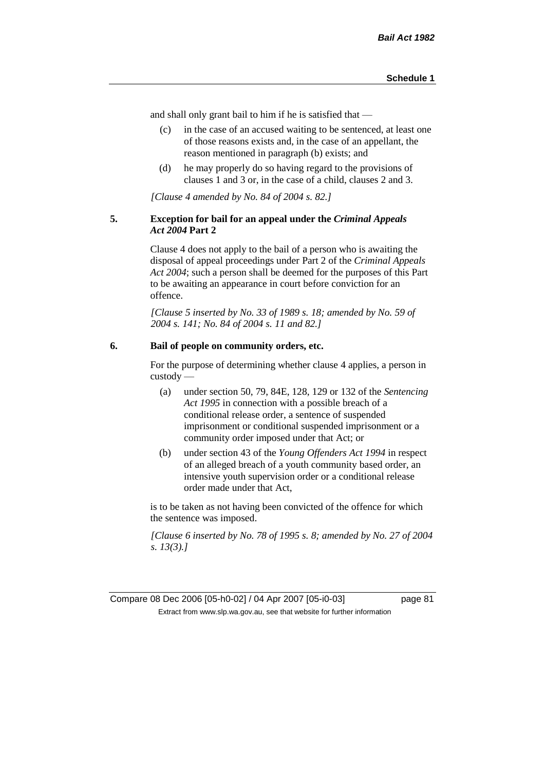and shall only grant bail to him if he is satisfied that —

(c) in the case of an accused waiting to be sentenced, at least one of those reasons exists and, in the case of an appellant, the reason mentioned in paragraph (b) exists; and

(d) he may properly do so having regard to the provisions of clauses 1 and 3 or, in the case of a child, clauses 2 and 3.

*[Clause 4 amended by No. 84 of 2004 s. 82.]*

### 5. Exception for bail for an appeal under the *Criminal Appeals Act 2004* Part 2

Clause 4 does not apply to the bail of a person who is awaiting the disposal of appeal proceedings under Part 2 of the *Criminal Appeals Act 2004*; such a person shall be deemed for the purposes of this Part to be awaiting an appearance in court before conviction for an offence.

*[Clause 5 inserted by No. 33 of 1989 s. 18; amended by No. 59 of 2004 s. 141; No. 84 of 2004 s. 11 and 82.]*

### 6. Bail of people on community orders, etc.

For the purpose of determining whether clause 4 applies, a person in custody —

(a) under section 50, 79, 84E, 128, 129 or 132 of the *Sentencing Act 1995* in connection with a possible breach of a conditional release order, a sentence of suspended imprisonment or conditional suspended imprisonment or a community order imposed under that Act; or

(b) under section 43 of the *Young Offenders Act 1994* in respect of an alleged breach of a youth community based order, an intensive youth supervision order or a conditional release order made under that Act,

is to be taken as not having been convicted of the offence for which the sentence was imposed.

*[Clause 6 inserted by No. 78 of 1995 s. 8; amended by No. 27 of 2004 s. 13(3).]*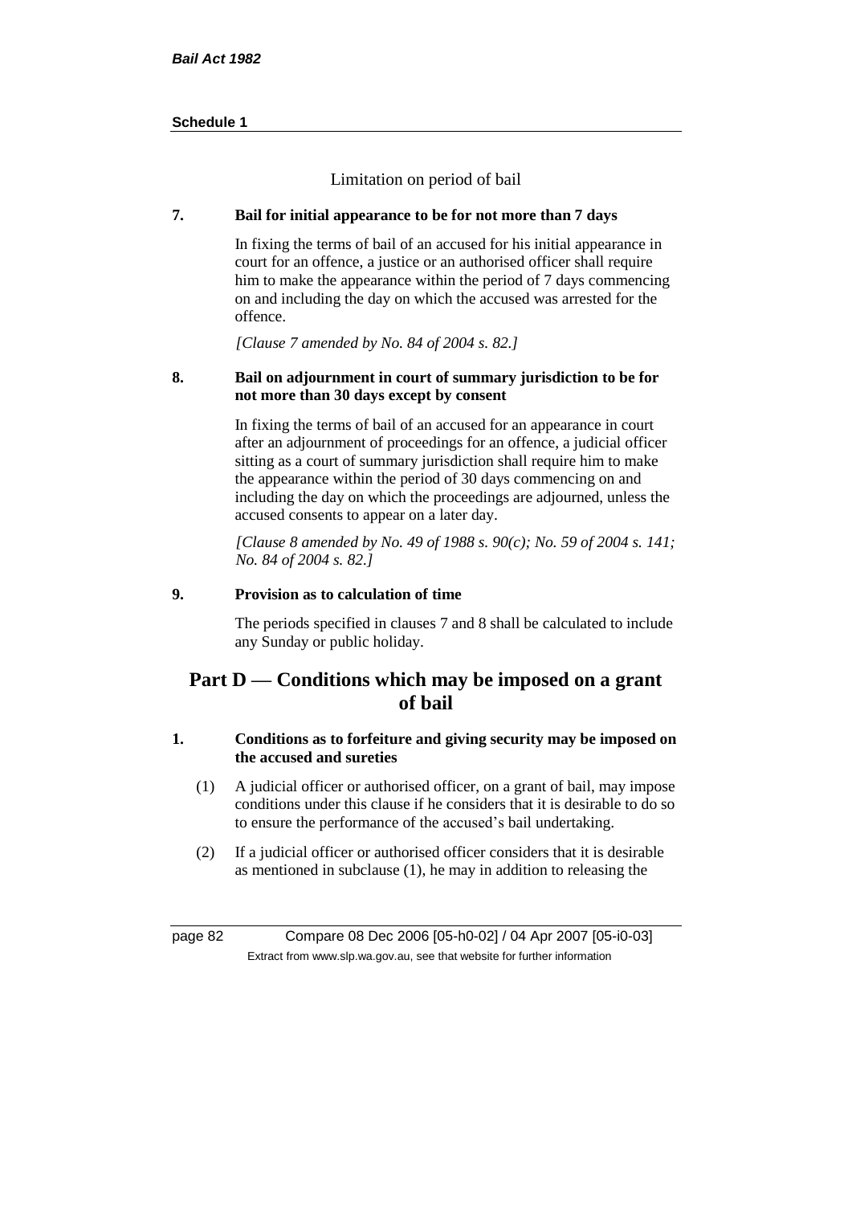Limitation on period of bail

**7. Bail for initial appearance to be for not more than 7 days**

In fixing the terms of bail of an accused for his initial appearance in court for an offence, a justice or an authorised officer shall require him to make the appearance within the period of 7 days commencing on and including the day on which the accused was arrested for the offence.

*[Clause 7 amended by No. 84 of 2004 s. 82.]*

**8. Bail on adjournment in court of summary jurisdiction to be for not more than 30 days except by consent**

In fixing the terms of bail of an accused for an appearance in court after an adjournment of proceedings for an offence, a judicial officer sitting as a court of summary jurisdiction shall require him to make the appearance within the period of 30 days commencing on and including the day on which the proceedings are adjourned, unless the accused consents to appear on a later day.

*[Clause 8 amended by No. 49 of 1988 s. 90(c); No. 59 of 2004 s. 141; No. 84 of 2004 s. 82.]*

**9. Provision as to calculation of time**

The periods specified in clauses 7 and 8 shall be calculated to include any Sunday or public holiday.

## Part D — Conditions which may be imposed on a grant of bail

**1. Conditions as to forfeiture and giving security may be imposed on the accused and sureties**

(1) A judicial officer or authorised officer, on a grant of bail, may impose conditions under this clause if he considers that it is desirable to do so to ensure the performance of the accused's bail undertaking.

(2) If a judicial officer or authorised officer considers that it is desirable as mentioned in subclause (1), he may in addition to releasing the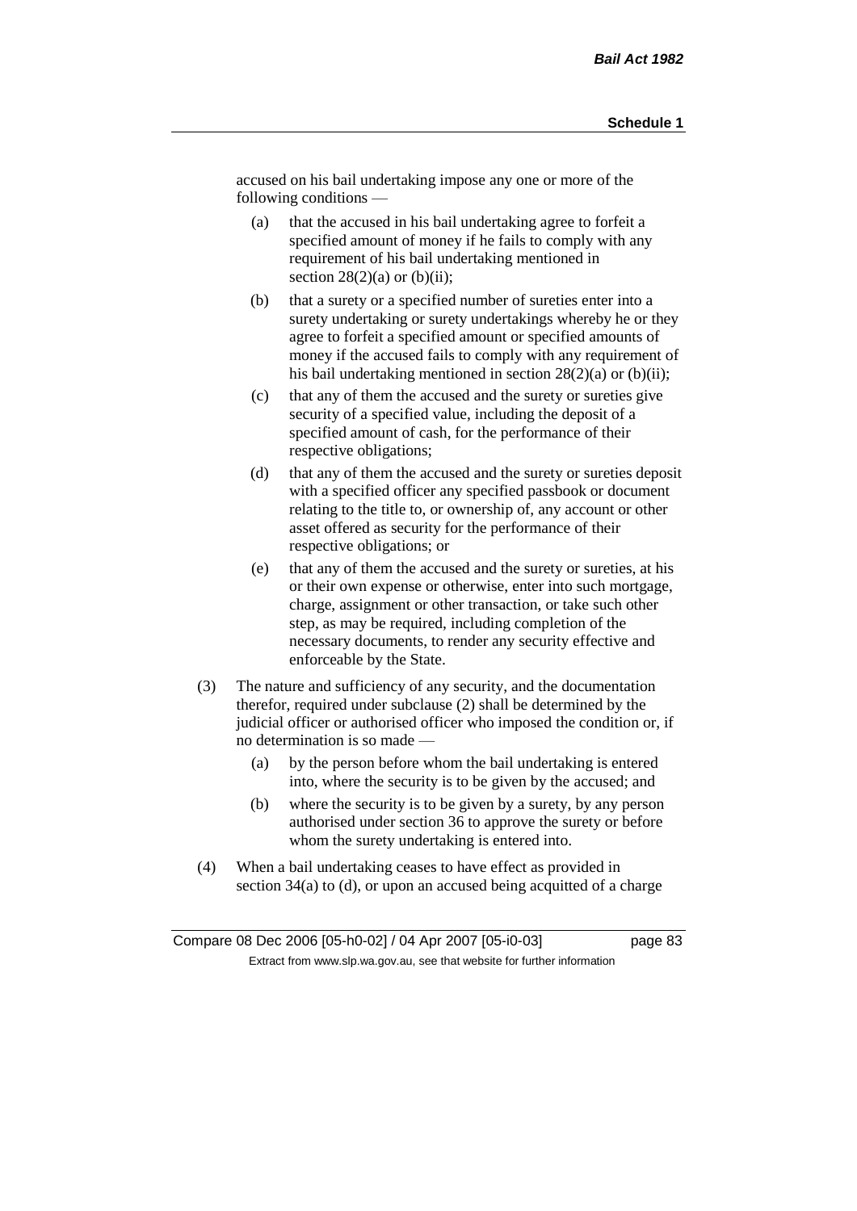accused on his bail undertaking impose any one or more of the following conditions —

(a) that the accused in his bail undertaking agree to forfeit a specified amount of money if he fails to comply with any requirement of his bail undertaking mentioned in section 28(2)(a) or (b)(ii);

(b) that a surety or a specified number of sureties enter into a surety undertaking or surety undertakings whereby he or they agree to forfeit a specified amount or specified amounts of money if the accused fails to comply with any requirement of his bail undertaking mentioned in section 28(2)(a) or (b)(ii);

(c) that any of them the accused and the surety or sureties give security of a specified value, including the deposit of a specified amount of cash, for the performance of their respective obligations;

(d) that any of them the accused and the surety or sureties deposit with a specified officer any specified passbook or document relating to the title to, or ownership of, any account or other asset offered as security for the performance of their respective obligations; or

(e) that any of them the accused and the surety or sureties, at his or their own expense or otherwise, enter into such mortgage, charge, assignment or other transaction, or take such other step, as may be required, including completion of the necessary documents, to render any security effective and enforceable by the State.

(3) The nature and sufficiency of any security, and the documentation therefor, required under subclause (2) shall be determined by the judicial officer or authorised officer who imposed the condition or, if no determination is so made —

(a) by the person before whom the bail undertaking is entered into, where the security is to be given by the accused; and

(b) where the security is to be given by a surety, by any person authorised under section 36 to approve the surety or before whom the surety undertaking is entered into.

(4) When a bail undertaking ceases to have effect as provided in section 34(a) to (d), or upon an accused being acquitted of a charge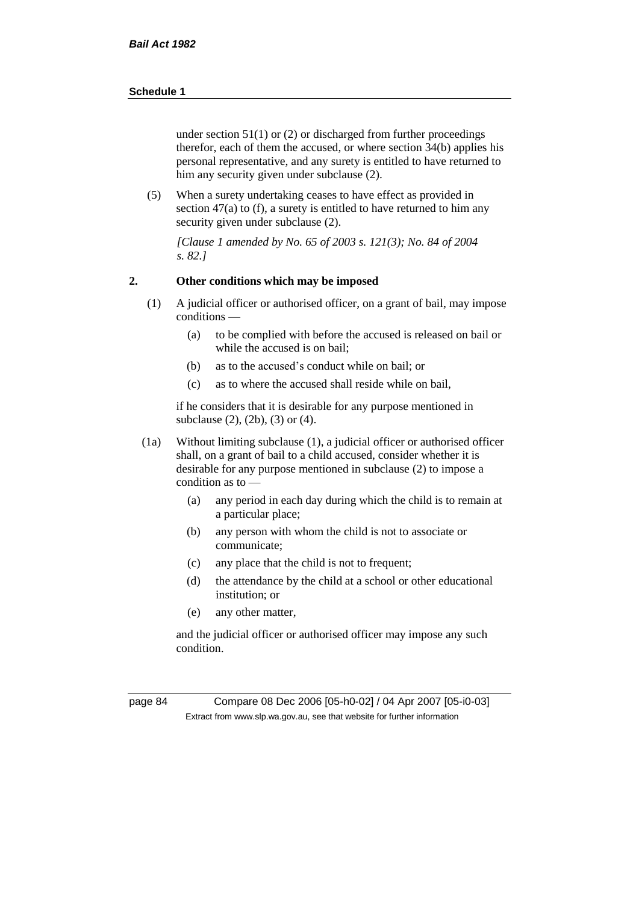under section 51(1) or (2) or discharged from further proceedings therefor, each of them the accused, or where section 34(b) applies his personal representative, and any surety is entitled to have returned to him any security given under subclause (2).

(5) When a surety undertaking ceases to have effect as provided in section 47(a) to (f), a surety is entitled to have returned to him any security given under subclause (2).

*[Clause 1 amended by No. 65 of 2003 s. 121(3); No. 84 of 2004 s. 82.]*

**2. Other conditions which may be imposed**

(1) A judicial officer or authorised officer, on a grant of bail, may impose conditions —

- (a) to be complied with before the accused is released on bail or while the accused is on bail;
- (b) as to the accused's conduct while on bail; or
- (c) as to where the accused shall reside while on bail,

if he considers that it is desirable for any purpose mentioned in subclause (2), (2b), (3) or (4).

(1a) Without limiting subclause (1), a judicial officer or authorised officer shall, on a grant of bail to a child accused, consider whether it is desirable for any purpose mentioned in subclause (2) to impose a condition as to —

- (a) any period in each day during which the child is to remain at a particular place;
- (b) any person with whom the child is not to associate or communicate;
- (c) any place that the child is not to frequent;
- (d) the attendance by the child at a school or other educational institution; or
- (e) any other matter,

and the judicial officer or authorised officer may impose any such condition.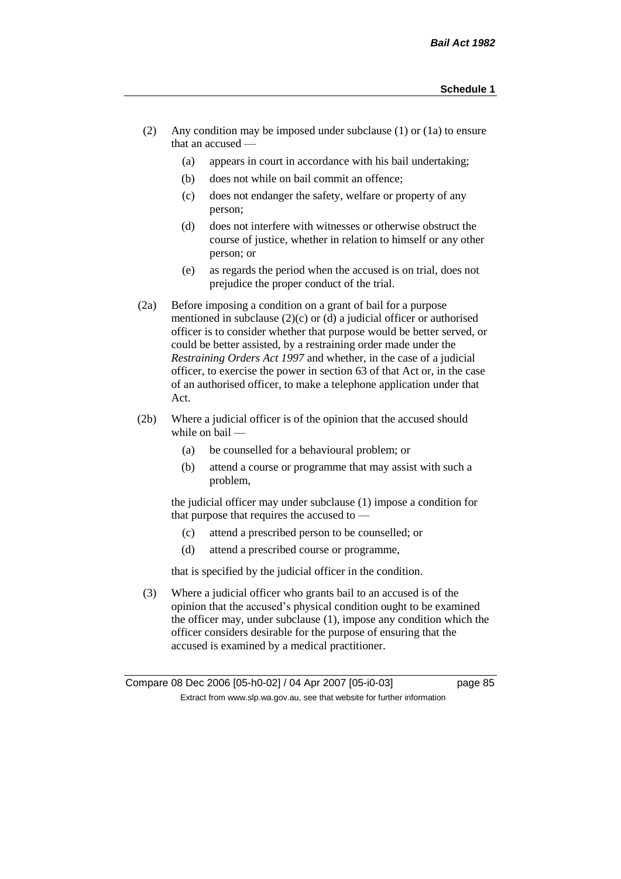(2) Any condition may be imposed under subclause (1) or (1a) to ensure that an accused —

  (a) appears in court in accordance with his bail undertaking;

  (b) does not while on bail commit an offence;

  (c) does not endanger the safety, welfare or property of any person;

  (d) does not interfere with witnesses or otherwise obstruct the course of justice, whether in relation to himself or any other person; or

  (e) as regards the period when the accused is on trial, does not prejudice the proper conduct of the trial.

(2a) Before imposing a condition on a grant of bail for a purpose mentioned in subclause (2)(c) or (d) a judicial officer or authorised officer is to consider whether that purpose would be better served, or could be better assisted, by a restraining order made under the *Restraining Orders Act 1997* and whether, in the case of a judicial officer, to exercise the power in section 63 of that Act or, in the case of an authorised officer, to make a telephone application under that Act.

(2b) Where a judicial officer is of the opinion that the accused should while on bail —

  (a) be counselled for a behavioural problem; or

  (b) attend a course or programme that may assist with such a problem,

the judicial officer may under subclause (1) impose a condition for that purpose that requires the accused to —

  (c) attend a prescribed person to be counselled; or

  (d) attend a prescribed course or programme,

that is specified by the judicial officer in the condition.

(3) Where a judicial officer who grants bail to an accused is of the opinion that the accused's physical condition ought to be examined the officer may, under subclause (1), impose any condition which the officer considers desirable for the purpose of ensuring that the accused is examined by a medical practitioner.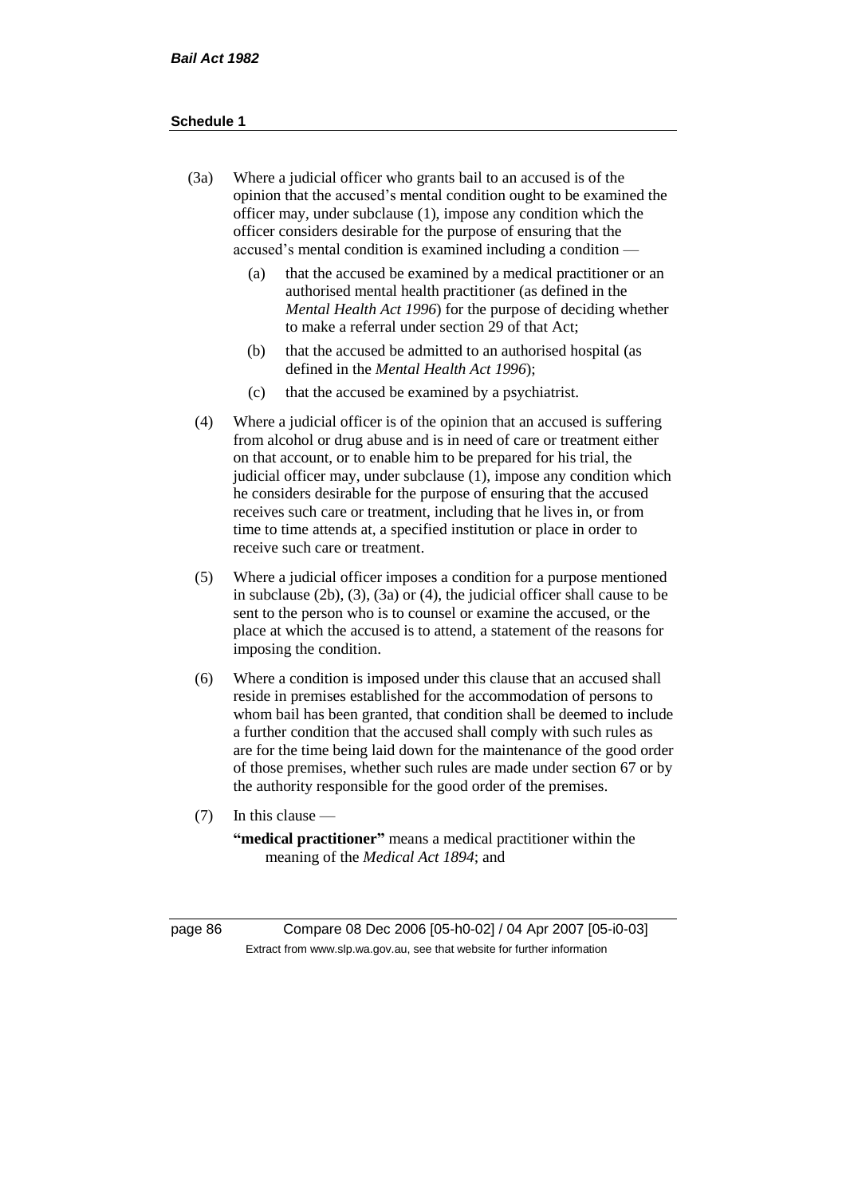(3a) Where a judicial officer who grants bail to an accused is of the opinion that the accused's mental condition ought to be examined the officer may, under subclause (1), impose any condition which the officer considers desirable for the purpose of ensuring that the accused's mental condition is examined including a condition —

   (a) that the accused be examined by a medical practitioner or an authorised mental health practitioner (as defined in the *Mental Health Act 1996*) for the purpose of deciding whether to make a referral under section 29 of that Act;

   (b) that the accused be admitted to an authorised hospital (as defined in the *Mental Health Act 1996*);

   (c) that the accused be examined by a psychiatrist.

(4) Where a judicial officer is of the opinion that an accused is suffering from alcohol or drug abuse and is in need of care or treatment either on that account, or to enable him to be prepared for his trial, the judicial officer may, under subclause (1), impose any condition which he considers desirable for the purpose of ensuring that the accused receives such care or treatment, including that he lives in, or from time to time attends at, a specified institution or place in order to receive such care or treatment.

(5) Where a judicial officer imposes a condition for a purpose mentioned in subclause (2b), (3), (3a) or (4), the judicial officer shall cause to be sent to the person who is to counsel or examine the accused, or the place at which the accused is to attend, a statement of the reasons for imposing the condition.

(6) Where a condition is imposed under this clause that an accused shall reside in premises established for the accommodation of persons to whom bail has been granted, that condition shall be deemed to include a further condition that the accused shall comply with such rules as are for the time being laid down for the maintenance of the good order of those premises, whether such rules are made under section 67 or by the authority responsible for the good order of the premises.

(7) In this clause —

**"medical practitioner"** means a medical practitioner within the meaning of the *Medical Act 1894*; and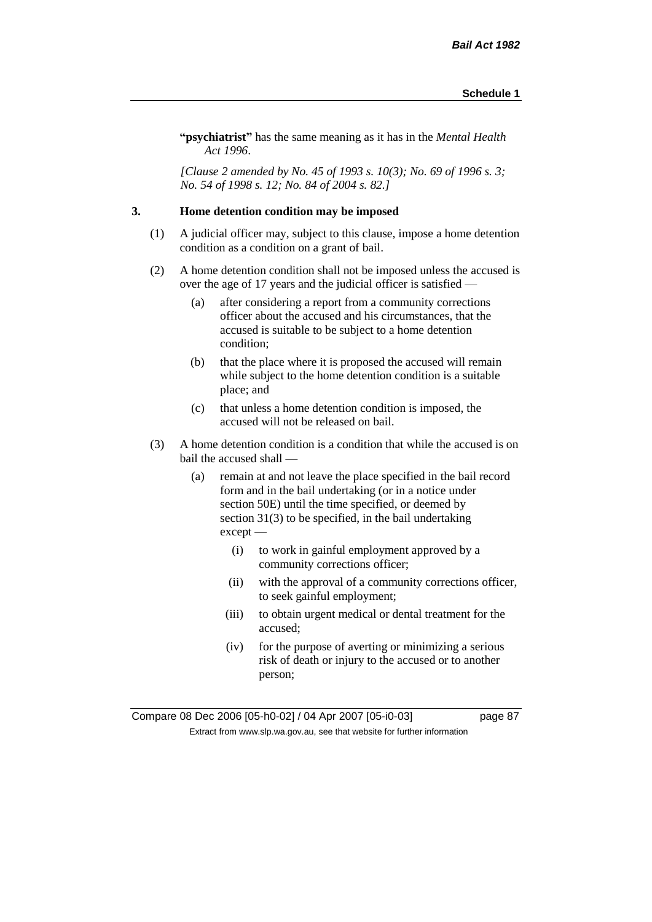**"psychiatrist"** has the same meaning as it has in the *Mental Health Act 1996*.

*[Clause 2 amended by No. 45 of 1993 s. 10(3); No. 69 of 1996 s. 3; No. 54 of 1998 s. 12; No. 84 of 2004 s. 82.]*

### 3. Home detention condition may be imposed

(1) A judicial officer may, subject to this clause, impose a home detention condition as a condition on a grant of bail.

(2) A home detention condition shall not be imposed unless the accused is over the age of 17 years and the judicial officer is satisfied —

- (a) after considering a report from a community corrections officer about the accused and his circumstances, that the accused is suitable to be subject to a home detention condition;
- (b) that the place where it is proposed the accused will remain while subject to the home detention condition is a suitable place; and
- (c) that unless a home detention condition is imposed, the accused will not be released on bail.

(3) A home detention condition is a condition that while the accused is on bail the accused shall —

- (a) remain at and not leave the place specified in the bail record form and in the bail undertaking (or in a notice under section 50E) until the time specified, or deemed by section 31(3) to be specified, in the bail undertaking except —
  - (i) to work in gainful employment approved by a community corrections officer;
  - (ii) with the approval of a community corrections officer, to seek gainful employment;
  - (iii) to obtain urgent medical or dental treatment for the accused;
  - (iv) for the purpose of averting or minimizing a serious risk of death or injury to the accused or to another person;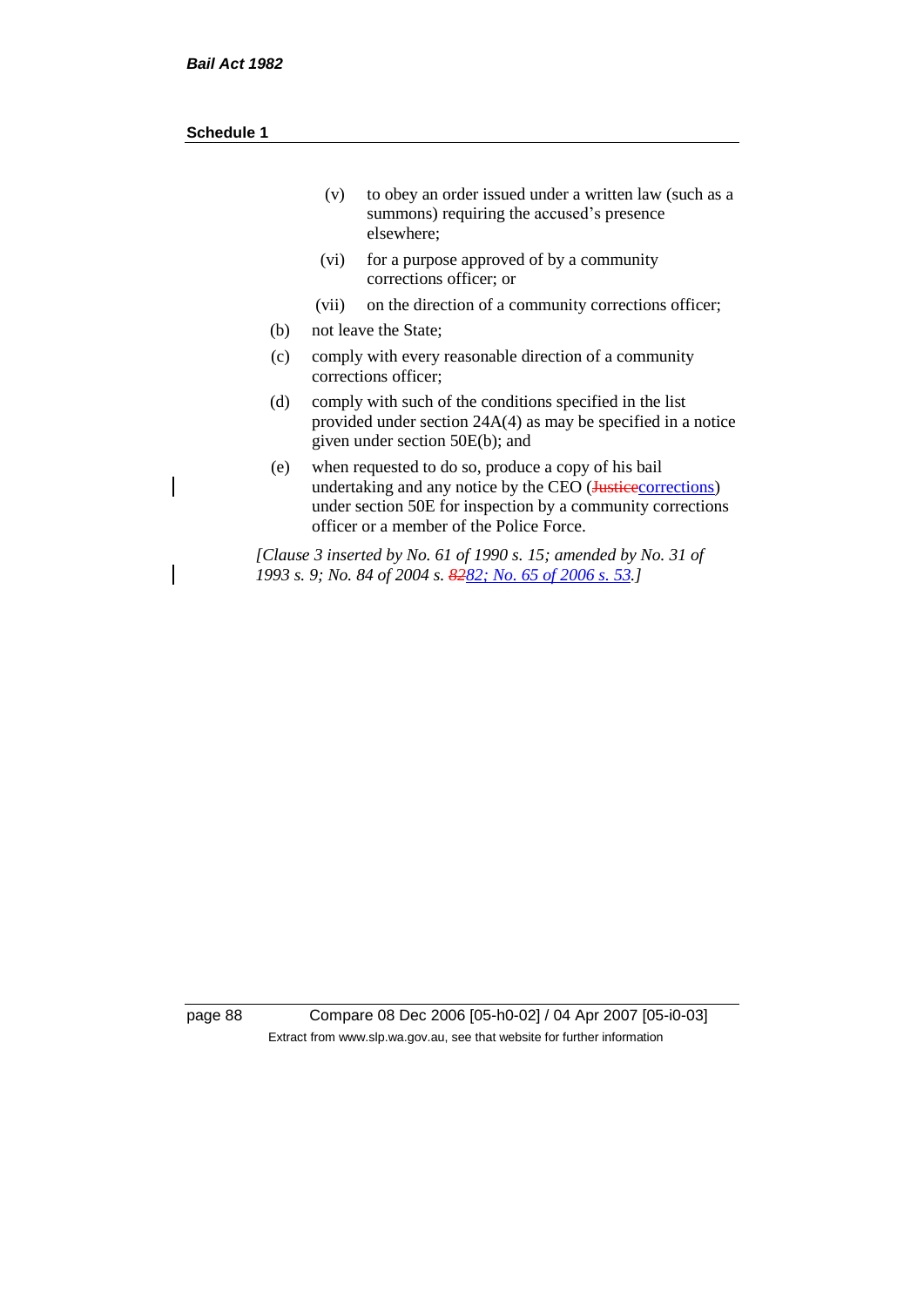(v) to obey an order issued under a written law (such as a summons) requiring the accused's presence elsewhere;

(vi) for a purpose approved of by a community corrections officer; or

(vii) on the direction of a community corrections officer;

(b) not leave the State;

(c) comply with every reasonable direction of a community corrections officer;

(d) comply with such of the conditions specified in the list provided under section 24A(4) as may be specified in a notice given under section 50E(b); and

(e) when requested to do so, produce a copy of his bail undertaking and any notice by the CEO (~~Justice~~corrections) under section 50E for inspection by a community corrections officer or a member of the Police Force.

*[Clause 3 inserted by No. 61 of 1990 s. 15; amended by No. 31 of 1993 s. 9; No. 84 of 2004 s. ~~82~~82; No. 65 of 2006 s. 53.]*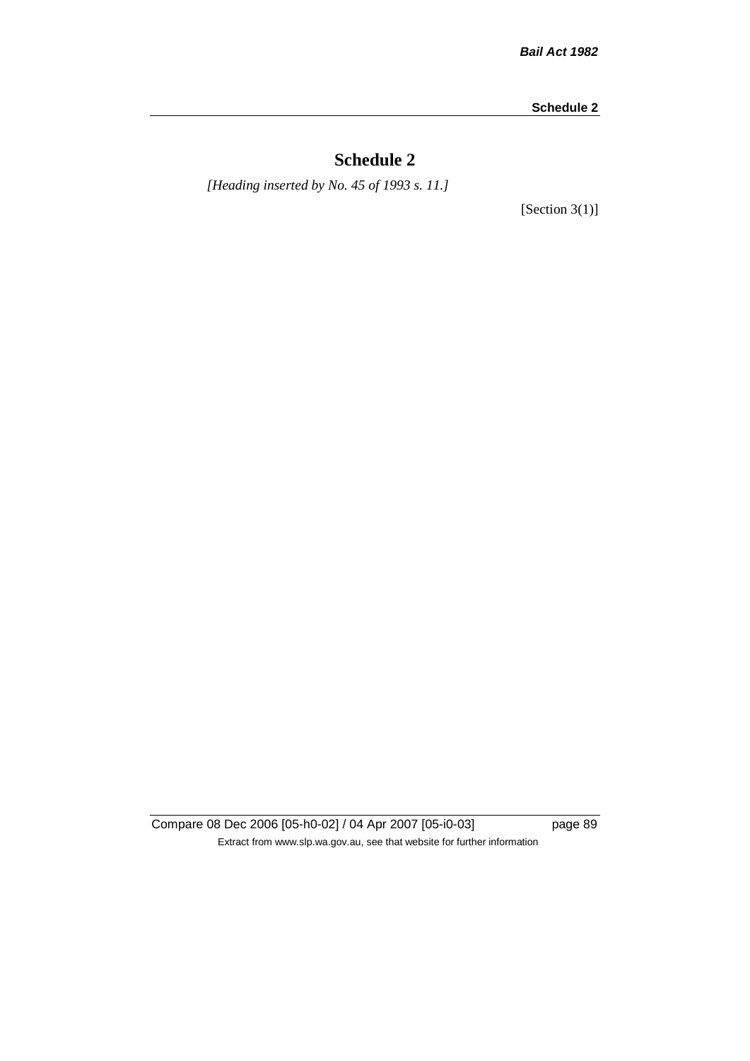# Schedule 2

*[Heading inserted by No. 45 of 1993 s. 11.]*

[Section 3(1)]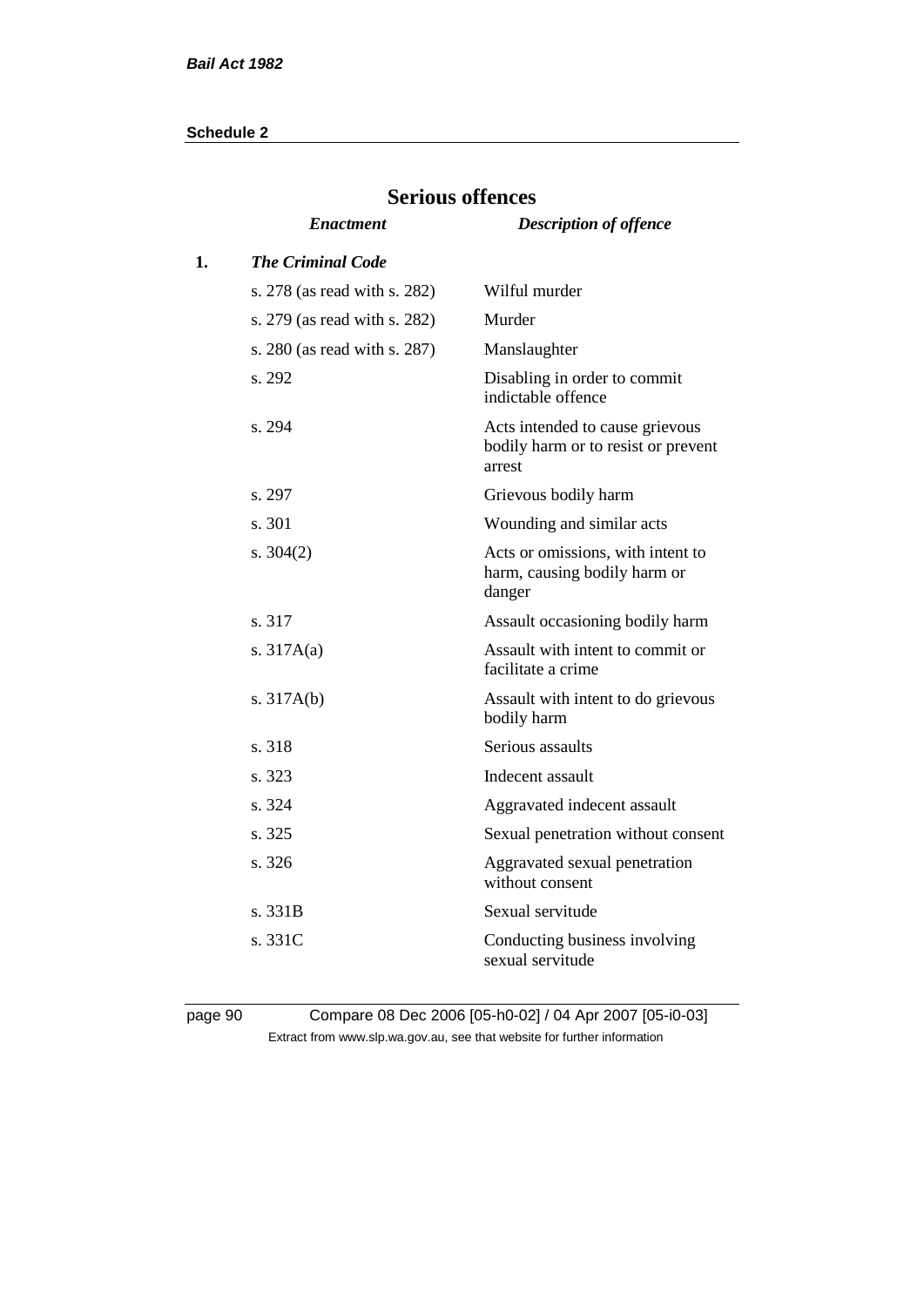## Serious offences

| | *Enactment* | *Description of offence* |
|---|---|---|
| **1.** | ***The Criminal Code*** | |
| | s. 278 (as read with s. 282) | Wilful murder |
| | s. 279 (as read with s. 282) | Murder |
| | s. 280 (as read with s. 287) | Manslaughter |
| | s. 292 | Disabling in order to commit indictable offence |
| | s. 294 | Acts intended to cause grievous bodily harm or to resist or prevent arrest |
| | s. 297 | Grievous bodily harm |
| | s. 301 | Wounding and similar acts |
| | s. 304(2) | Acts or omissions, with intent to harm, causing bodily harm or danger |
| | s. 317 | Assault occasioning bodily harm |
| | s. 317A(a) | Assault with intent to commit or facilitate a crime |
| | s. 317A(b) | Assault with intent to do grievous bodily harm |
| | s. 318 | Serious assaults |
| | s. 323 | Indecent assault |
| | s. 324 | Aggravated indecent assault |
| | s. 325 | Sexual penetration without consent |
| | s. 326 | Aggravated sexual penetration without consent |
| | s. 331B | Sexual servitude |
| | s. 331C | Conducting business involving sexual servitude |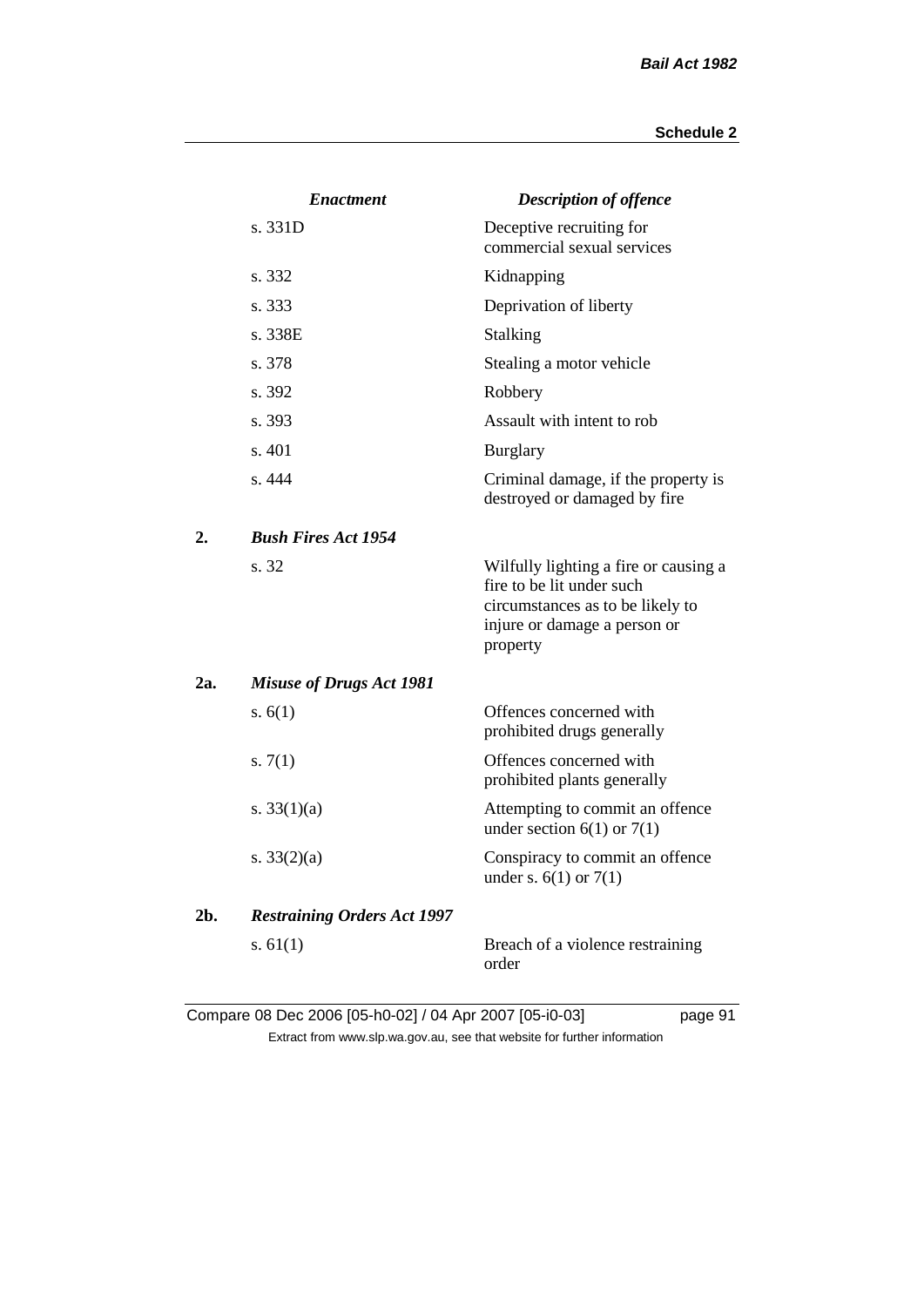| | *Enactment* | *Description of offence* |
|---|---|---|
| | s. 331D | Deceptive recruiting for commercial sexual services |
| | s. 332 | Kidnapping |
| | s. 333 | Deprivation of liberty |
| | s. 338E | Stalking |
| | s. 378 | Stealing a motor vehicle |
| | s. 392 | Robbery |
| | s. 393 | Assault with intent to rob |
| | s. 401 | Burglary |
| | s. 444 | Criminal damage, if the property is destroyed or damaged by fire |
| **2.** | ***Bush Fires Act 1954*** | |
| | s. 32 | Wilfully lighting a fire or causing a fire to be lit under such circumstances as to be likely to injure or damage a person or property |
| **2a.** | ***Misuse of Drugs Act 1981*** | |
| | s. 6(1) | Offences concerned with prohibited drugs generally |
| | s. 7(1) | Offences concerned with prohibited plants generally |
| | s. 33(1)(a) | Attempting to commit an offence under section 6(1) or 7(1) |
| | s. 33(2)(a) | Conspiracy to commit an offence under s. 6(1) or 7(1) |
| **2b.** | ***Restraining Orders Act 1997*** | |
| | s. 61(1) | Breach of a violence restraining order |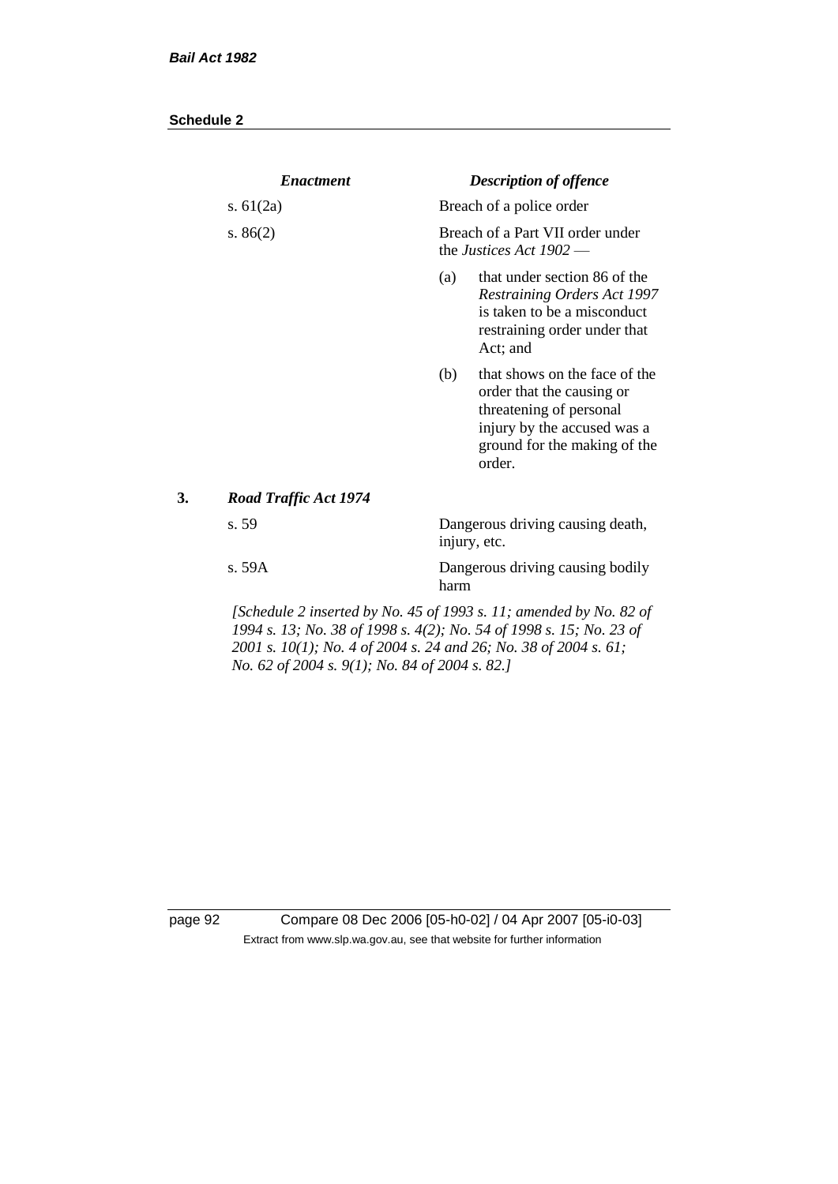| *Enactment* | *Description of offence* |
|---|---|
| s. 61(2a) | Breach of a police order |
| s. 86(2) | Breach of a Part VII order under the *Justices Act 1902* —<br>(a) that under section 86 of the *Restraining Orders Act 1997* is taken to be a misconduct restraining order under that Act; and<br>(b) that shows on the face of the order that the causing or threatening of personal injury by the accused was a ground for the making of the order. |

**3.** ***Road Traffic Act 1974***

| | |
|---|---|
| s. 59 | Dangerous driving causing death, injury, etc. |
| s. 59A | Dangerous driving causing bodily harm |

*[Schedule 2 inserted by No. 45 of 1993 s. 11; amended by No. 82 of 1994 s. 13; No. 38 of 1998 s. 4(2); No. 54 of 1998 s. 15; No. 23 of 2001 s. 10(1); No. 4 of 2004 s. 24 and 26; No. 38 of 2004 s. 61; No. 62 of 2004 s. 9(1); No. 84 of 2004 s. 82.]*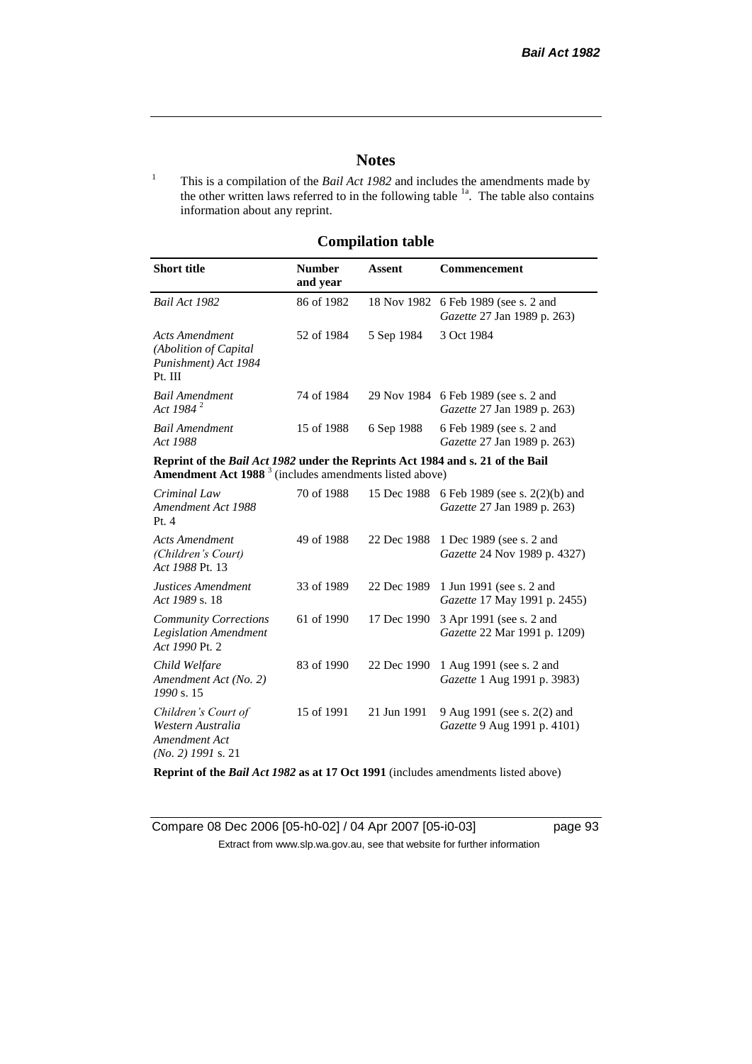# Notes

[1] This is a compilation of the *Bail Act 1982* and includes the amendments made by the other written laws referred to in the following table [1a]. The table also contains information about any reprint.

## Compilation table

| Short title | Number and year | Assent | Commencement |
|---|---|---|---|
| *Bail Act 1982* | 86 of 1982 | 18 Nov 1982 | 6 Feb 1989 (see s. 2 and *Gazette* 27 Jan 1989 p. 263) |
| *Acts Amendment (Abolition of Capital Punishment) Act 1984* Pt. III | 52 of 1984 | 5 Sep 1984 | 3 Oct 1984 |
| *Bail Amendment Act 1984* [2] | 74 of 1984 | 29 Nov 1984 | 6 Feb 1989 (see s. 2 and *Gazette* 27 Jan 1989 p. 263) |
| *Bail Amendment Act 1988* | 15 of 1988 | 6 Sep 1988 | 6 Feb 1989 (see s. 2 and *Gazette* 27 Jan 1989 p. 263) |
| **Reprint of the *Bail Act 1982* under the Reprints Act 1984 and s. 21 of the Bail Amendment Act 1988** [3] (includes amendments listed above) | | | |
| *Criminal Law Amendment Act 1988* Pt. 4 | 70 of 1988 | 15 Dec 1988 | 6 Feb 1989 (see s. 2(2)(b) and *Gazette* 27 Jan 1989 p. 263) |
| *Acts Amendment (Children's Court) Act 1988* Pt. 13 | 49 of 1988 | 22 Dec 1988 | 1 Dec 1989 (see s. 2 and *Gazette* 24 Nov 1989 p. 4327) |
| *Justices Amendment Act 1989* s. 18 | 33 of 1989 | 22 Dec 1989 | 1 Jun 1991 (see s. 2 and *Gazette* 17 May 1991 p. 2455) |
| *Community Corrections Legislation Amendment Act 1990* Pt. 2 | 61 of 1990 | 17 Dec 1990 | 3 Apr 1991 (see s. 2 and *Gazette* 22 Mar 1991 p. 1209) |
| *Child Welfare Amendment Act (No. 2) 1990* s. 15 | 83 of 1990 | 22 Dec 1990 | 1 Aug 1991 (see s. 2 and *Gazette* 1 Aug 1991 p. 3983) |
| *Children's Court of Western Australia Amendment Act (No. 2) 1991* s. 21 | 15 of 1991 | 21 Jun 1991 | 9 Aug 1991 (see s. 2(2) and *Gazette* 9 Aug 1991 p. 4101) |
| **Reprint of the *Bail Act 1982* as at 17 Oct 1991** (includes amendments listed above) | | | |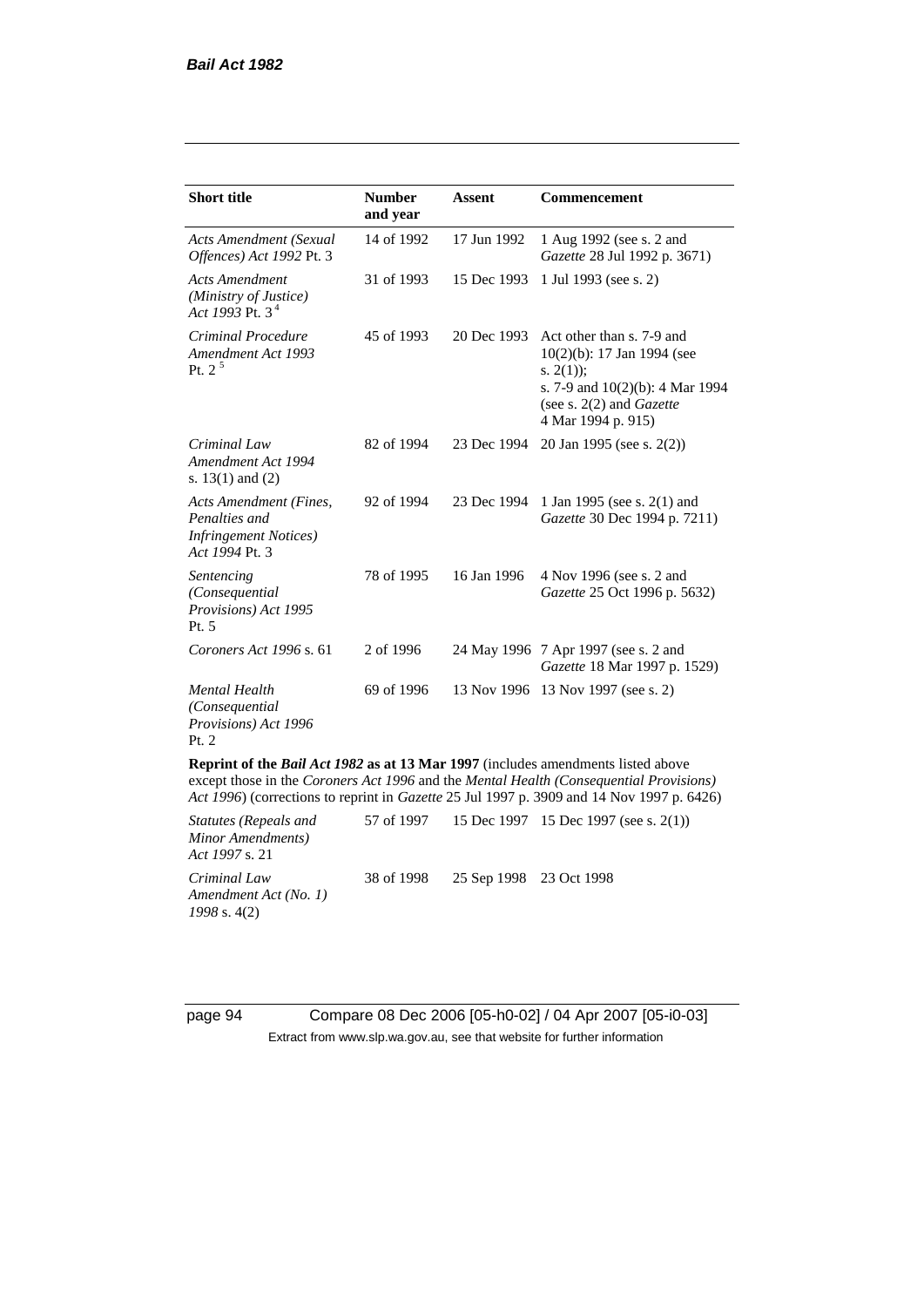| Short title | Number and year | Assent | Commencement |
|---|---|---|---|
| *Acts Amendment (Sexual Offences) Act 1992* Pt. 3 | 14 of 1992 | 17 Jun 1992 | 1 Aug 1992 (see s. 2 and *Gazette* 28 Jul 1992 p. 3671) |
| *Acts Amendment (Ministry of Justice) Act 1993* Pt. 3 [4] | 31 of 1993 | 15 Dec 1993 | 1 Jul 1993 (see s. 2) |
| *Criminal Procedure Amendment Act 1993* Pt. 2 [5] | 45 of 1993 | 20 Dec 1993 | Act other than s. 7-9 and 10(2)(b): 17 Jan 1994 (see s. 2(1)); s. 7-9 and 10(2)(b): 4 Mar 1994 (see s. 2(2) and *Gazette* 4 Mar 1994 p. 915) |
| *Criminal Law Amendment Act 1994* s. 13(1) and (2) | 82 of 1994 | 23 Dec 1994 | 20 Jan 1995 (see s. 2(2)) |
| *Acts Amendment (Fines, Penalties and Infringement Notices) Act 1994* Pt. 3 | 92 of 1994 | 23 Dec 1994 | 1 Jan 1995 (see s. 2(1) and *Gazette* 30 Dec 1994 p. 7211) |
| *Sentencing (Consequential Provisions) Act 1995* Pt. 5 | 78 of 1995 | 16 Jan 1996 | 4 Nov 1996 (see s. 2 and *Gazette* 25 Oct 1996 p. 5632) |
| *Coroners Act 1996* s. 61 | 2 of 1996 | 24 May 1996 | 7 Apr 1997 (see s. 2 and *Gazette* 18 Mar 1997 p. 1529) |
| *Mental Health (Consequential Provisions) Act 1996* Pt. 2 | 69 of 1996 | 13 Nov 1996 | 13 Nov 1997 (see s. 2) |
| **Reprint of the *Bail Act 1982* as at 13 Mar 1997** (includes amendments listed above except those in the *Coroners Act 1996* and the *Mental Health (Consequential Provisions) Act 1996*) (corrections to reprint in *Gazette* 25 Jul 1997 p. 3909 and 14 Nov 1997 p. 6426) | | | |
| *Statutes (Repeals and Minor Amendments) Act 1997* s. 21 | 57 of 1997 | 15 Dec 1997 | 15 Dec 1997 (see s. 2(1)) |
| *Criminal Law Amendment Act (No. 1) 1998* s. 4(2) | 38 of 1998 | 25 Sep 1998 | 23 Oct 1998 |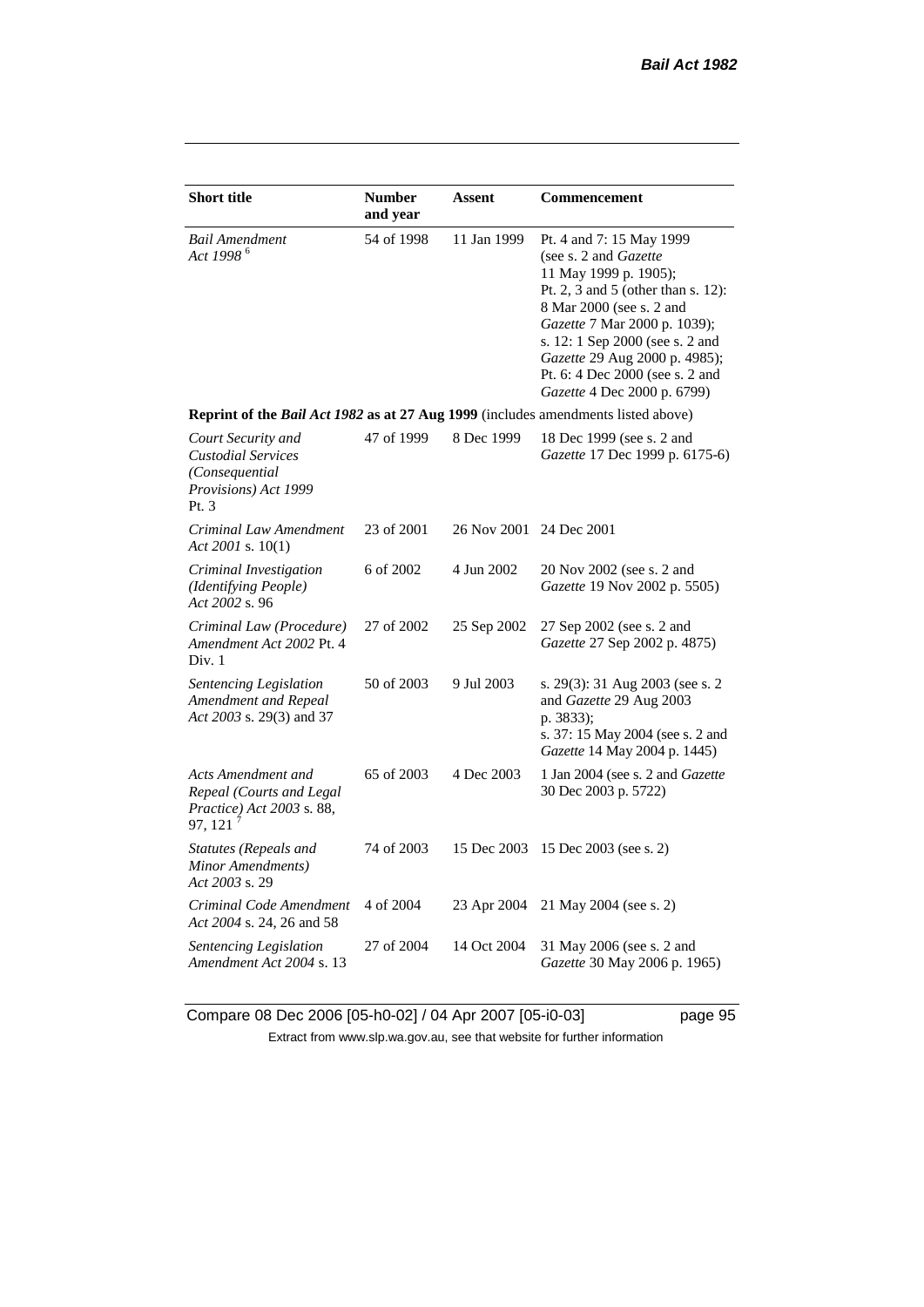| Short title | Number and year | Assent | Commencement |
|---|---|---|---|
| *Bail Amendment Act 1998* [6] | 54 of 1998 | 11 Jan 1999 | Pt. 4 and 7: 15 May 1999 (see s. 2 and *Gazette* 11 May 1999 p. 1905); Pt. 2, 3 and 5 (other than s. 12): 8 Mar 2000 (see s. 2 and *Gazette* 7 Mar 2000 p. 1039); s. 12: 1 Sep 2000 (see s. 2 and *Gazette* 29 Aug 2000 p. 4985); Pt. 6: 4 Dec 2000 (see s. 2 and *Gazette* 4 Dec 2000 p. 6799) |
| **Reprint of the *Bail Act 1982* as at 27 Aug 1999** (includes amendments listed above) | | | |
| *Court Security and Custodial Services (Consequential Provisions) Act 1999* Pt. 3 | 47 of 1999 | 8 Dec 1999 | 18 Dec 1999 (see s. 2 and *Gazette* 17 Dec 1999 p. 6175-6) |
| *Criminal Law Amendment Act 2001* s. 10(1) | 23 of 2001 | 26 Nov 2001 | 24 Dec 2001 |
| *Criminal Investigation (Identifying People) Act 2002* s. 96 | 6 of 2002 | 4 Jun 2002 | 20 Nov 2002 (see s. 2 and *Gazette* 19 Nov 2002 p. 5505) |
| *Criminal Law (Procedure) Amendment Act 2002* Pt. 4 Div. 1 | 27 of 2002 | 25 Sep 2002 | 27 Sep 2002 (see s. 2 and *Gazette* 27 Sep 2002 p. 4875) |
| *Sentencing Legislation Amendment and Repeal Act 2003* s. 29(3) and 37 | 50 of 2003 | 9 Jul 2003 | s. 29(3): 31 Aug 2003 (see s. 2 and *Gazette* 29 Aug 2003 p. 3833); s. 37: 15 May 2004 (see s. 2 and *Gazette* 14 May 2004 p. 1445) |
| *Acts Amendment and Repeal (Courts and Legal Practice) Act 2003* s. 88, 97, 121 [7] | 65 of 2003 | 4 Dec 2003 | 1 Jan 2004 (see s. 2 and *Gazette* 30 Dec 2003 p. 5722) |
| *Statutes (Repeals and Minor Amendments) Act 2003* s. 29 | 74 of 2003 | 15 Dec 2003 | 15 Dec 2003 (see s. 2) |
| *Criminal Code Amendment Act 2004* s. 24, 26 and 58 | 4 of 2004 | 23 Apr 2004 | 21 May 2004 (see s. 2) |
| *Sentencing Legislation Amendment Act 2004* s. 13 | 27 of 2004 | 14 Oct 2004 | 31 May 2006 (see s. 2 and *Gazette* 30 May 2006 p. 1965) |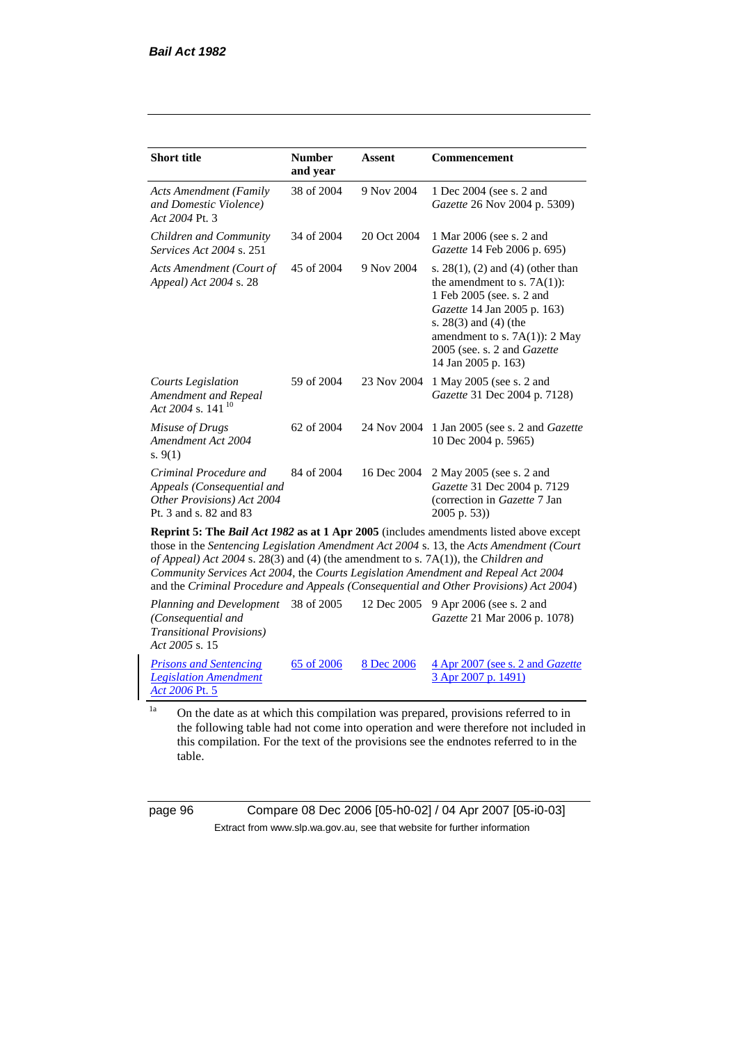| Short title | Number and year | Assent | Commencement |
|---|---|---|---|
| *Acts Amendment (Family and Domestic Violence) Act 2004* Pt. 3 | 38 of 2004 | 9 Nov 2004 | 1 Dec 2004 (see s. 2 and *Gazette* 26 Nov 2004 p. 5309) |
| *Children and Community Services Act 2004* s. 251 | 34 of 2004 | 20 Oct 2004 | 1 Mar 2006 (see s. 2 and *Gazette* 14 Feb 2006 p. 695) |
| *Acts Amendment (Court of Appeal) Act 2004* s. 28 | 45 of 2004 | 9 Nov 2004 | s. 28(1), (2) and (4) (other than the amendment to s. 7A(1)): 1 Feb 2005 (see. s. 2 and *Gazette* 14 Jan 2005 p. 163) s. 28(3) and (4) (the amendment to s. 7A(1)): 2 May 2005 (see. s. 2 and *Gazette* 14 Jan 2005 p. 163) |
| *Courts Legislation Amendment and Repeal Act 2004* s. 141 [10] | 59 of 2004 | 23 Nov 2004 | 1 May 2005 (see s. 2 and *Gazette* 31 Dec 2004 p. 7128) |
| *Misuse of Drugs Amendment Act 2004* s. 9(1) | 62 of 2004 | 24 Nov 2004 | 1 Jan 2005 (see s. 2 and *Gazette* 10 Dec 2004 p. 5965) |
| *Criminal Procedure and Appeals (Consequential and Other Provisions) Act 2004* Pt. 3 and s. 82 and 83 | 84 of 2004 | 16 Dec 2004 | 2 May 2005 (see s. 2 and *Gazette* 31 Dec 2004 p. 7129 (correction in *Gazette* 7 Jan 2005 p. 53)) |
| **Reprint 5: The *Bail Act 1982* as at 1 Apr 2005** (includes amendments listed above except those in the *Sentencing Legislation Amendment Act 2004* s. 13, the *Acts Amendment (Court of Appeal) Act 2004* s. 28(3) and (4) (the amendment to s. 7A(1)), the *Children and Community Services Act 2004*, the *Courts Legislation Amendment and Repeal Act 2004* and the *Criminal Procedure and Appeals (Consequential and Other Provisions) Act 2004*) | | | |
| *Planning and Development (Consequential and Transitional Provisions) Act 2005* s. 15 | 38 of 2005 | 12 Dec 2005 | 9 Apr 2006 (see s. 2 and *Gazette* 21 Mar 2006 p. 1078) |
| *Prisons and Sentencing Legislation Amendment Act 2006* Pt. 5 | 65 of 2006 | 8 Dec 2006 | 4 Apr 2007 (see s. 2 and *Gazette* 3 Apr 2007 p. 1491) |

[1a] On the date as at which this compilation was prepared, provisions referred to in the following table had not come into operation and were therefore not included in this compilation. For the text of the provisions see the endnotes referred to in the table.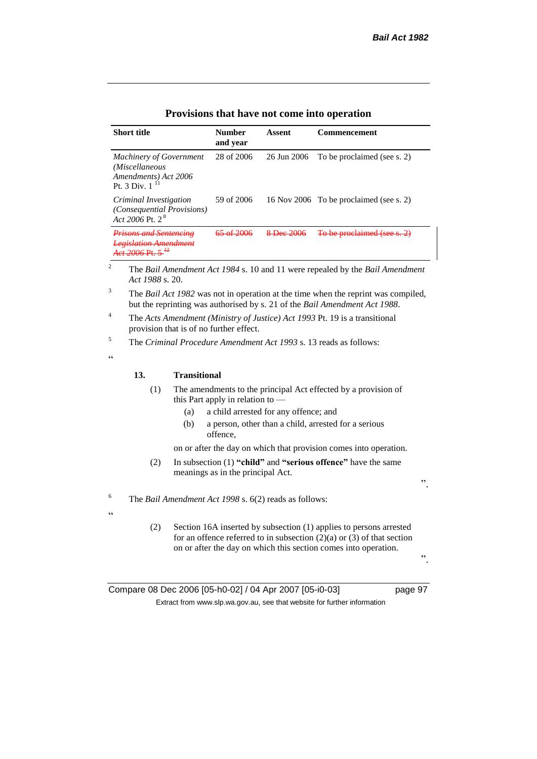## Provisions that have not come into operation

| Short title | Number and year | Assent | Commencement |
|---|---|---|---|
| *Machinery of Government (Miscellaneous Amendments) Act 2006* Pt. 3 Div. 1 [11] | 28 of 2006 | 26 Jun 2006 | To be proclaimed (see s. 2) |
| *Criminal Investigation (Consequential Provisions) Act 2006* Pt. 2 [8] | 59 of 2006 | 16 Nov 2006 | To be proclaimed (see s. 2) |
| ~~*Prisons and Sentencing Legislation Amendment Act 2006* Pt. 5 [12]~~ | ~~65 of 2006~~ | ~~8 Dec 2006~~ | ~~To be proclaimed (see s. 2)~~ |

[2] The *Bail Amendment Act 1984* s. 10 and 11 were repealed by the *Bail Amendment Act 1988* s. 20.

[3] The *Bail Act 1982* was not in operation at the time when the reprint was compiled, but the reprinting was authorised by s. 21 of the *Bail Amendment Act 1988*.

[4] The *Acts Amendment (Ministry of Justice) Act 1993* Pt. 19 is a transitional provision that is of no further effect.

[5] The *Criminal Procedure Amendment Act 1993* s. 13 reads as follows:

"

**13. Transitional**

(1) The amendments to the principal Act effected by a provision of this Part apply in relation to —

(a) a child arrested for any offence; and

(b) a person, other than a child, arrested for a serious offence,

on or after the day on which that provision comes into operation.

(2) In subsection (1) **"child"** and **"serious offence"** have the same meanings as in the principal Act.

".

[6] The *Bail Amendment Act 1998* s. 6(2) reads as follows:

"

(2) Section 16A inserted by subsection (1) applies to persons arrested for an offence referred to in subsection (2)(a) or (3) of that section on or after the day on which this section comes into operation.

".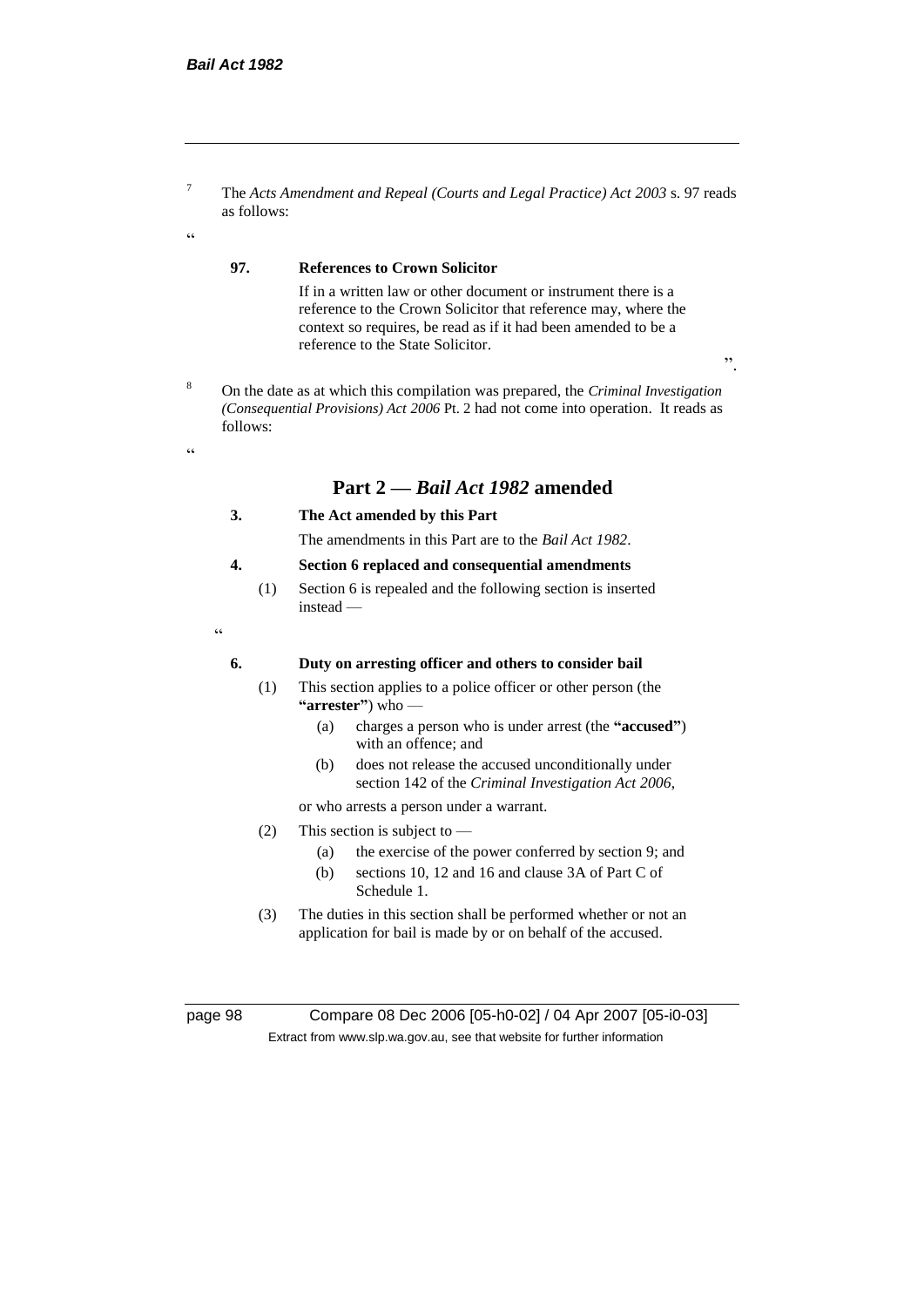[7] The *Acts Amendment and Repeal (Courts and Legal Practice) Act 2003* s. 97 reads as follows:

"

**97. References to Crown Solicitor**

If in a written law or other document or instrument there is a reference to the Crown Solicitor that reference may, where the context so requires, be read as if it had been amended to be a reference to the State Solicitor.

".

[8] On the date as at which this compilation was prepared, the *Criminal Investigation (Consequential Provisions) Act 2006* Pt. 2 had not come into operation. It reads as follows:

"

## Part 2 — *Bail Act 1982* amended

**3. The Act amended by this Part**

The amendments in this Part are to the *Bail Act 1982*.

**4. Section 6 replaced and consequential amendments**

(1) Section 6 is repealed and the following section is inserted instead —

"

**6. Duty on arresting officer and others to consider bail**

(1) This section applies to a police officer or other person (the **"arrester"**) who —

(a) charges a person who is under arrest (the **"accused"**) with an offence; and

(b) does not release the accused unconditionally under section 142 of the *Criminal Investigation Act 2006*,

or who arrests a person under a warrant.

(2) This section is subject to —

(a) the exercise of the power conferred by section 9; and

(b) sections 10, 12 and 16 and clause 3A of Part C of Schedule 1.

(3) The duties in this section shall be performed whether or not an application for bail is made by or on behalf of the accused.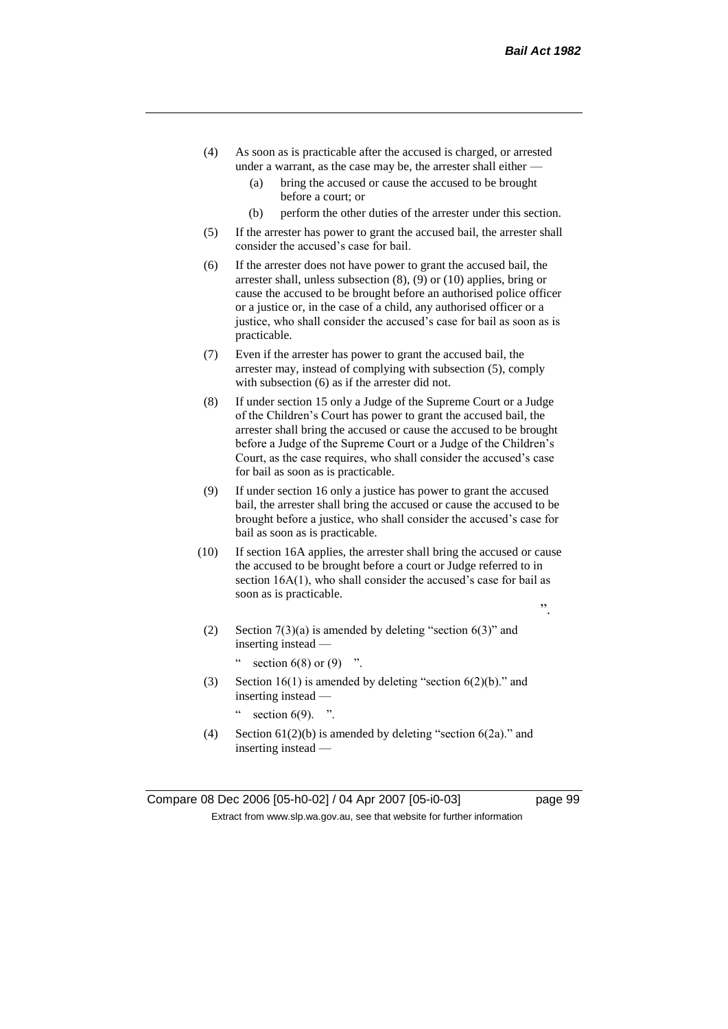(4) As soon as is practicable after the accused is charged, or arrested under a warrant, as the case may be, the arrester shall either —

  (a) bring the accused or cause the accused to be brought before a court; or

  (b) perform the other duties of the arrester under this section.

(5) If the arrester has power to grant the accused bail, the arrester shall consider the accused's case for bail.

(6) If the arrester does not have power to grant the accused bail, the arrester shall, unless subsection (8), (9) or (10) applies, bring or cause the accused to be brought before an authorised police officer or a justice or, in the case of a child, any authorised officer or a justice, who shall consider the accused's case for bail as soon as is practicable.

(7) Even if the arrester has power to grant the accused bail, the arrester may, instead of complying with subsection (5), comply with subsection (6) as if the arrester did not.

(8) If under section 15 only a Judge of the Supreme Court or a Judge of the Children's Court has power to grant the accused bail, the arrester shall bring the accused or cause the accused to be brought before a Judge of the Supreme Court or a Judge of the Children's Court, as the case requires, who shall consider the accused's case for bail as soon as is practicable.

(9) If under section 16 only a justice has power to grant the accused bail, the arrester shall bring the accused or cause the accused to be brought before a justice, who shall consider the accused's case for bail as soon as is practicable.

(10) If section 16A applies, the arrester shall bring the accused or cause the accused to be brought before a court or Judge referred to in section 16A(1), who shall consider the accused's case for bail as soon as is practicable.

".

(2) Section 7(3)(a) is amended by deleting "section 6(3)" and inserting instead —

  " section 6(8) or (9) ".

(3) Section 16(1) is amended by deleting "section 6(2)(b)." and inserting instead —

  " section 6(9). ".

(4) Section 61(2)(b) is amended by deleting "section 6(2a)." and inserting instead —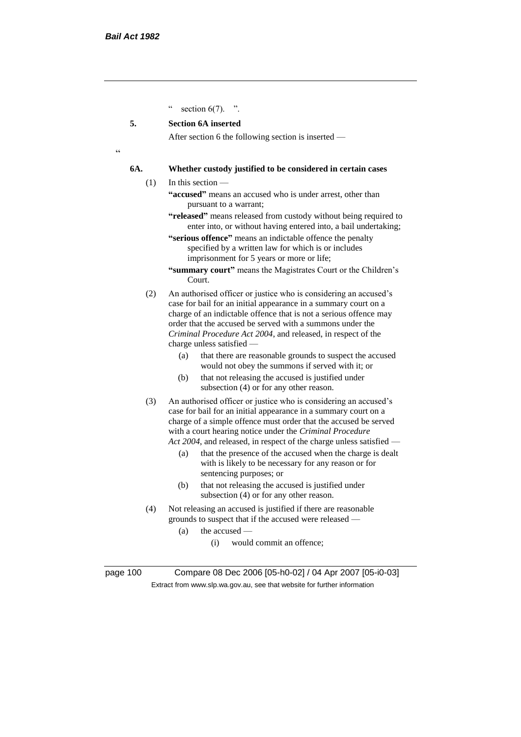" section 6(7). ".

**5. Section 6A inserted**

After section 6 the following section is inserted —

"

**6A. Whether custody justified to be considered in certain cases**

(1) In this section —

**"accused"** means an accused who is under arrest, other than pursuant to a warrant;

**"released"** means released from custody without being required to enter into, or without having entered into, a bail undertaking;

**"serious offence"** means an indictable offence the penalty specified by a written law for which is or includes imprisonment for 5 years or more or life;

**"summary court"** means the Magistrates Court or the Children's Court.

(2) An authorised officer or justice who is considering an accused's case for bail for an initial appearance in a summary court on a charge of an indictable offence that is not a serious offence may order that the accused be served with a summons under the *Criminal Procedure Act 2004*, and released, in respect of the charge unless satisfied —

- (a) that there are reasonable grounds to suspect the accused would not obey the summons if served with it; or
- (b) that not releasing the accused is justified under subsection (4) or for any other reason.

(3) An authorised officer or justice who is considering an accused's case for bail for an initial appearance in a summary court on a charge of a simple offence must order that the accused be served with a court hearing notice under the *Criminal Procedure Act 2004*, and released, in respect of the charge unless satisfied —

- (a) that the presence of the accused when the charge is dealt with is likely to be necessary for any reason or for sentencing purposes; or
- (b) that not releasing the accused is justified under subsection (4) or for any other reason.

(4) Not releasing an accused is justified if there are reasonable grounds to suspect that if the accused were released —

- (a) the accused —
  - (i) would commit an offence;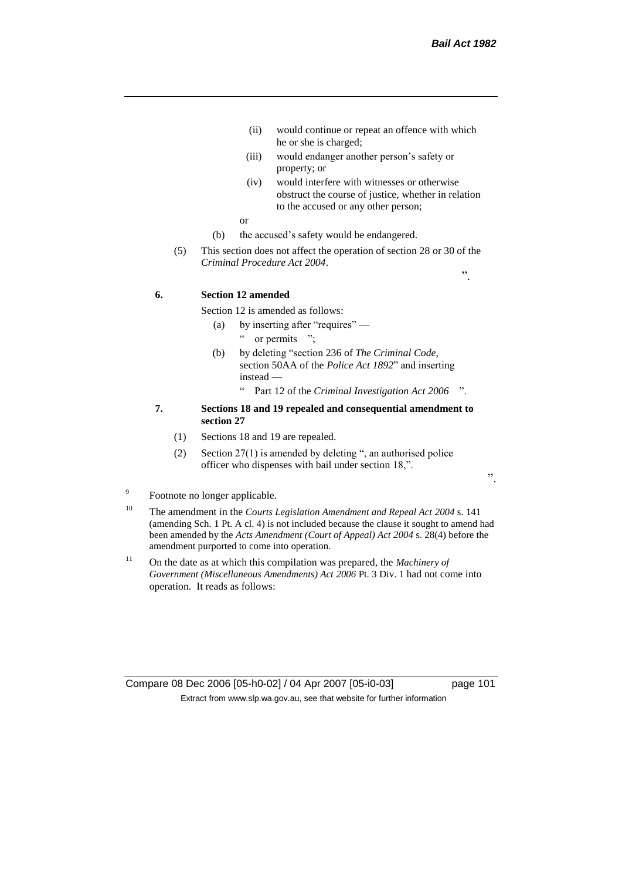(ii) would continue or repeat an offence with which he or she is charged;

(iii) would endanger another person's safety or property; or

(iv) would interfere with witnesses or otherwise obstruct the course of justice, whether in relation to the accused or any other person;

or

(b) the accused's safety would be endangered.

(5) This section does not affect the operation of section 28 or 30 of the *Criminal Procedure Act 2004*.

".

**6. Section 12 amended**

Section 12 is amended as follows:

(a) by inserting after "requires" —

" or permits ";

(b) by deleting "section 236 of *The Criminal Code*, section 50AA of the *Police Act 1892*" and inserting instead —

" Part 12 of the *Criminal Investigation Act 2006* ".

**7. Sections 18 and 19 repealed and consequential amendment to section 27**

(1) Sections 18 and 19 are repealed.

(2) Section 27(1) is amended by deleting ", an authorised police officer who dispenses with bail under section 18,".

".

[9] Footnote no longer applicable.

[10] The amendment in the *Courts Legislation Amendment and Repeal Act 2004* s. 141 (amending Sch. 1 Pt. A cl. 4) is not included because the clause it sought to amend had been amended by the *Acts Amendment (Court of Appeal) Act 2004* s. 28(4) before the amendment purported to come into operation.

[11] On the date as at which this compilation was prepared, the *Machinery of Government (Miscellaneous Amendments) Act 2006* Pt. 3 Div. 1 had not come into operation. It reads as follows: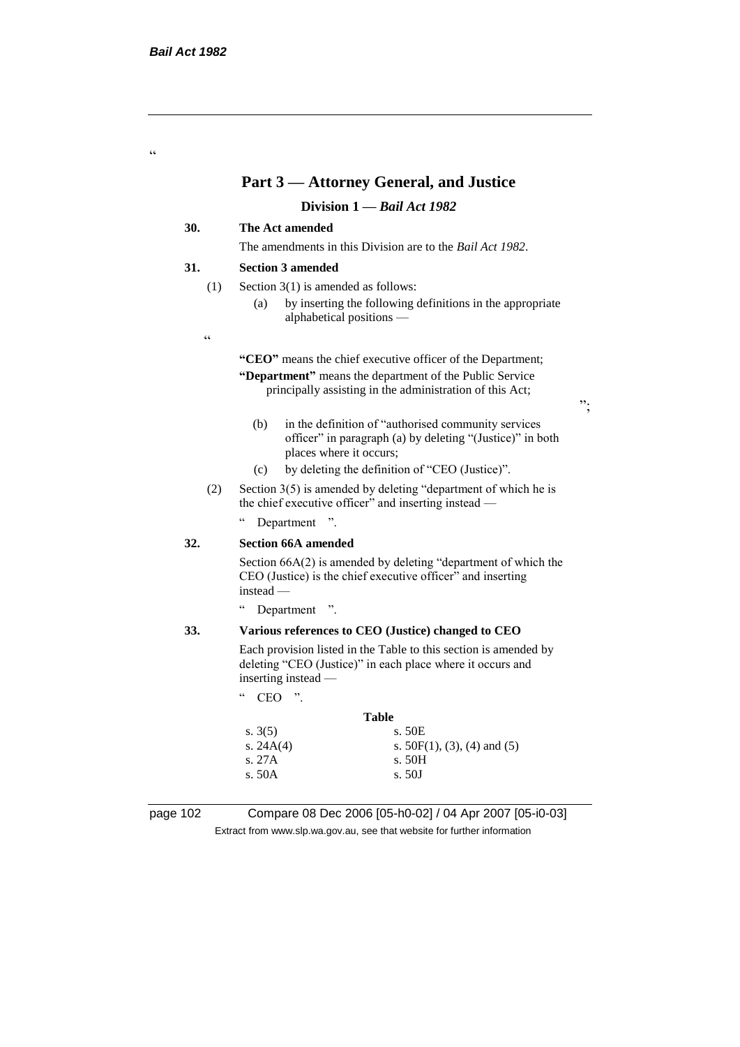"

## Part 3 — Attorney General, and Justice

### Division 1 — *Bail Act 1982*

**30. The Act amended**

The amendments in this Division are to the *Bail Act 1982*.

**31. Section 3 amended**

(1) Section 3(1) is amended as follows:

(a) by inserting the following definitions in the appropriate alphabetical positions —

"

**"CEO"** means the chief executive officer of the Department;

**"Department"** means the department of the Public Service principally assisting in the administration of this Act;

";

(b) in the definition of "authorised community services officer" in paragraph (a) by deleting "(Justice)" in both places where it occurs;

(c) by deleting the definition of "CEO (Justice)".

(2) Section 3(5) is amended by deleting "department of which he is the chief executive officer" and inserting instead —

" Department ".

**32. Section 66A amended**

Section 66A(2) is amended by deleting "department of which the CEO (Justice) is the chief executive officer" and inserting instead —

" Department ".

**33. Various references to CEO (Justice) changed to CEO**

Each provision listed in the Table to this section is amended by deleting "CEO (Justice)" in each place where it occurs and inserting instead —

" CEO ".

**Table**

| | |
|---|---|
| s. 3(5) | s. 50E |
| s. 24A(4) | s. 50F(1), (3), (4) and (5) |
| s. 27A | s. 50H |
| s. 50A | s. 50J |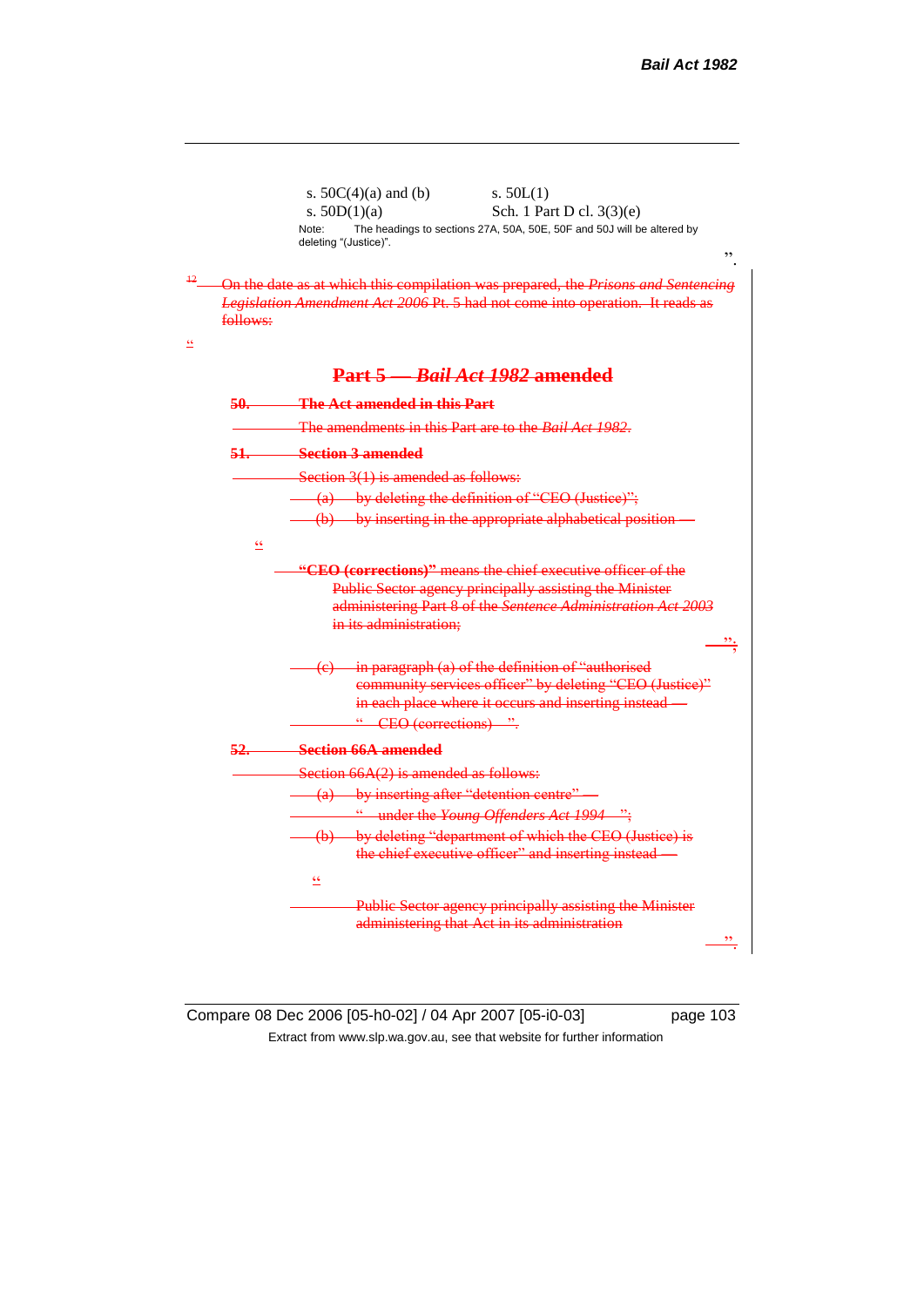s. 50C(4)(a) and (b) s. 50L(1)
s. 50D(1)(a) Sch. 1 Part D cl. 3(3)(e)

Note: The headings to sections 27A, 50A, 50E, 50F and 50J will be altered by deleting "(Justice)".

".

[12] On the date as at which this compilation was prepared, the *Prisons and Sentencing Legislation Amendment Act 2006* Pt. 5 had not come into operation. It reads as follows:

"

## Part 5 — *Bail Act 1982* amended

**50. The Act amended in this Part**

The amendments in this Part are to the *Bail Act 1982*.

**51. Section 3 amended**

Section 3(1) is amended as follows:

(a) by deleting the definition of "CEO (Justice)";

(b) by inserting in the appropriate alphabetical position —

"

**"CEO (corrections)"** means the chief executive officer of the Public Sector agency principally assisting the Minister administering Part 8 of the *Sentence Administration Act 2003* in its administration;

";

(c) in paragraph (a) of the definition of "authorised community services officer" by deleting "CEO (Justice)" in each place where it occurs and inserting instead —

" CEO (corrections) ".

**52. Section 66A amended**

Section 66A(2) is amended as follows:

(a) by inserting after "detention centre" —

" under the *Young Offenders Act 1994* ";

(b) by deleting "department of which the CEO (Justice) is the chief executive officer" and inserting instead —

"

Public Sector agency principally assisting the Minister administering that Act in its administration

".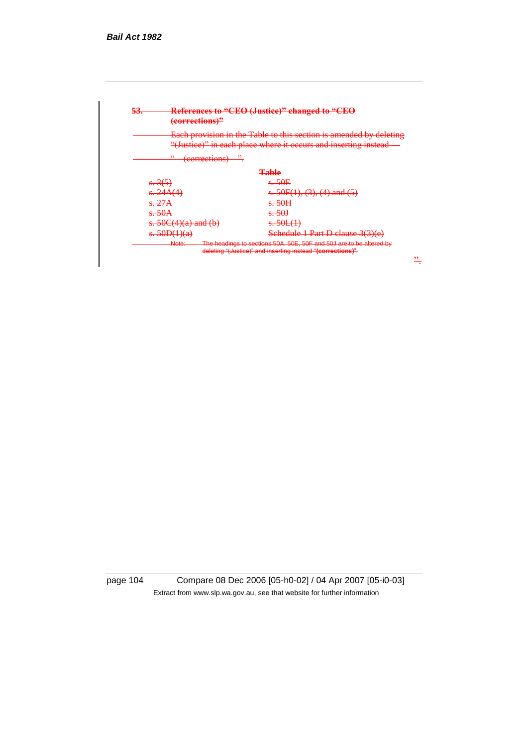~~**53. References to "CEO (Justice)" changed to "CEO (corrections)"**~~

~~Each provision in the Table to this section is amended by deleting "(Justice)" in each place where it occurs and inserting instead —~~

~~" (corrections) ".~~

~~**Table**~~

| | |
|---|---|
| ~~s. 3(5)~~ | ~~s. 50E~~ |
| ~~s. 24A(4)~~ | ~~s. 50F(1), (3), (4) and (5)~~ |
| ~~s. 27A~~ | ~~s. 50H~~ |
| ~~s. 50A~~ | ~~s. 50J~~ |
| ~~s. 50C(4)(a) and (b)~~ | ~~s. 50L(1)~~ |
| ~~s. 50D(1)(a)~~ | ~~Schedule 1 Part D clause 3(3)(e)~~ |

~~Note: The headings to sections 50A, 50E, 50F and 50J are to be altered by deleting "(Justice)" and inserting instead "**(corrections)**".~~

~~".~~